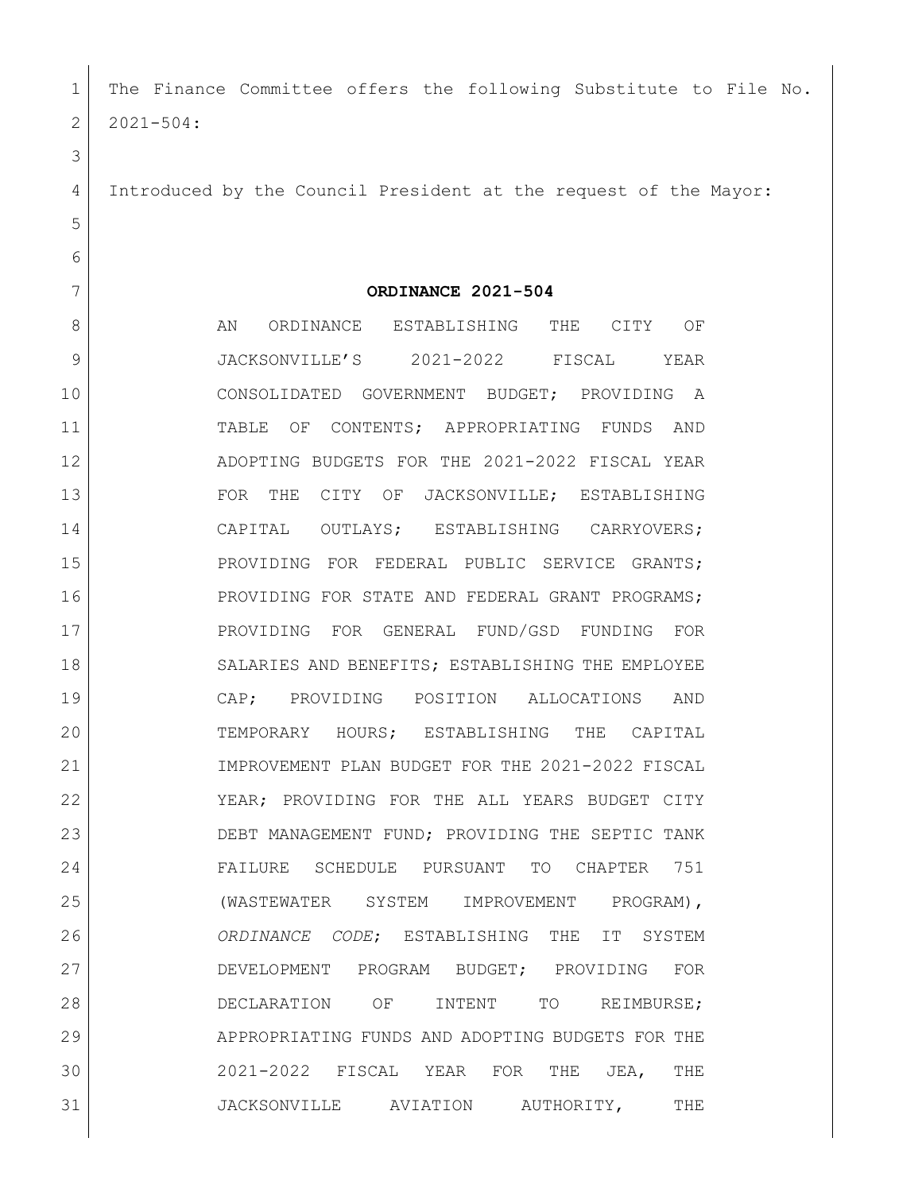The Finance Committee offers the following Substitute to File No. 2021-504:

Introduced by the Council President at the request of the Mayor:

**ORDINANCE 2021-504**

AN ORDINANCE ESTABLISHING THE CITY OF JACKSONVILLE'S 2021-2022 FISCAL YEAR CONSOLIDATED GOVERNMENT BUDGET; PROVIDING A TABLE OF CONTENTS; APPROPRIATING FUNDS AND ADOPTING BUDGETS FOR THE 2021-2022 FISCAL YEAR FOR THE CITY OF JACKSONVILLE; ESTABLISHING CAPITAL OUTLAYS; ESTABLISHING CARRYOVERS; PROVIDING FOR FEDERAL PUBLIC SERVICE GRANTS; PROVIDING FOR STATE AND FEDERAL GRANT PROGRAMS; PROVIDING FOR GENERAL FUND/GSD FUNDING FOR SALARIES AND BENEFITS; ESTABLISHING THE EMPLOYEE CAP; PROVIDING POSITION ALLOCATIONS AND TEMPORARY HOURS; ESTABLISHING THE CAPITAL IMPROVEMENT PLAN BUDGET FOR THE 2021-2022 FISCAL YEAR; PROVIDING FOR THE ALL YEARS BUDGET CITY DEBT MANAGEMENT FUND; PROVIDING THE SEPTIC TANK FAILURE SCHEDULE PURSUANT TO CHAPTER 751 (WASTEWATER SYSTEM IMPROVEMENT PROGRAM), *ORDINANCE CODE*; ESTABLISHING THE IT SYSTEM DEVELOPMENT PROGRAM BUDGET; PROVIDING FOR DECLARATION OF INTENT TO REIMBURSE; APPROPRIATING FUNDS AND ADOPTING BUDGETS FOR THE 2021-2022 FISCAL YEAR FOR THE JEA, THE JACKSONVILLE AVIATION AUTHORITY, THE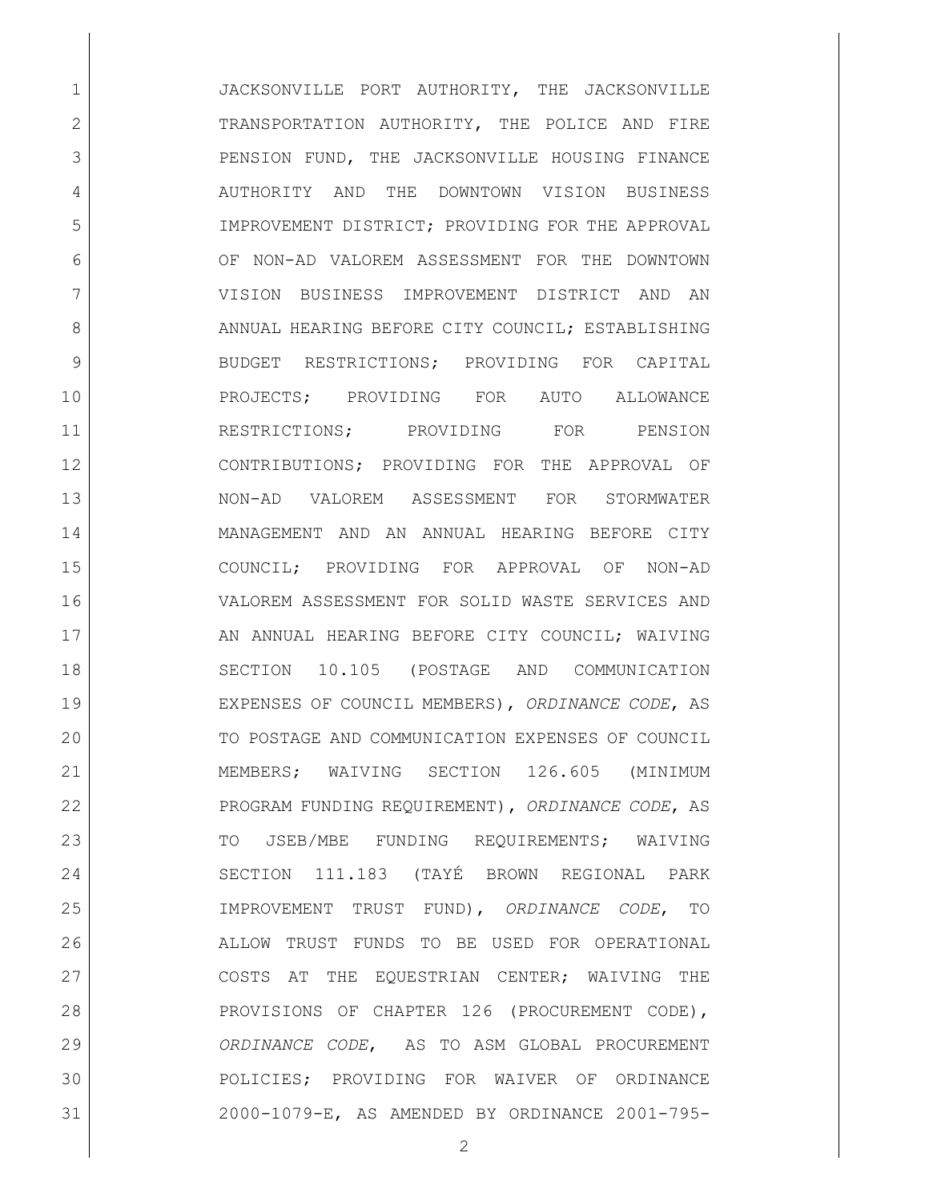JACKSONVILLE PORT AUTHORITY, THE JACKSONVILLE TRANSPORTATION AUTHORITY, THE POLICE AND FIRE PENSION FUND, THE JACKSONVILLE HOUSING FINANCE AUTHORITY AND THE DOWNTOWN VISION BUSINESS IMPROVEMENT DISTRICT; PROVIDING FOR THE APPROVAL OF NON-AD VALOREM ASSESSMENT FOR THE DOWNTOWN VISION BUSINESS IMPROVEMENT DISTRICT AND AN ANNUAL HEARING BEFORE CITY COUNCIL; ESTABLISHING BUDGET RESTRICTIONS; PROVIDING FOR CAPITAL PROJECTS; PROVIDING FOR AUTO ALLOWANCE RESTRICTIONS; PROVIDING FOR PENSION CONTRIBUTIONS; PROVIDING FOR THE APPROVAL OF NON-AD VALOREM ASSESSMENT FOR STORMWATER MANAGEMENT AND AN ANNUAL HEARING BEFORE CITY COUNCIL; PROVIDING FOR APPROVAL OF NON-AD VALOREM ASSESSMENT FOR SOLID WASTE SERVICES AND AN ANNUAL HEARING BEFORE CITY COUNCIL; WAIVING SECTION 10.105 (POSTAGE AND COMMUNICATION EXPENSES OF COUNCIL MEMBERS), *ORDINANCE CODE*, AS TO POSTAGE AND COMMUNICATION EXPENSES OF COUNCIL MEMBERS; WAIVING SECTION 126.605 (MINIMUM PROGRAM FUNDING REQUIREMENT), *ORDINANCE CODE*, AS TO JSEB/MBE FUNDING REQUIREMENTS; WAIVING SECTION 111.183 (TAYÉ BROWN REGIONAL PARK IMPROVEMENT TRUST FUND), *ORDINANCE CODE*, TO ALLOW TRUST FUNDS TO BE USED FOR OPERATIONAL COSTS AT THE EQUESTRIAN CENTER; WAIVING THE PROVISIONS OF CHAPTER 126 (PROCUREMENT CODE), *ORDINANCE CODE*, AS TO ASM GLOBAL PROCUREMENT POLICIES; PROVIDING FOR WAIVER OF ORDINANCE 2000-1079-E, AS AMENDED BY ORDINANCE 2001-795-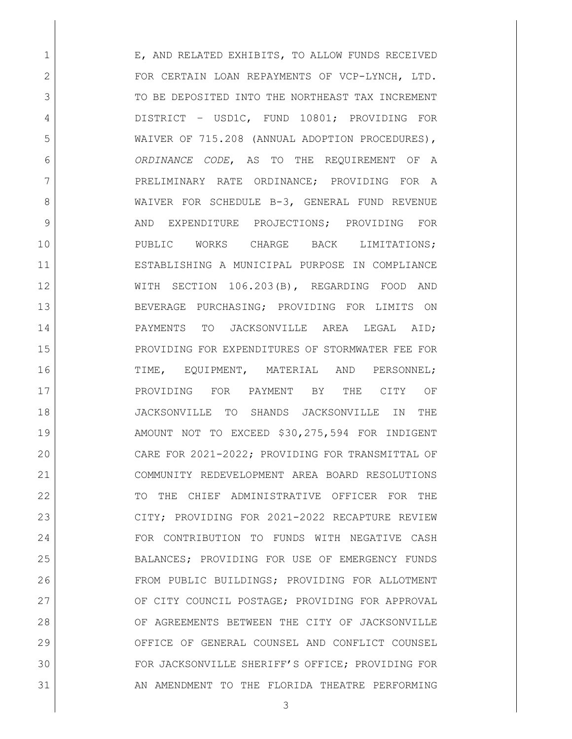E, AND RELATED EXHIBITS, TO ALLOW FUNDS RECEIVED FOR CERTAIN LOAN REPAYMENTS OF VCP-LYNCH, LTD. TO BE DEPOSITED INTO THE NORTHEAST TAX INCREMENT DISTRICT – USD1C, FUND 10801; PROVIDING FOR WAIVER OF 715.208 (ANNUAL ADOPTION PROCEDURES), *ORDINANCE CODE*, AS TO THE REQUIREMENT OF A PRELIMINARY RATE ORDINANCE; PROVIDING FOR A WAIVER FOR SCHEDULE B-3, GENERAL FUND REVENUE AND EXPENDITURE PROJECTIONS; PROVIDING FOR PUBLIC WORKS CHARGE BACK LIMITATIONS; ESTABLISHING A MUNICIPAL PURPOSE IN COMPLIANCE WITH SECTION 106.203(B), REGARDING FOOD AND BEVERAGE PURCHASING; PROVIDING FOR LIMITS ON PAYMENTS TO JACKSONVILLE AREA LEGAL AID; PROVIDING FOR EXPENDITURES OF STORMWATER FEE FOR TIME, EQUIPMENT, MATERIAL AND PERSONNEL; PROVIDING FOR PAYMENT BY THE CITY OF JACKSONVILLE TO SHANDS JACKSONVILLE IN THE AMOUNT NOT TO EXCEED $30,275,594 FOR INDIGENT CARE FOR 2021-2022; PROVIDING FOR TRANSMITTAL OF COMMUNITY REDEVELOPMENT AREA BOARD RESOLUTIONS TO THE CHIEF ADMINISTRATIVE OFFICER FOR THE CITY; PROVIDING FOR 2021-2022 RECAPTURE REVIEW FOR CONTRIBUTION TO FUNDS WITH NEGATIVE CASH BALANCES; PROVIDING FOR USE OF EMERGENCY FUNDS FROM PUBLIC BUILDINGS; PROVIDING FOR ALLOTMENT OF CITY COUNCIL POSTAGE; PROVIDING FOR APPROVAL OF AGREEMENTS BETWEEN THE CITY OF JACKSONVILLE OFFICE OF GENERAL COUNSEL AND CONFLICT COUNSEL FOR JACKSONVILLE SHERIFF'S OFFICE; PROVIDING FOR AN AMENDMENT TO THE FLORIDA THEATRE PERFORMING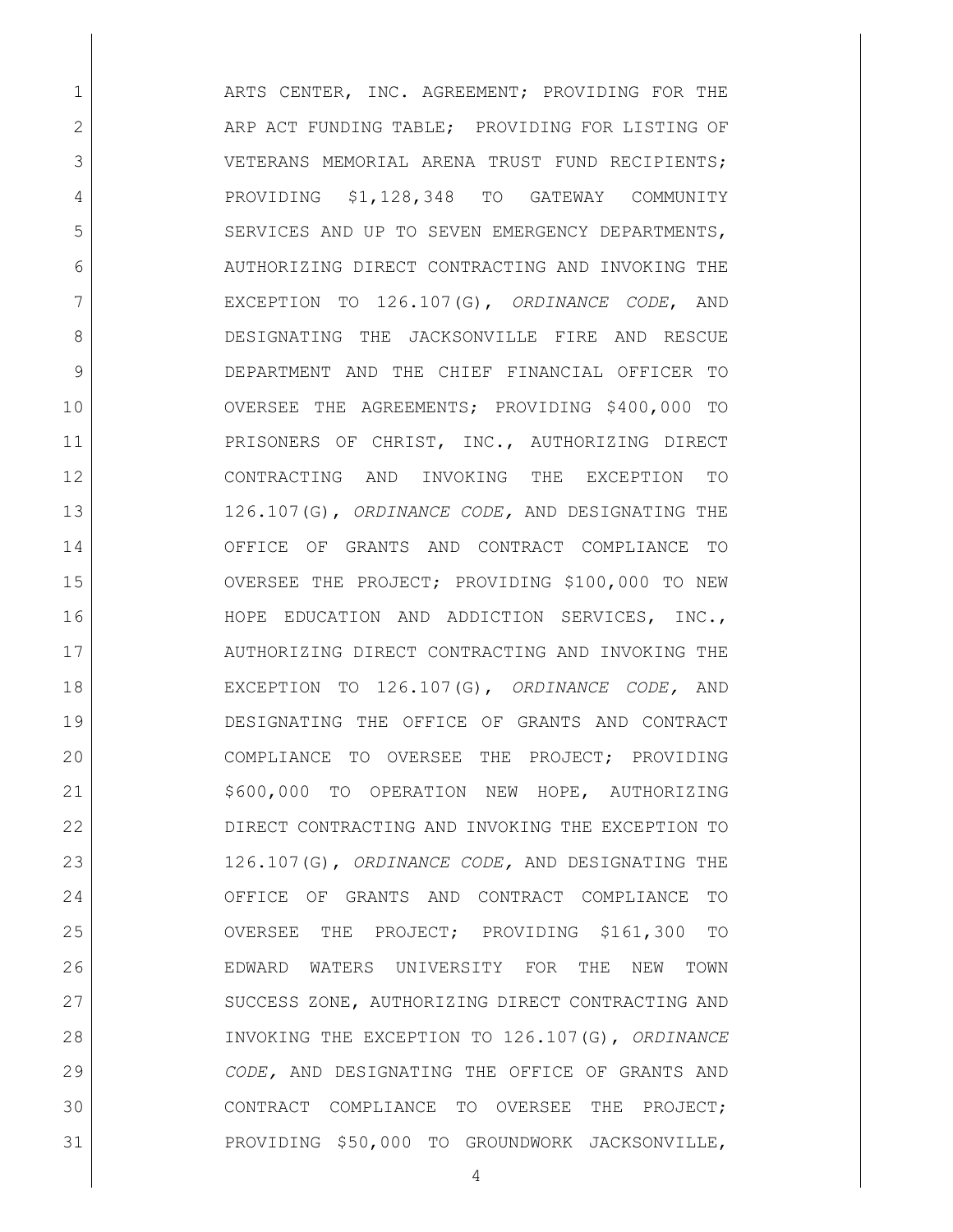ARTS CENTER, INC. AGREEMENT; PROVIDING FOR THE ARP ACT FUNDING TABLE; PROVIDING FOR LISTING OF VETERANS MEMORIAL ARENA TRUST FUND RECIPIENTS; PROVIDING $1,128,348 TO GATEWAY COMMUNITY SERVICES AND UP TO SEVEN EMERGENCY DEPARTMENTS, AUTHORIZING DIRECT CONTRACTING AND INVOKING THE EXCEPTION TO 126.107(G), *ORDINANCE CODE*, AND DESIGNATING THE JACKSONVILLE FIRE AND RESCUE DEPARTMENT AND THE CHIEF FINANCIAL OFFICER TO OVERSEE THE AGREEMENTS; PROVIDING $400,000 TO PRISONERS OF CHRIST, INC., AUTHORIZING DIRECT CONTRACTING AND INVOKING THE EXCEPTION TO 126.107(G), *ORDINANCE CODE,* AND DESIGNATING THE OFFICE OF GRANTS AND CONTRACT COMPLIANCE TO OVERSEE THE PROJECT; PROVIDING $100,000 TO NEW HOPE EDUCATION AND ADDICTION SERVICES, INC., AUTHORIZING DIRECT CONTRACTING AND INVOKING THE EXCEPTION TO 126.107(G), *ORDINANCE CODE,* AND DESIGNATING THE OFFICE OF GRANTS AND CONTRACT COMPLIANCE TO OVERSEE THE PROJECT; PROVIDING $600,000 TO OPERATION NEW HOPE, AUTHORIZING DIRECT CONTRACTING AND INVOKING THE EXCEPTION TO 126.107(G), *ORDINANCE CODE,* AND DESIGNATING THE OFFICE OF GRANTS AND CONTRACT COMPLIANCE TO OVERSEE THE PROJECT; PROVIDING $161,300 TO EDWARD WATERS UNIVERSITY FOR THE NEW TOWN SUCCESS ZONE, AUTHORIZING DIRECT CONTRACTING AND INVOKING THE EXCEPTION TO 126.107(G), *ORDINANCE CODE,* AND DESIGNATING THE OFFICE OF GRANTS AND CONTRACT COMPLIANCE TO OVERSEE THE PROJECT; PROVIDING $50,000 TO GROUNDWORK JACKSONVILLE,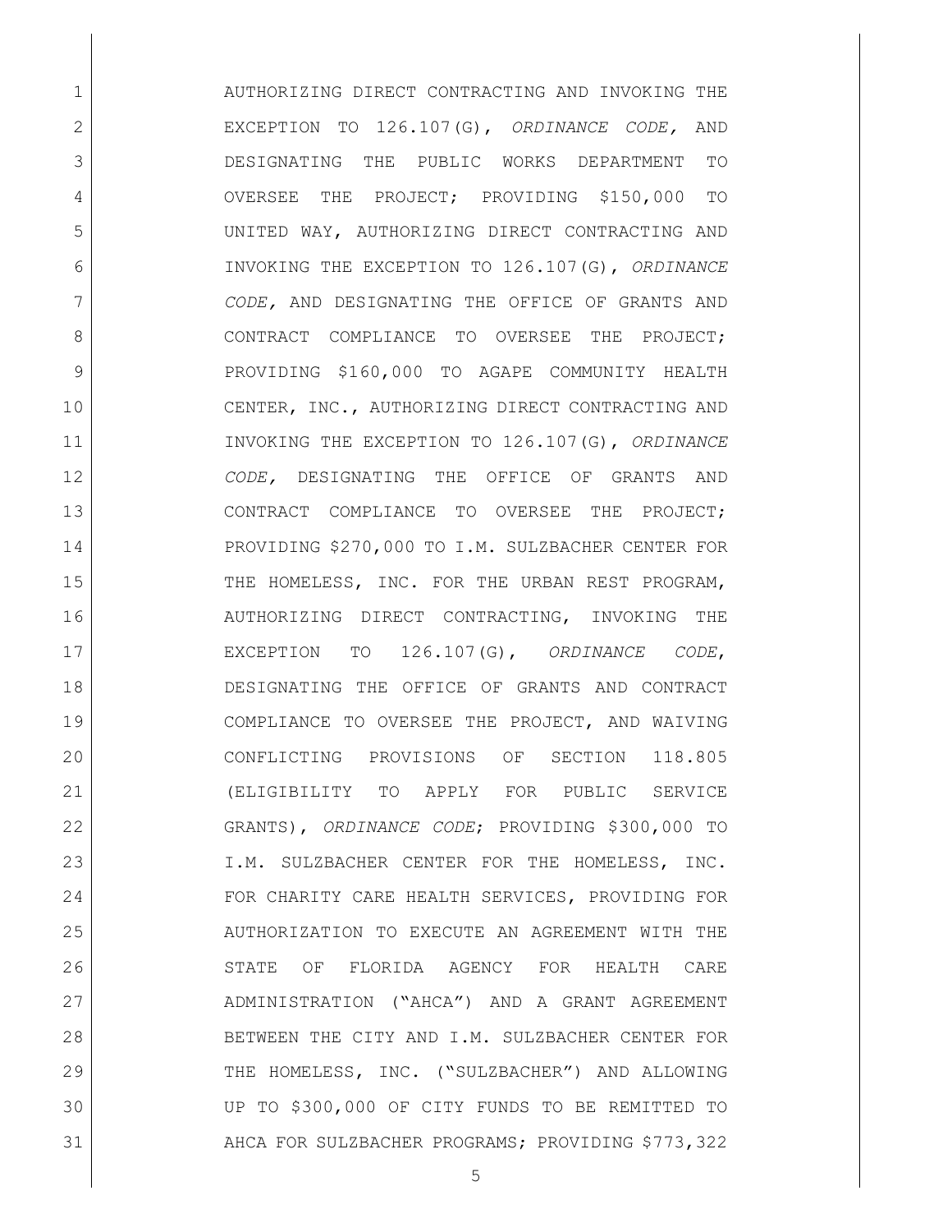AUTHORIZING DIRECT CONTRACTING AND INVOKING THE EXCEPTION TO 126.107(G), *ORDINANCE CODE,* AND DESIGNATING THE PUBLIC WORKS DEPARTMENT TO OVERSEE THE PROJECT; PROVIDING $150,000 TO UNITED WAY, AUTHORIZING DIRECT CONTRACTING AND INVOKING THE EXCEPTION TO 126.107(G), *ORDINANCE CODE,* AND DESIGNATING THE OFFICE OF GRANTS AND CONTRACT COMPLIANCE TO OVERSEE THE PROJECT; PROVIDING $160,000 TO AGAPE COMMUNITY HEALTH CENTER, INC., AUTHORIZING DIRECT CONTRACTING AND INVOKING THE EXCEPTION TO 126.107(G), *ORDINANCE CODE,* DESIGNATING THE OFFICE OF GRANTS AND CONTRACT COMPLIANCE TO OVERSEE THE PROJECT; PROVIDING $270,000 TO I.M. SULZBACHER CENTER FOR THE HOMELESS, INC. FOR THE URBAN REST PROGRAM, AUTHORIZING DIRECT CONTRACTING, INVOKING THE EXCEPTION TO 126.107(G), *ORDINANCE CODE*, DESIGNATING THE OFFICE OF GRANTS AND CONTRACT COMPLIANCE TO OVERSEE THE PROJECT, AND WAIVING CONFLICTING PROVISIONS OF SECTION 118.805 (ELIGIBILITY TO APPLY FOR PUBLIC SERVICE GRANTS), *ORDINANCE CODE*; PROVIDING $300,000 TO I.M. SULZBACHER CENTER FOR THE HOMELESS, INC. FOR CHARITY CARE HEALTH SERVICES, PROVIDING FOR AUTHORIZATION TO EXECUTE AN AGREEMENT WITH THE STATE OF FLORIDA AGENCY FOR HEALTH CARE ADMINISTRATION ("AHCA") AND A GRANT AGREEMENT BETWEEN THE CITY AND I.M. SULZBACHER CENTER FOR THE HOMELESS, INC. ("SULZBACHER") AND ALLOWING UP TO $300,000 OF CITY FUNDS TO BE REMITTED TO AHCA FOR SULZBACHER PROGRAMS; PROVIDING $773,322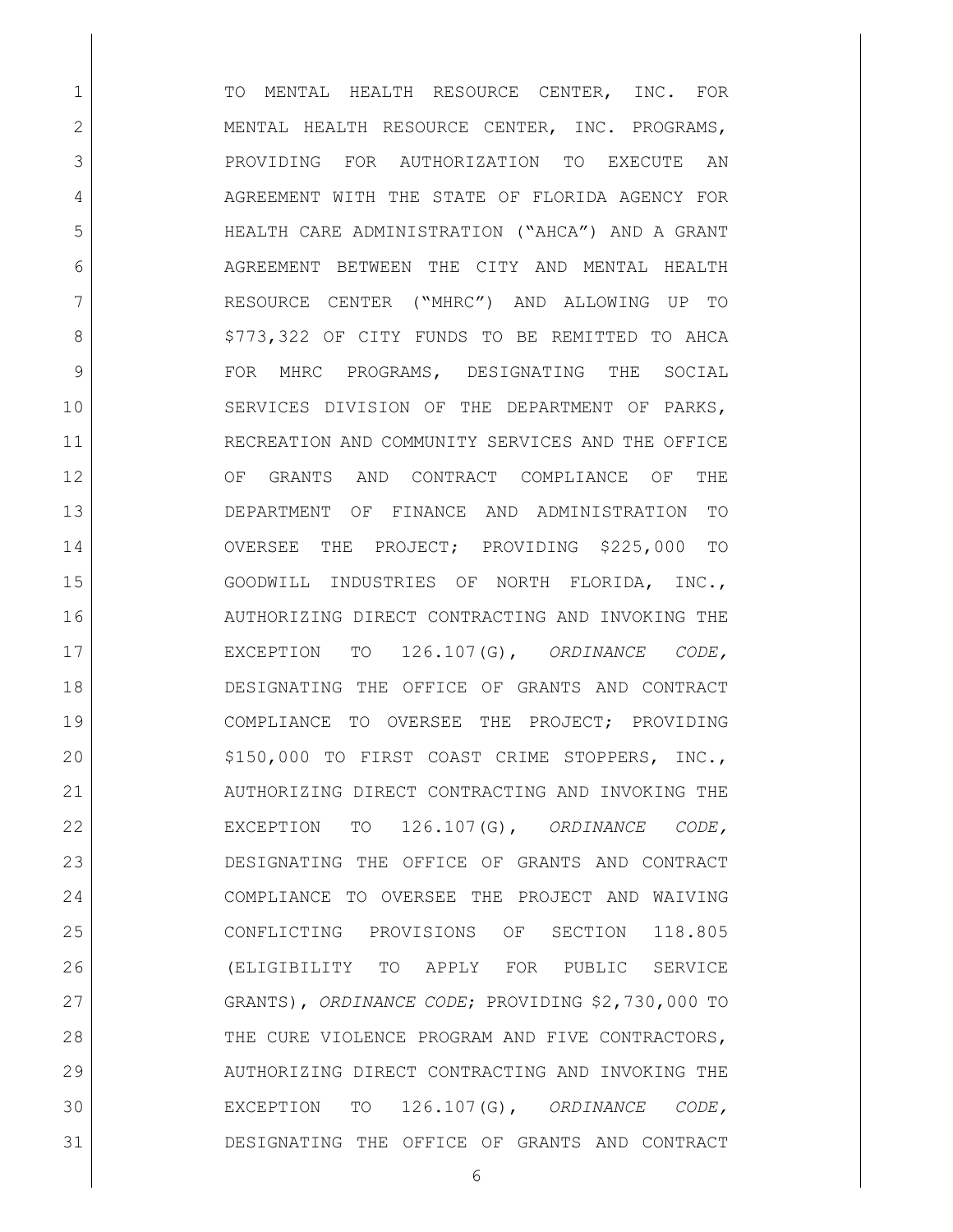TO MENTAL HEALTH RESOURCE CENTER, INC. FOR MENTAL HEALTH RESOURCE CENTER, INC. PROGRAMS, PROVIDING FOR AUTHORIZATION TO EXECUTE AN AGREEMENT WITH THE STATE OF FLORIDA AGENCY FOR HEALTH CARE ADMINISTRATION ("AHCA") AND A GRANT AGREEMENT BETWEEN THE CITY AND MENTAL HEALTH RESOURCE CENTER ("MHRC") AND ALLOWING UP TO $773,322 OF CITY FUNDS TO BE REMITTED TO AHCA FOR MHRC PROGRAMS, DESIGNATING THE SOCIAL SERVICES DIVISION OF THE DEPARTMENT OF PARKS, RECREATION AND COMMUNITY SERVICES AND THE OFFICE OF GRANTS AND CONTRACT COMPLIANCE OF THE DEPARTMENT OF FINANCE AND ADMINISTRATION TO OVERSEE THE PROJECT; PROVIDING $225,000 TO GOODWILL INDUSTRIES OF NORTH FLORIDA, INC., AUTHORIZING DIRECT CONTRACTING AND INVOKING THE EXCEPTION TO 126.107(G), *ORDINANCE CODE,* DESIGNATING THE OFFICE OF GRANTS AND CONTRACT COMPLIANCE TO OVERSEE THE PROJECT; PROVIDING $150,000 TO FIRST COAST CRIME STOPPERS, INC., AUTHORIZING DIRECT CONTRACTING AND INVOKING THE EXCEPTION TO 126.107(G), *ORDINANCE CODE,* DESIGNATING THE OFFICE OF GRANTS AND CONTRACT COMPLIANCE TO OVERSEE THE PROJECT AND WAIVING CONFLICTING PROVISIONS OF SECTION 118.805 (ELIGIBILITY TO APPLY FOR PUBLIC SERVICE GRANTS), *ORDINANCE CODE*; PROVIDING $2,730,000 TO THE CURE VIOLENCE PROGRAM AND FIVE CONTRACTORS, AUTHORIZING DIRECT CONTRACTING AND INVOKING THE EXCEPTION TO 126.107(G), *ORDINANCE CODE,* DESIGNATING THE OFFICE OF GRANTS AND CONTRACT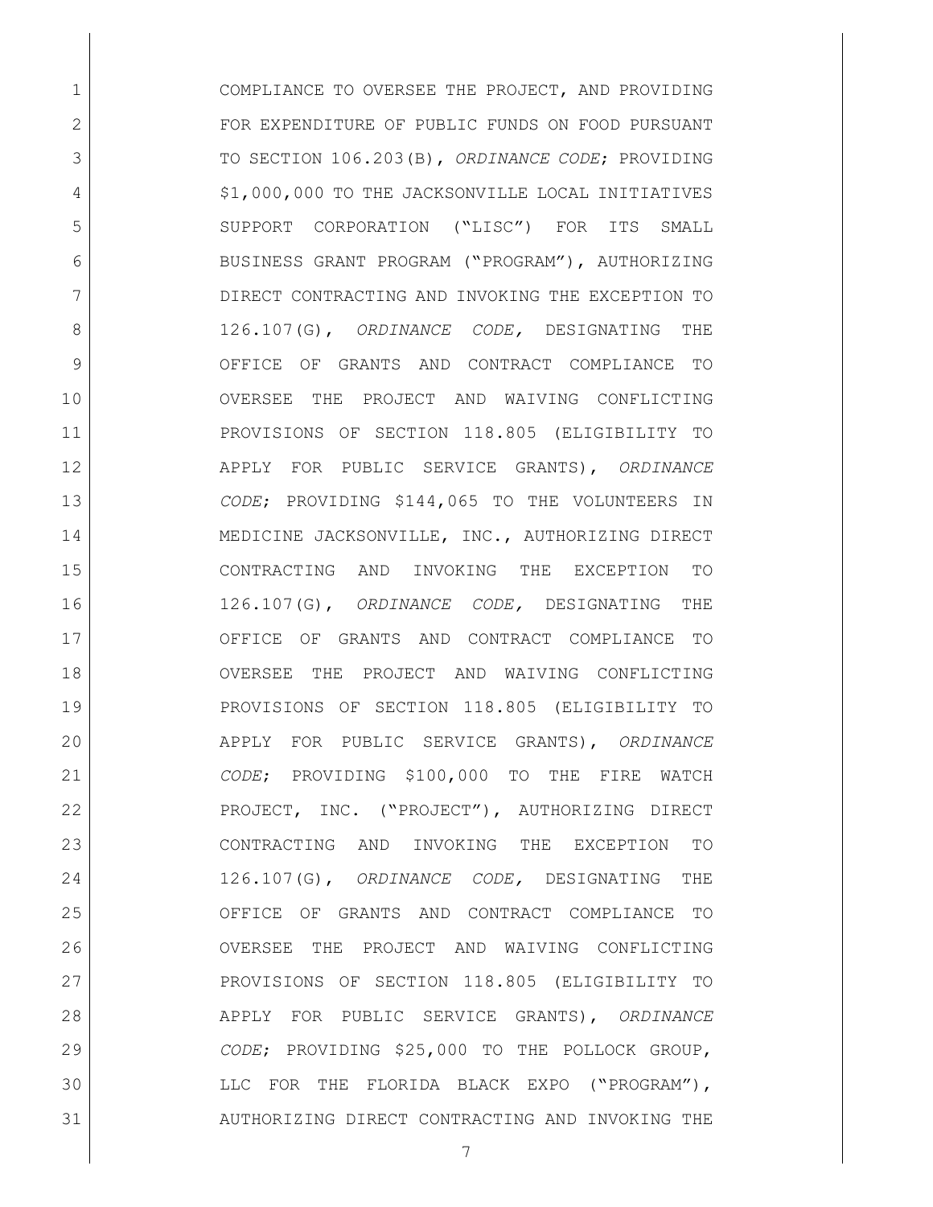COMPLIANCE TO OVERSEE THE PROJECT, AND PROVIDING FOR EXPENDITURE OF PUBLIC FUNDS ON FOOD PURSUANT TO SECTION 106.203(B), *ORDINANCE CODE*; PROVIDING $1,000,000 TO THE JACKSONVILLE LOCAL INITIATIVES SUPPORT CORPORATION ("LISC") FOR ITS SMALL BUSINESS GRANT PROGRAM ("PROGRAM"), AUTHORIZING DIRECT CONTRACTING AND INVOKING THE EXCEPTION TO 126.107(G), *ORDINANCE CODE,* DESIGNATING THE OFFICE OF GRANTS AND CONTRACT COMPLIANCE TO OVERSEE THE PROJECT AND WAIVING CONFLICTING PROVISIONS OF SECTION 118.805 (ELIGIBILITY TO APPLY FOR PUBLIC SERVICE GRANTS), *ORDINANCE CODE*; PROVIDING $144,065 TO THE VOLUNTEERS IN MEDICINE JACKSONVILLE, INC., AUTHORIZING DIRECT CONTRACTING AND INVOKING THE EXCEPTION TO 126.107(G), *ORDINANCE CODE,* DESIGNATING THE OFFICE OF GRANTS AND CONTRACT COMPLIANCE TO OVERSEE THE PROJECT AND WAIVING CONFLICTING PROVISIONS OF SECTION 118.805 (ELIGIBILITY TO APPLY FOR PUBLIC SERVICE GRANTS), *ORDINANCE CODE*; PROVIDING $100,000 TO THE FIRE WATCH PROJECT, INC. ("PROJECT"), AUTHORIZING DIRECT CONTRACTING AND INVOKING THE EXCEPTION TO 126.107(G), *ORDINANCE CODE,* DESIGNATING THE OFFICE OF GRANTS AND CONTRACT COMPLIANCE TO OVERSEE THE PROJECT AND WAIVING CONFLICTING PROVISIONS OF SECTION 118.805 (ELIGIBILITY TO APPLY FOR PUBLIC SERVICE GRANTS), *ORDINANCE CODE*; PROVIDING $25,000 TO THE POLLOCK GROUP, LLC FOR THE FLORIDA BLACK EXPO ("PROGRAM"), AUTHORIZING DIRECT CONTRACTING AND INVOKING THE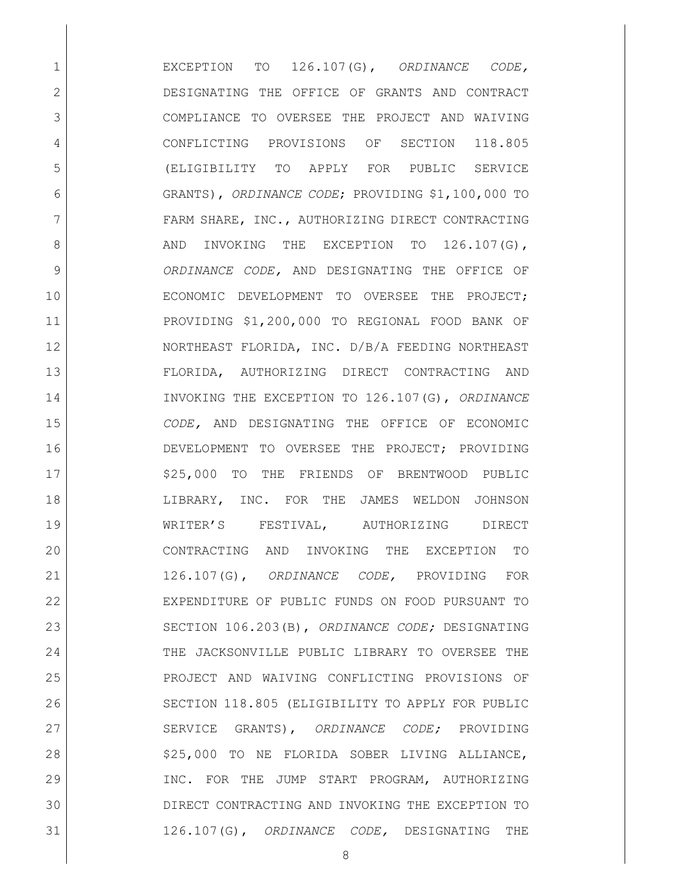EXCEPTION TO 126.107(G), *ORDINANCE CODE,* DESIGNATING THE OFFICE OF GRANTS AND CONTRACT COMPLIANCE TO OVERSEE THE PROJECT AND WAIVING CONFLICTING PROVISIONS OF SECTION 118.805 (ELIGIBILITY TO APPLY FOR PUBLIC SERVICE GRANTS), *ORDINANCE CODE*; PROVIDING $1,100,000 TO FARM SHARE, INC., AUTHORIZING DIRECT CONTRACTING AND INVOKING THE EXCEPTION TO 126.107(G), *ORDINANCE CODE,* AND DESIGNATING THE OFFICE OF ECONOMIC DEVELOPMENT TO OVERSEE THE PROJECT; PROVIDING $1,200,000 TO REGIONAL FOOD BANK OF NORTHEAST FLORIDA, INC. D/B/A FEEDING NORTHEAST FLORIDA, AUTHORIZING DIRECT CONTRACTING AND INVOKING THE EXCEPTION TO 126.107(G), *ORDINANCE CODE,* AND DESIGNATING THE OFFICE OF ECONOMIC DEVELOPMENT TO OVERSEE THE PROJECT; PROVIDING $25,000 TO THE FRIENDS OF BRENTWOOD PUBLIC LIBRARY, INC. FOR THE JAMES WELDON JOHNSON WRITER'S FESTIVAL, AUTHORIZING DIRECT CONTRACTING AND INVOKING THE EXCEPTION TO 126.107(G), *ORDINANCE CODE,* PROVIDING FOR EXPENDITURE OF PUBLIC FUNDS ON FOOD PURSUANT TO SECTION 106.203(B), *ORDINANCE CODE;* DESIGNATING THE JACKSONVILLE PUBLIC LIBRARY TO OVERSEE THE PROJECT AND WAIVING CONFLICTING PROVISIONS OF SECTION 118.805 (ELIGIBILITY TO APPLY FOR PUBLIC SERVICE GRANTS), *ORDINANCE CODE;* PROVIDING $25,000 TO NE FLORIDA SOBER LIVING ALLIANCE, INC. FOR THE JUMP START PROGRAM, AUTHORIZING DIRECT CONTRACTING AND INVOKING THE EXCEPTION TO 126.107(G), *ORDINANCE CODE,* DESIGNATING THE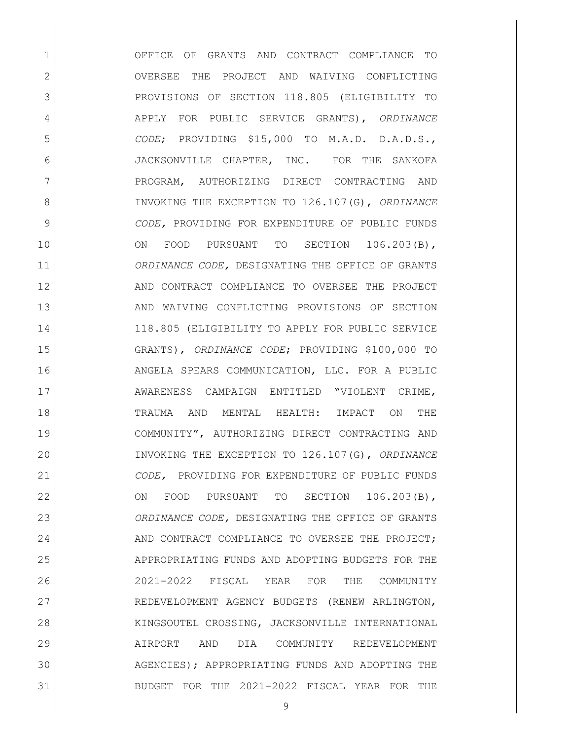OFFICE OF GRANTS AND CONTRACT COMPLIANCE TO OVERSEE THE PROJECT AND WAIVING CONFLICTING PROVISIONS OF SECTION 118.805 (ELIGIBILITY TO APPLY FOR PUBLIC SERVICE GRANTS), *ORDINANCE CODE*; PROVIDING $15,000 TO M.A.D. D.A.D.S., JACKSONVILLE CHAPTER, INC. FOR THE SANKOFA PROGRAM, AUTHORIZING DIRECT CONTRACTING AND INVOKING THE EXCEPTION TO 126.107(G), *ORDINANCE CODE,* PROVIDING FOR EXPENDITURE OF PUBLIC FUNDS ON FOOD PURSUANT TO SECTION 106.203(B), *ORDINANCE CODE,* DESIGNATING THE OFFICE OF GRANTS AND CONTRACT COMPLIANCE TO OVERSEE THE PROJECT AND WAIVING CONFLICTING PROVISIONS OF SECTION 118.805 (ELIGIBILITY TO APPLY FOR PUBLIC SERVICE GRANTS), *ORDINANCE CODE*; PROVIDING $100,000 TO ANGELA SPEARS COMMUNICATION, LLC. FOR A PUBLIC AWARENESS CAMPAIGN ENTITLED "VIOLENT CRIME, TRAUMA AND MENTAL HEALTH: IMPACT ON THE COMMUNITY", AUTHORIZING DIRECT CONTRACTING AND INVOKING THE EXCEPTION TO 126.107(G), *ORDINANCE CODE,* PROVIDING FOR EXPENDITURE OF PUBLIC FUNDS ON FOOD PURSUANT TO SECTION 106.203(B), *ORDINANCE CODE,* DESIGNATING THE OFFICE OF GRANTS AND CONTRACT COMPLIANCE TO OVERSEE THE PROJECT; APPROPRIATING FUNDS AND ADOPTING BUDGETS FOR THE 2021-2022 FISCAL YEAR FOR THE COMMUNITY REDEVELOPMENT AGENCY BUDGETS (RENEW ARLINGTON, KINGSOUTEL CROSSING, JACKSONVILLE INTERNATIONAL AIRPORT AND DIA COMMUNITY REDEVELOPMENT AGENCIES); APPROPRIATING FUNDS AND ADOPTING THE BUDGET FOR THE 2021-2022 FISCAL YEAR FOR THE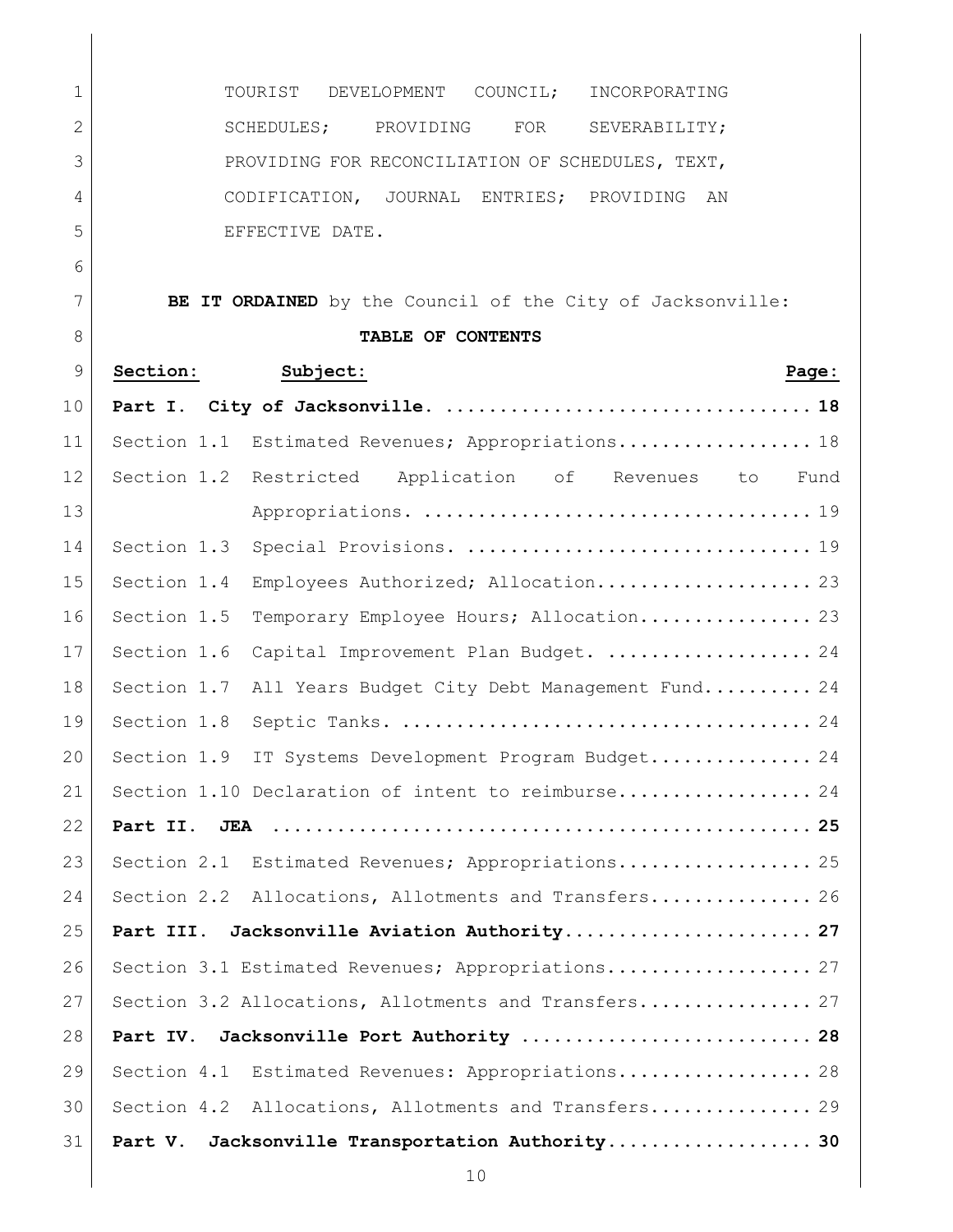TOURIST DEVELOPMENT COUNCIL; INCORPORATING SCHEDULES; PROVIDING FOR SEVERABILITY; PROVIDING FOR RECONCILIATION OF SCHEDULES, TEXT, CODIFICATION, JOURNAL ENTRIES; PROVIDING AN EFFECTIVE DATE.

**BE IT ORDAINED** by the Council of the City of Jacksonville:

**TABLE OF CONTENTS**

| Section: | Subject: | Page: |
|---|---|---|
| **Part I.** | **City of Jacksonville.** | **18** |
| Section 1.1 | Estimated Revenues; Appropriations. | 18 |
| Section 1.2 | Restricted Application of Revenues to Fund Appropriations. | 19 |
| Section 1.3 | Special Provisions. | 19 |
| Section 1.4 | Employees Authorized; Allocation. | 23 |
| Section 1.5 | Temporary Employee Hours; Allocation. | 23 |
| Section 1.6 | Capital Improvement Plan Budget. | 24 |
| Section 1.7 | All Years Budget City Debt Management Fund. | 24 |
| Section 1.8 | Septic Tanks. | 24 |
| Section 1.9 | IT Systems Development Program Budget. | 24 |
| Section 1.10 | Declaration of intent to reimburse. | 24 |
| **Part II.** | **JEA** | **25** |
| Section 2.1 | Estimated Revenues; Appropriations. | 25 |
| Section 2.2 | Allocations, Allotments and Transfers. | 26 |
| **Part III.** | **Jacksonville Aviation Authority.** | **27** |
| Section 3.1 | Estimated Revenues; Appropriations. | 27 |
| Section 3.2 | Allocations, Allotments and Transfers. | 27 |
| **Part IV.** | **Jacksonville Port Authority** | **28** |
| Section 4.1 | Estimated Revenues: Appropriations. | 28 |
| Section 4.2 | Allocations, Allotments and Transfers. | 29 |
| **Part V.** | **Jacksonville Transportation Authority.** | **30** |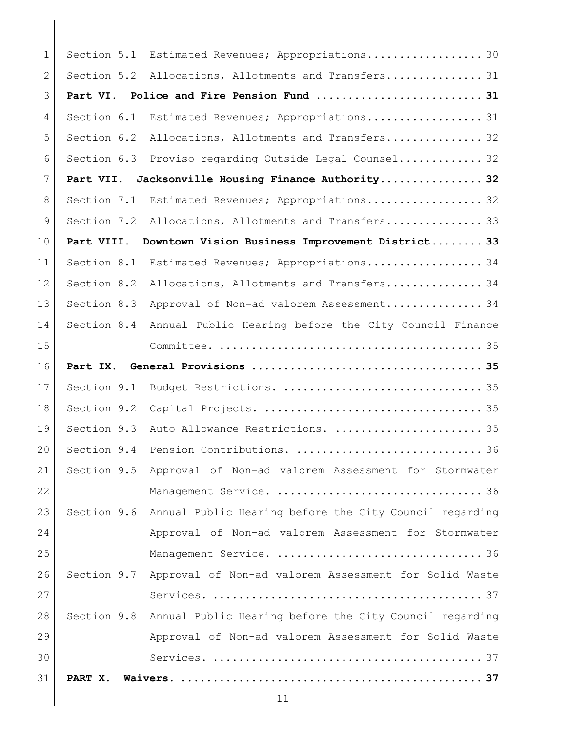Section 5.1 Estimated Revenues; Appropriations.................. 30

Section 5.2 Allocations, Allotments and Transfers............... 31

**Part VI. Police and Fire Pension Fund ......................... 31**

Section 6.1 Estimated Revenues; Appropriations.................. 31

Section 6.2 Allocations, Allotments and Transfers............... 32

Section 6.3 Proviso regarding Outside Legal Counsel............. 32

**Part VII. Jacksonville Housing Finance Authority................ 32**

Section 7.1 Estimated Revenues; Appropriations.................. 32

Section 7.2 Allocations, Allotments and Transfers............... 33

**Part VIII. Downtown Vision Business Improvement District........ 33**

Section 8.1 Estimated Revenues; Appropriations.................. 34

Section 8.2 Allocations, Allotments and Transfers............... 34

Section 8.3 Approval of Non-ad valorem Assessment............... 34

Section 8.4 Annual Public Hearing before the City Council Finance Committee. ........................................ 35

**Part IX. General Provisions ................................... 35**

Section 9.1 Budget Restrictions. ............................... 35

Section 9.2 Capital Projects. .................................. 35

Section 9.3 Auto Allowance Restrictions. ....................... 35

Section 9.4 Pension Contributions. ............................. 36

Section 9.5 Approval of Non-ad valorem Assessment for Stormwater Management Service. ................................ 36

Section 9.6 Annual Public Hearing before the City Council regarding Approval of Non-ad valorem Assessment for Stormwater Management Service. ................................ 36

Section 9.7 Approval of Non-ad valorem Assessment for Solid Waste Services. ......................................... 37

Section 9.8 Annual Public Hearing before the City Council regarding Approval of Non-ad valorem Assessment for Solid Waste Services. ......................................... 37

**PART X. Waivers. .............................................. 37**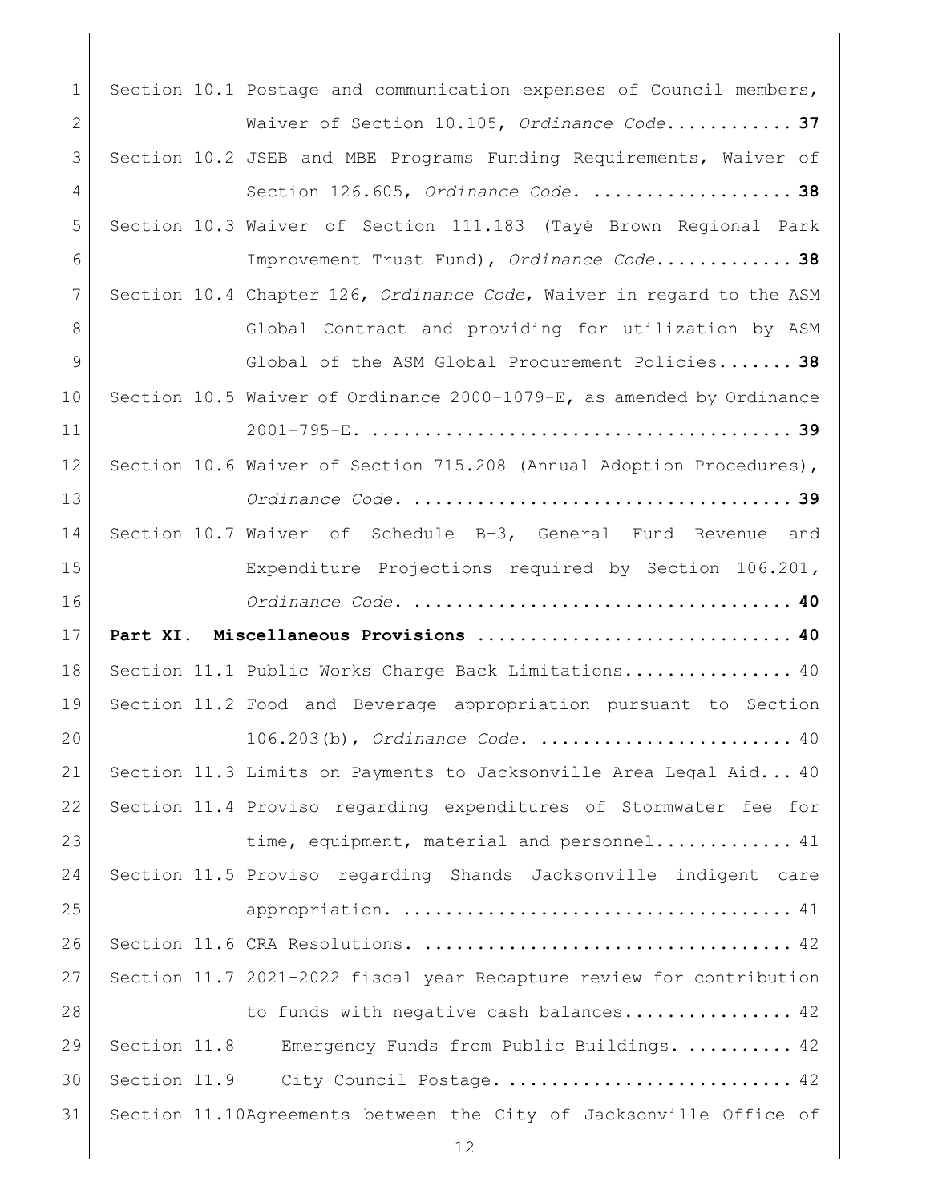Section 10.1 Postage and communication expenses of Council members, Waiver of Section 10.105, *Ordinance Code*............ **37**

Section 10.2 JSEB and MBE Programs Funding Requirements, Waiver of Section 126.605, *Ordinance Code*. ................... **38**

Section 10.3 Waiver of Section 111.183 (Tayé Brown Regional Park Improvement Trust Fund), *Ordinance Code*............. **38**

Section 10.4 Chapter 126, *Ordinance Code*, Waiver in regard to the ASM Global Contract and providing for utilization by ASM Global of the ASM Global Procurement Policies....... **38**

Section 10.5 Waiver of Ordinance 2000-1079-E, as amended by Ordinance 2001-795-E. ...................................... **39**

Section 10.6 Waiver of Section 715.208 (Annual Adoption Procedures), *Ordinance Code*. .................................. **39**

Section 10.7 Waiver of Schedule B-3, General Fund Revenue and Expenditure Projections required by Section 106.201, *Ordinance Code*. .................................. **40**

**Part XI. Miscellaneous Provisions ............................. 40**

Section 11.1 Public Works Charge Back Limitations................ 40

Section 11.2 Food and Beverage appropriation pursuant to Section 106.203(b), *Ordinance Code*. ....................... 40

Section 11.3 Limits on Payments to Jacksonville Area Legal Aid... 40

Section 11.4 Proviso regarding expenditures of Stormwater fee for time, equipment, material and personnel............. 41

Section 11.5 Proviso regarding Shands Jacksonville indigent care appropriation. .................................... 41

Section 11.6 CRA Resolutions. .................................. 42

Section 11.7 2021-2022 fiscal year Recapture review for contribution to funds with negative cash balances................ 42

Section 11.8 Emergency Funds from Public Buildings. .......... 42

Section 11.9 City Council Postage. .......................... 42

Section 11.10Agreements between the City of Jacksonville Office of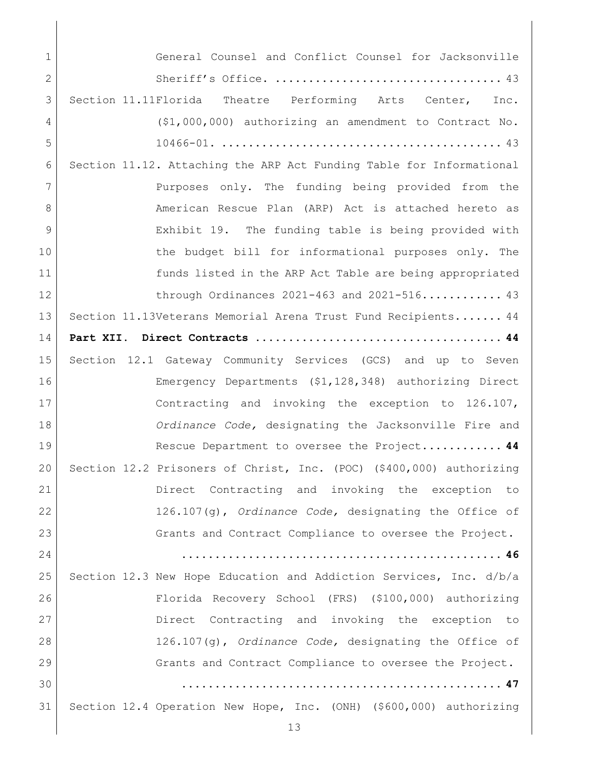General Counsel and Conflict Counsel for Jacksonville Sheriff's Office. .................................. 43

Section 11.11 Florida Theatre Performing Arts Center, Inc. ($1,000,000) authorizing an amendment to Contract No. 10466-01. .......................................... 43

Section 11.12. Attaching the ARP Act Funding Table for Informational Purposes only. The funding being provided from the American Rescue Plan (ARP) Act is attached hereto as Exhibit 19. The funding table is being provided with the budget bill for informational purposes only. The funds listed in the ARP Act Table are being appropriated through Ordinances 2021-463 and 2021-516............ 43

Section 11.13 Veterans Memorial Arena Trust Fund Recipients....... 44

**Part XII. Direct Contracts .................................... 44**

Section 12.1 Gateway Community Services (GCS) and up to Seven Emergency Departments ($1,128,348) authorizing Direct Contracting and invoking the exception to 126.107, *Ordinance Code,* designating the Jacksonville Fire and Rescue Department to oversee the Project............ **44**

Section 12.2 Prisoners of Christ, Inc. (POC) ($400,000) authorizing Direct Contracting and invoking the exception to 126.107(g), *Ordinance Code,* designating the Office of Grants and Contract Compliance to oversee the Project. **................................................ 46**

Section 12.3 New Hope Education and Addiction Services, Inc. d/b/a Florida Recovery School (FRS) ($100,000) authorizing Direct Contracting and invoking the exception to 126.107(g), *Ordinance Code,* designating the Office of Grants and Contract Compliance to oversee the Project. **................................................ 47**

Section 12.4 Operation New Hope, Inc. (ONH) ($600,000) authorizing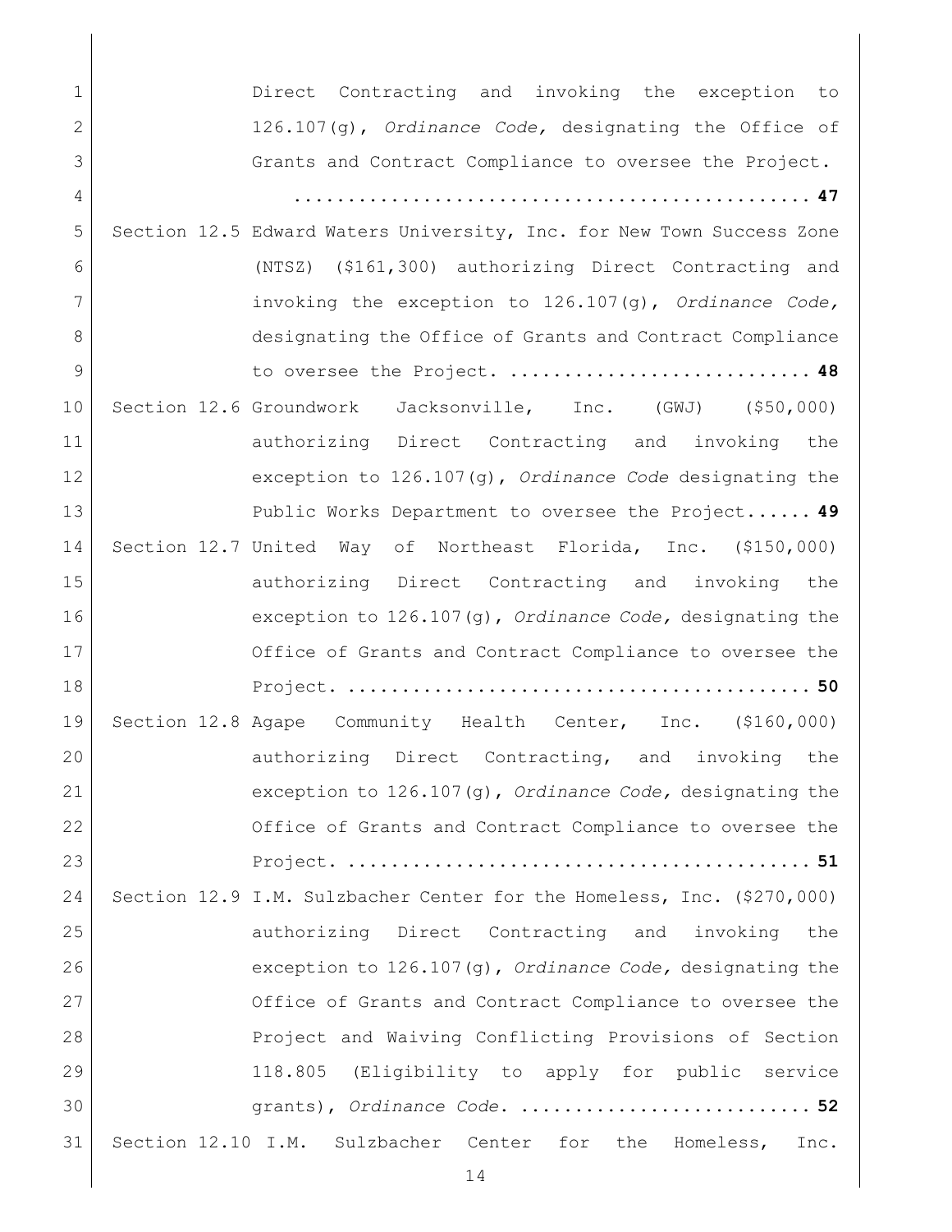Direct Contracting and invoking the exception to 126.107(g), *Ordinance Code,* designating the Office of Grants and Contract Compliance to oversee the Project. ............................................... **47**

Section 12.5 Edward Waters University, Inc. for New Town Success Zone (NTSZ) ($161,300) authorizing Direct Contracting and invoking the exception to 126.107(g), *Ordinance Code,* designating the Office of Grants and Contract Compliance to oversee the Project. ........................... **48**

Section 12.6 Groundwork Jacksonville, Inc. (GWJ) ($50,000) authorizing Direct Contracting and invoking the exception to 126.107(g), *Ordinance Code* designating the Public Works Department to oversee the Project...... **49**

Section 12.7 United Way of Northeast Florida, Inc. ($150,000) authorizing Direct Contracting and invoking the exception to 126.107(g), *Ordinance Code,* designating the Office of Grants and Contract Compliance to oversee the Project. .......................................... **50**

Section 12.8 Agape Community Health Center, Inc. ($160,000) authorizing Direct Contracting, and invoking the exception to 126.107(g), *Ordinance Code,* designating the Office of Grants and Contract Compliance to oversee the Project. .......................................... **51**

Section 12.9 I.M. Sulzbacher Center for the Homeless, Inc. ($270,000) authorizing Direct Contracting and invoking the exception to 126.107(g), *Ordinance Code,* designating the Office of Grants and Contract Compliance to oversee the Project and Waiving Conflicting Provisions of Section 118.805 (Eligibility to apply for public service grants), *Ordinance Code*. .......................... **52**

Section 12.10 I.M. Sulzbacher Center for the Homeless, Inc.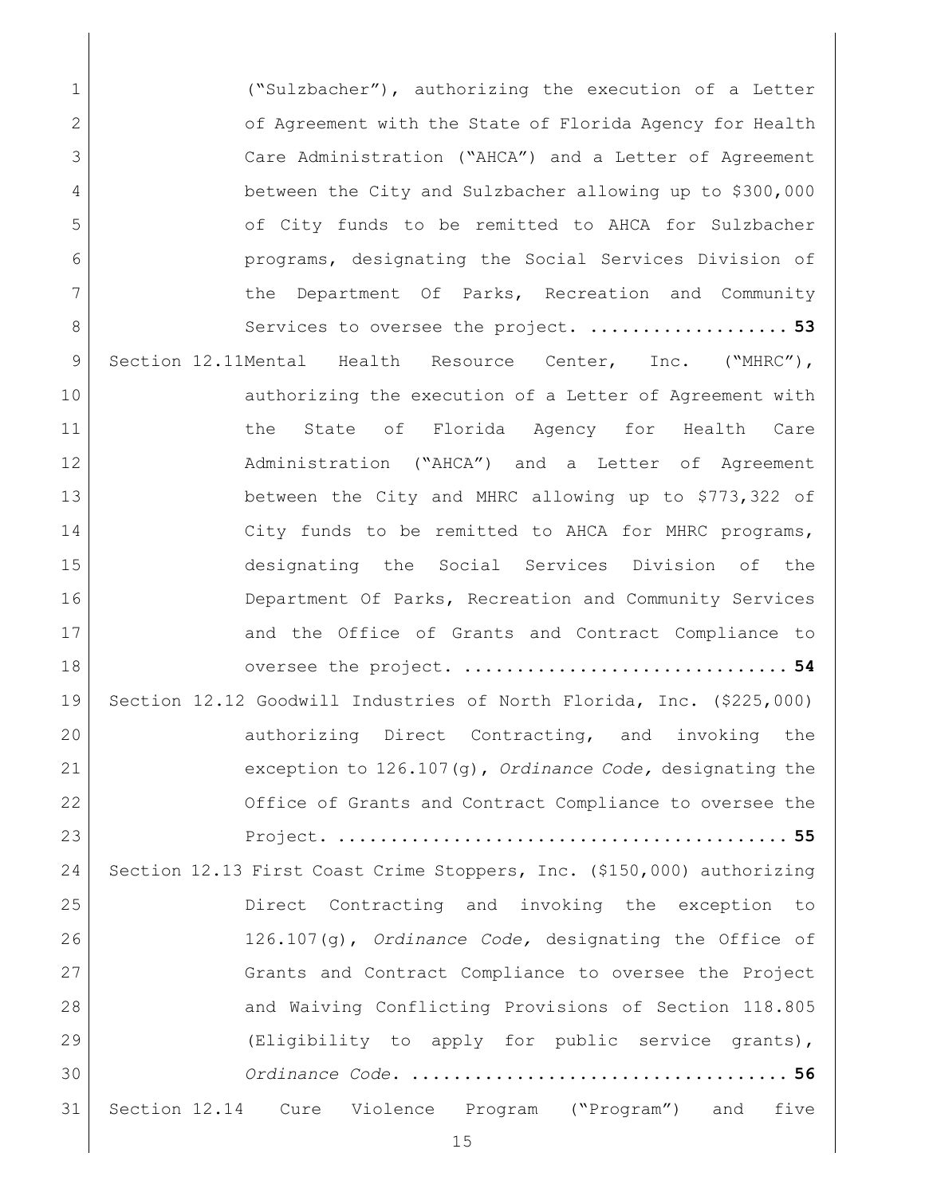("Sulzbacher"), authorizing the execution of a Letter of Agreement with the State of Florida Agency for Health Care Administration ("AHCA") and a Letter of Agreement between the City and Sulzbacher allowing up to $300,000 of City funds to be remitted to AHCA for Sulzbacher programs, designating the Social Services Division of the Department Of Parks, Recreation and Community Services to oversee the project. .................... **53**

Section 12.11 Mental Health Resource Center, Inc. ("MHRC"), authorizing the execution of a Letter of Agreement with the State of Florida Agency for Health Care Administration ("AHCA") and a Letter of Agreement between the City and MHRC allowing up to $773,322 of City funds to be remitted to AHCA for MHRC programs, designating the Social Services Division of the Department Of Parks, Recreation and Community Services and the Office of Grants and Contract Compliance to oversee the project. ................................ **54**

Section 12.12 Goodwill Industries of North Florida, Inc. ($225,000) authorizing Direct Contracting, and invoking the exception to 126.107(g), *Ordinance Code,* designating the Office of Grants and Contract Compliance to oversee the Project. ........................................... **55**

Section 12.13 First Coast Crime Stoppers, Inc. ($150,000) authorizing Direct Contracting and invoking the exception to 126.107(g), *Ordinance Code,* designating the Office of Grants and Contract Compliance to oversee the Project and Waiving Conflicting Provisions of Section 118.805 (Eligibility to apply for public service grants), *Ordinance Code*. .................................... **56**

Section 12.14 Cure Violence Program ("Program") and five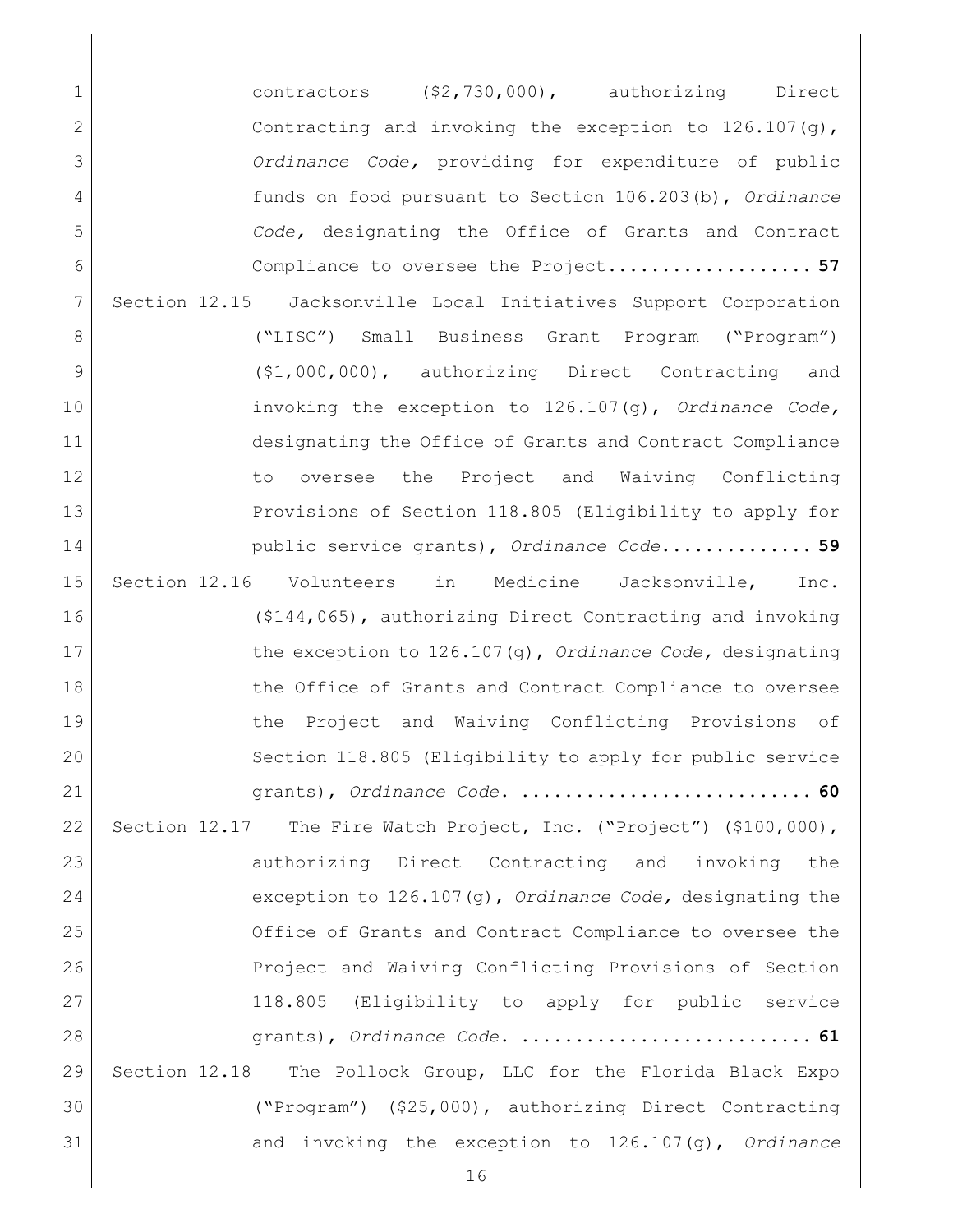contractors ($2,730,000), authorizing Direct Contracting and invoking the exception to 126.107(g), *Ordinance Code,* providing for expenditure of public funds on food pursuant to Section 106.203(b), *Ordinance Code,* designating the Office of Grants and Contract Compliance to oversee the Project................... **57**

Section 12.15 Jacksonville Local Initiatives Support Corporation ("LISC") Small Business Grant Program ("Program") ($1,000,000), authorizing Direct Contracting and invoking the exception to 126.107(g), *Ordinance Code,* designating the Office of Grants and Contract Compliance to oversee the Project and Waiving Conflicting Provisions of Section 118.805 (Eligibility to apply for public service grants), *Ordinance Code*.............. **59**

Section 12.16 Volunteers in Medicine Jacksonville, Inc. ($144,065), authorizing Direct Contracting and invoking the exception to 126.107(g), *Ordinance Code,* designating the Office of Grants and Contract Compliance to oversee the Project and Waiving Conflicting Provisions of Section 118.805 (Eligibility to apply for public service grants), *Ordinance Code*. .......................... **60**

Section 12.17 The Fire Watch Project, Inc. ("Project") ($100,000), authorizing Direct Contracting and invoking the exception to 126.107(g), *Ordinance Code,* designating the Office of Grants and Contract Compliance to oversee the Project and Waiving Conflicting Provisions of Section 118.805 (Eligibility to apply for public service grants), *Ordinance Code*. .......................... **61**

Section 12.18 The Pollock Group, LLC for the Florida Black Expo ("Program") ($25,000), authorizing Direct Contracting and invoking the exception to 126.107(g), *Ordinance*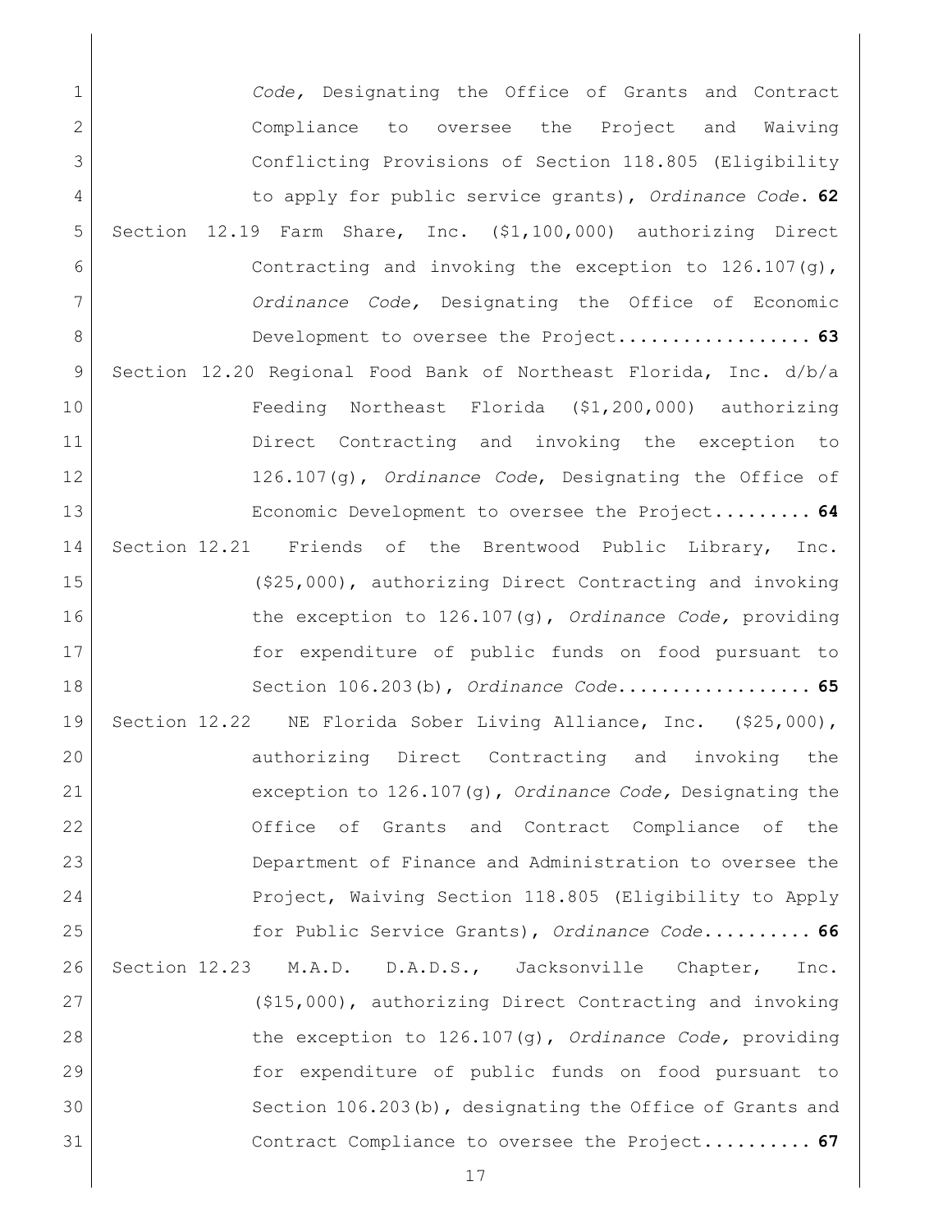*Code,* Designating the Office of Grants and Contract Compliance to oversee the Project and Waiving Conflicting Provisions of Section 118.805 (Eligibility to apply for public service grants), *Ordinance Code*. **62**

Section 12.19 Farm Share, Inc. ($1,100,000) authorizing Direct Contracting and invoking the exception to 126.107(g), *Ordinance Code,* Designating the Office of Economic Development to oversee the Project.................. **63**

Section 12.20 Regional Food Bank of Northeast Florida, Inc. d/b/a Feeding Northeast Florida ($1,200,000) authorizing Direct Contracting and invoking the exception to 126.107(g), *Ordinance Code*, Designating the Office of Economic Development to oversee the Project......... **64**

Section 12.21 Friends of the Brentwood Public Library, Inc. ($25,000), authorizing Direct Contracting and invoking the exception to 126.107(g), *Ordinance Code,* providing for expenditure of public funds on food pursuant to Section 106.203(b), *Ordinance Code*.................. **65**

Section 12.22 NE Florida Sober Living Alliance, Inc. ($25,000), authorizing Direct Contracting and invoking the exception to 126.107(g), *Ordinance Code,* Designating the Office of Grants and Contract Compliance of the Department of Finance and Administration to oversee the Project, Waiving Section 118.805 (Eligibility to Apply for Public Service Grants), *Ordinance Code*.......... **66**

Section 12.23 M.A.D. D.A.D.S., Jacksonville Chapter, Inc. ($15,000), authorizing Direct Contracting and invoking the exception to 126.107(g), *Ordinance Code,* providing for expenditure of public funds on food pursuant to Section 106.203(b), designating the Office of Grants and Contract Compliance to oversee the Project.......... **67**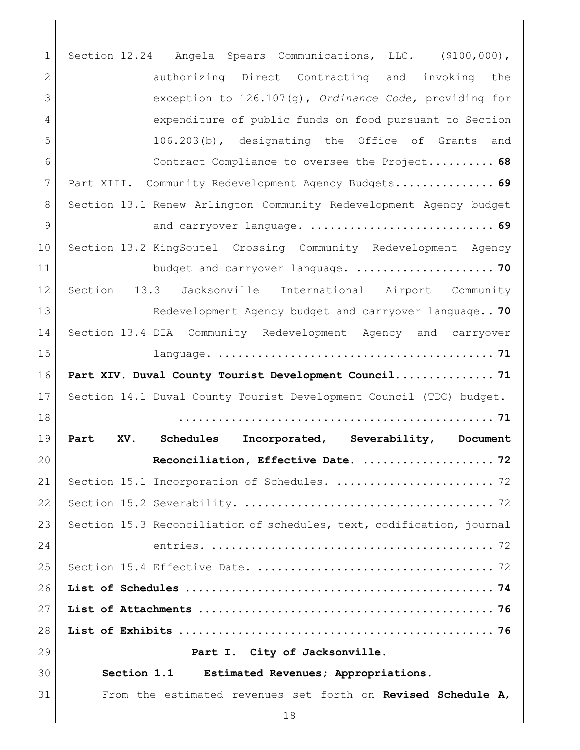Section 12.24 Angela Spears Communications, LLC. ($100,000), authorizing Direct Contracting and invoking the exception to 126.107(g), *Ordinance Code,* providing for expenditure of public funds on food pursuant to Section 106.203(b), designating the Office of Grants and Contract Compliance to oversee the Project.......... **68**

Part XIII. Community Redevelopment Agency Budgets............... **69**

Section 13.1 Renew Arlington Community Redevelopment Agency budget and carryover language. ........................... **69**

Section 13.2 KingSoutel Crossing Community Redevelopment Agency budget and carryover language. ..................... **70**

Section 13.3 Jacksonville International Airport Community Redevelopment Agency budget and carryover language.. **70**

Section 13.4 DIA Community Redevelopment Agency and carryover language. ........................................ **71**

**Part XIV. Duval County Tourist Development Council............... 71**

Section 14.1 Duval County Tourist Development Council (TDC) budget. ............................................... **71**

**Part XV. Schedules Incorporated, Severability, Document Reconciliation, Effective Date. .................... 72**

Section 15.1 Incorporation of Schedules. ....................... 72

Section 15.2 Severability. ..................................... 72

Section 15.3 Reconciliation of schedules, text, codification, journal entries. ......................................... 72

Section 15.4 Effective Date. ................................... 72

**List of Schedules ............................................. 74**

**List of Attachments ........................................... 76**

**List of Exhibits .............................................. 76**

## Part I. City of Jacksonville.

### Section 1.1 Estimated Revenues; Appropriations.

From the estimated revenues set forth on **Revised Schedule A**,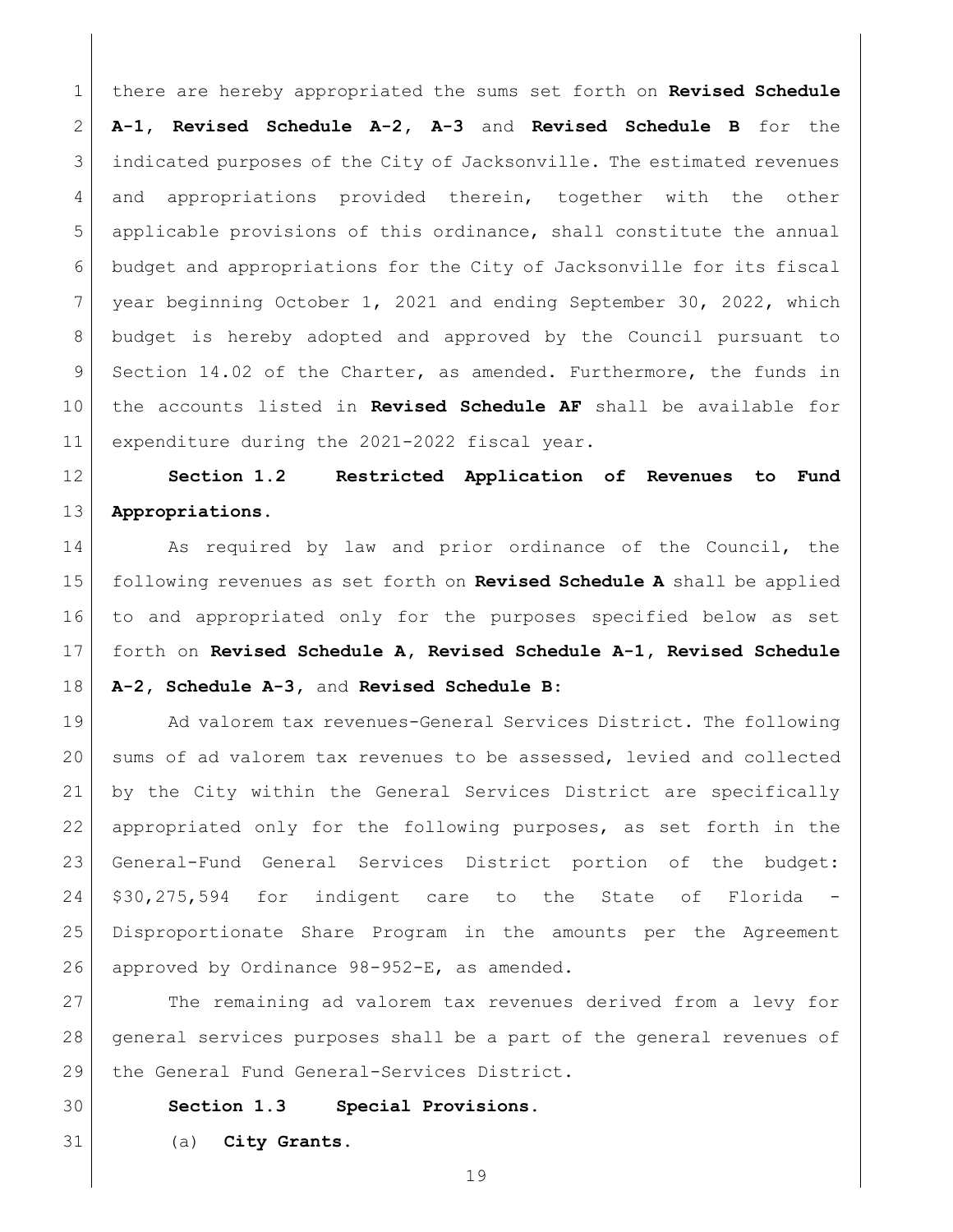there are hereby appropriated the sums set forth on **Revised Schedule A-1**, **Revised Schedule A-2**, **A-3** and **Revised Schedule B** for the indicated purposes of the City of Jacksonville. The estimated revenues and appropriations provided therein, together with the other applicable provisions of this ordinance, shall constitute the annual budget and appropriations for the City of Jacksonville for its fiscal year beginning October 1, 2021 and ending September 30, 2022, which budget is hereby adopted and approved by the Council pursuant to Section 14.02 of the Charter, as amended. Furthermore, the funds in the accounts listed in **Revised Schedule AF** shall be available for expenditure during the 2021-2022 fiscal year.

**Section 1.2 Restricted Application of Revenues to Fund Appropriations.**

As required by law and prior ordinance of the Council, the following revenues as set forth on **Revised Schedule A** shall be applied to and appropriated only for the purposes specified below as set forth on **Revised Schedule A**, **Revised Schedule A-1**, **Revised Schedule A-2**, **Schedule A-3**, and **Revised Schedule B**:

Ad valorem tax revenues-General Services District. The following sums of ad valorem tax revenues to be assessed, levied and collected by the City within the General Services District are specifically appropriated only for the following purposes, as set forth in the General-Fund General Services District portion of the budget: $30,275,594 for indigent care to the State of Florida - Disproportionate Share Program in the amounts per the Agreement approved by Ordinance 98-952-E, as amended.

The remaining ad valorem tax revenues derived from a levy for general services purposes shall be a part of the general revenues of the General Fund General-Services District.

**Section 1.3 Special Provisions.**

(a) **City Grants.**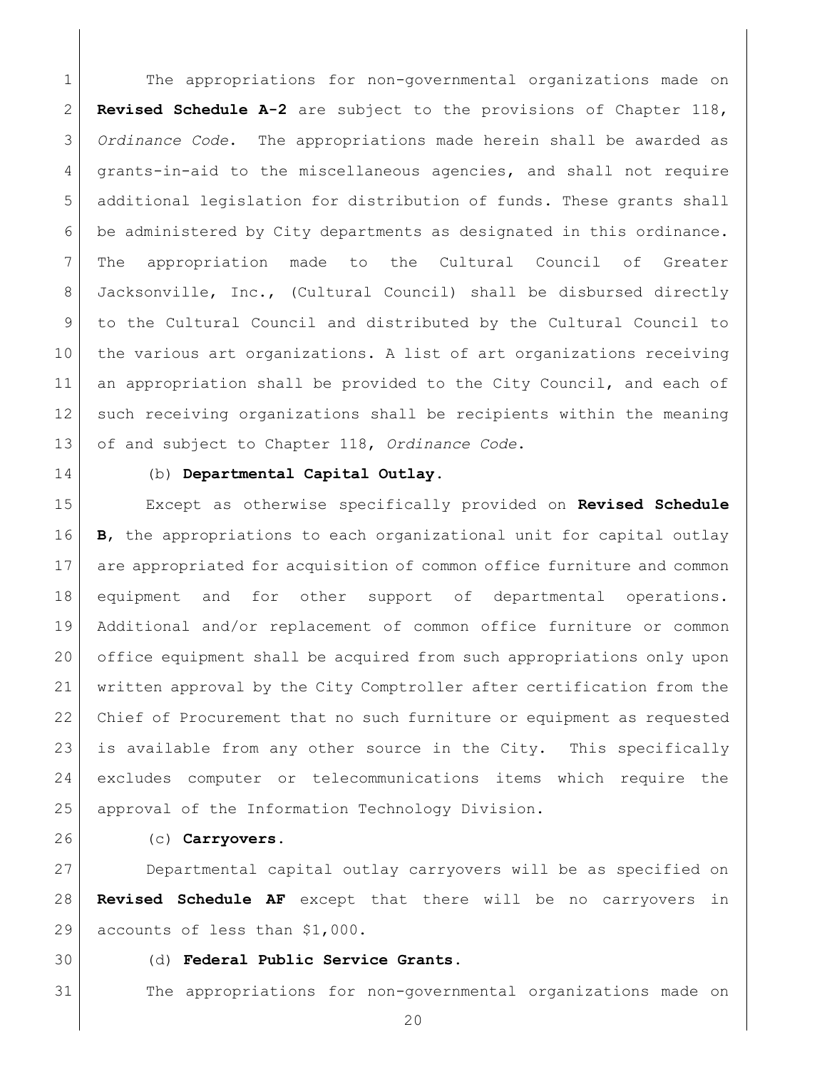The appropriations for non-governmental organizations made on **Revised Schedule A-2** are subject to the provisions of Chapter 118, *Ordinance Code*. The appropriations made herein shall be awarded as grants-in-aid to the miscellaneous agencies, and shall not require additional legislation for distribution of funds. These grants shall be administered by City departments as designated in this ordinance. The appropriation made to the Cultural Council of Greater Jacksonville, Inc., (Cultural Council) shall be disbursed directly to the Cultural Council and distributed by the Cultural Council to the various art organizations. A list of art organizations receiving an appropriation shall be provided to the City Council, and each of such receiving organizations shall be recipients within the meaning of and subject to Chapter 118, *Ordinance Code*.

(b) **Departmental Capital Outlay.**

Except as otherwise specifically provided on **Revised Schedule B**, the appropriations to each organizational unit for capital outlay are appropriated for acquisition of common office furniture and common equipment and for other support of departmental operations. Additional and/or replacement of common office furniture or common office equipment shall be acquired from such appropriations only upon written approval by the City Comptroller after certification from the Chief of Procurement that no such furniture or equipment as requested is available from any other source in the City. This specifically excludes computer or telecommunications items which require the approval of the Information Technology Division.

(c) **Carryovers.**

Departmental capital outlay carryovers will be as specified on **Revised Schedule AF** except that there will be no carryovers in accounts of less than $1,000.

(d) **Federal Public Service Grants.**

The appropriations for non-governmental organizations made on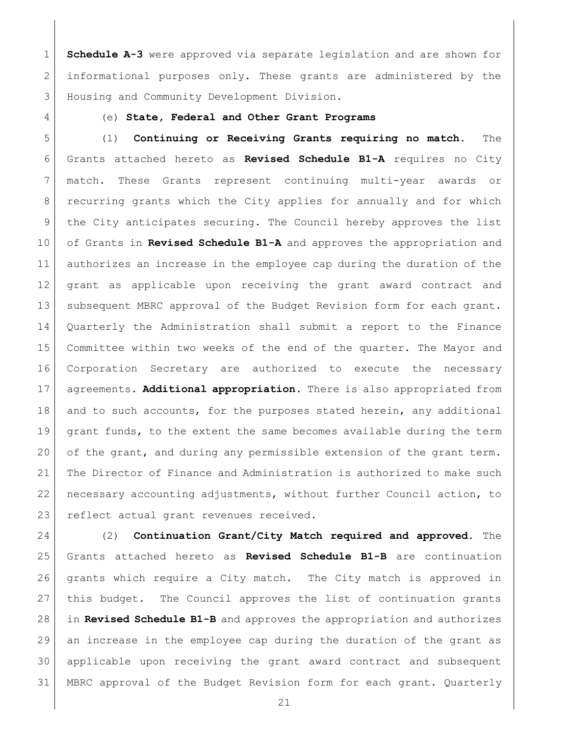**Schedule A-3** were approved via separate legislation and are shown for informational purposes only. These grants are administered by the Housing and Community Development Division.

(e) **State, Federal and Other Grant Programs**

(1) **Continuing or Receiving Grants requiring no match.** The Grants attached hereto as **Revised Schedule B1-A** requires no City match. These Grants represent continuing multi-year awards or recurring grants which the City applies for annually and for which the City anticipates securing. The Council hereby approves the list of Grants in **Revised Schedule B1-A** and approves the appropriation and authorizes an increase in the employee cap during the duration of the grant as applicable upon receiving the grant award contract and subsequent MBRC approval of the Budget Revision form for each grant. Quarterly the Administration shall submit a report to the Finance Committee within two weeks of the end of the quarter. The Mayor and Corporation Secretary are authorized to execute the necessary agreements. **Additional appropriation.** There is also appropriated from and to such accounts, for the purposes stated herein, any additional grant funds, to the extent the same becomes available during the term of the grant, and during any permissible extension of the grant term. The Director of Finance and Administration is authorized to make such necessary accounting adjustments, without further Council action, to reflect actual grant revenues received.

(2) **Continuation Grant/City Match required and approved.** The Grants attached hereto as **Revised Schedule B1-B** are continuation grants which require a City match. The City match is approved in this budget. The Council approves the list of continuation grants in **Revised Schedule B1-B** and approves the appropriation and authorizes an increase in the employee cap during the duration of the grant as applicable upon receiving the grant award contract and subsequent MBRC approval of the Budget Revision form for each grant. Quarterly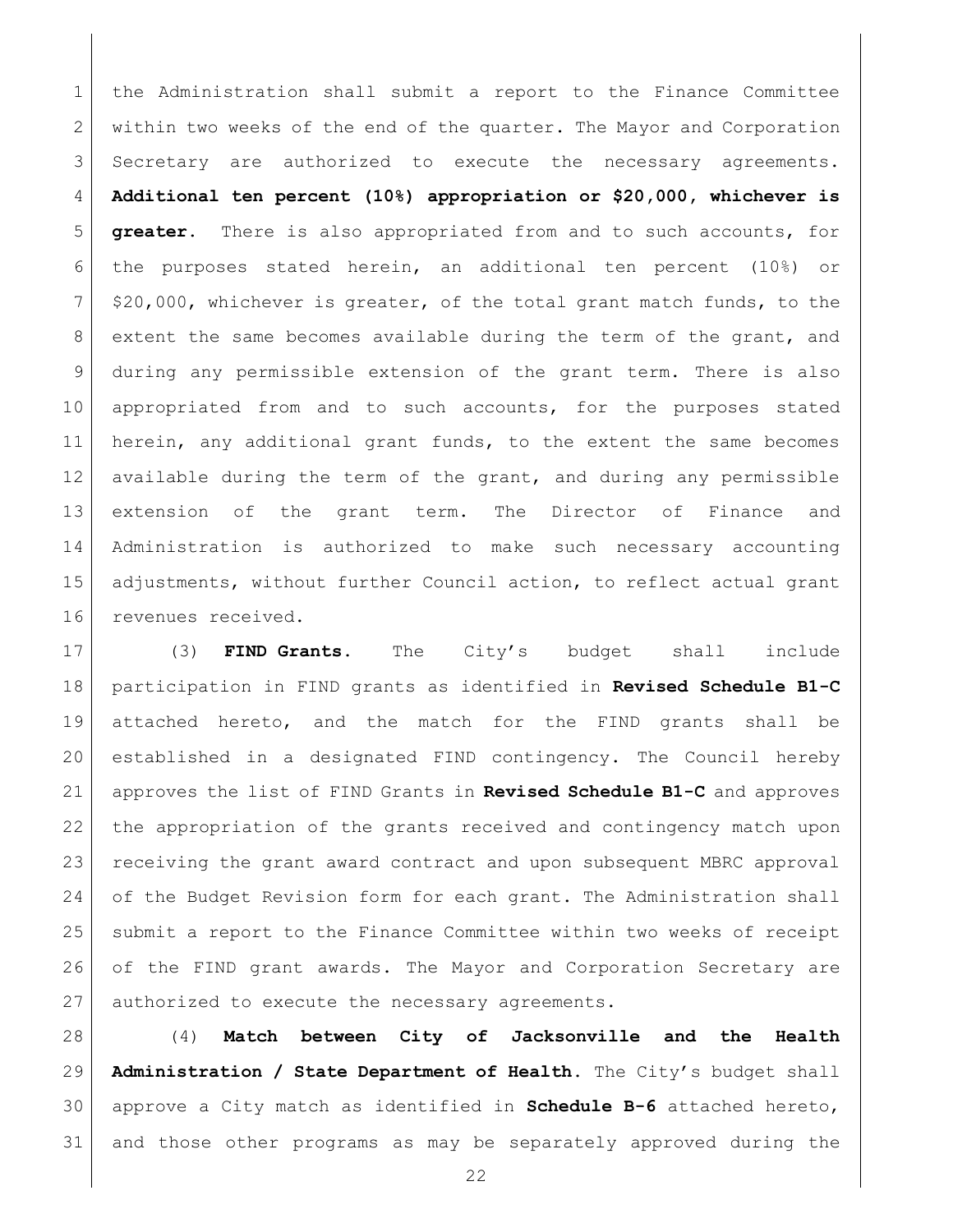the Administration shall submit a report to the Finance Committee within two weeks of the end of the quarter. The Mayor and Corporation Secretary are authorized to execute the necessary agreements. **Additional ten percent (10%) appropriation or $20,000, whichever is greater.** There is also appropriated from and to such accounts, for the purposes stated herein, an additional ten percent (10%) or $20,000, whichever is greater, of the total grant match funds, to the extent the same becomes available during the term of the grant, and during any permissible extension of the grant term. There is also appropriated from and to such accounts, for the purposes stated herein, any additional grant funds, to the extent the same becomes available during the term of the grant, and during any permissible extension of the grant term. The Director of Finance and Administration is authorized to make such necessary accounting adjustments, without further Council action, to reflect actual grant revenues received.

(3) **FIND Grants.** The City's budget shall include participation in FIND grants as identified in **Revised Schedule B1-C** attached hereto, and the match for the FIND grants shall be established in a designated FIND contingency. The Council hereby approves the list of FIND Grants in **Revised Schedule B1-C** and approves the appropriation of the grants received and contingency match upon receiving the grant award contract and upon subsequent MBRC approval of the Budget Revision form for each grant. The Administration shall submit a report to the Finance Committee within two weeks of receipt of the FIND grant awards. The Mayor and Corporation Secretary are authorized to execute the necessary agreements.

(4) **Match between City of Jacksonville and the Health Administration / State Department of Health.** The City's budget shall approve a City match as identified in **Schedule B-6** attached hereto, and those other programs as may be separately approved during the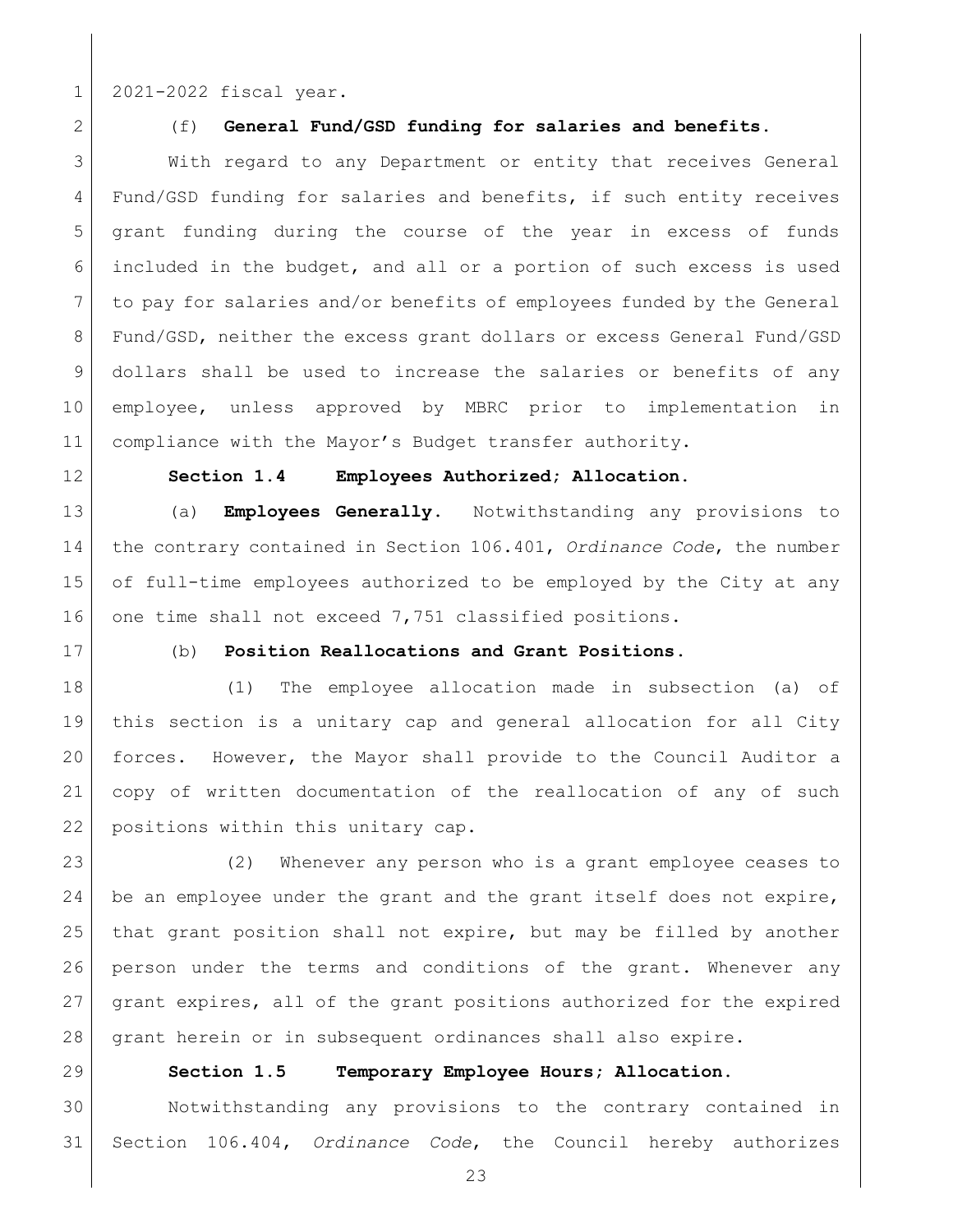2021-2022 fiscal year.

(f) **General Fund/GSD funding for salaries and benefits.**

With regard to any Department or entity that receives General Fund/GSD funding for salaries and benefits, if such entity receives grant funding during the course of the year in excess of funds included in the budget, and all or a portion of such excess is used to pay for salaries and/or benefits of employees funded by the General Fund/GSD, neither the excess grant dollars or excess General Fund/GSD dollars shall be used to increase the salaries or benefits of any employee, unless approved by MBRC prior to implementation in compliance with the Mayor's Budget transfer authority.

**Section 1.4 Employees Authorized; Allocation.**

(a) **Employees Generally.** Notwithstanding any provisions to the contrary contained in Section 106.401, *Ordinance Code*, the number of full-time employees authorized to be employed by the City at any one time shall not exceed 7,751 classified positions.

(b) **Position Reallocations and Grant Positions.**

(1) The employee allocation made in subsection (a) of this section is a unitary cap and general allocation for all City forces. However, the Mayor shall provide to the Council Auditor a copy of written documentation of the reallocation of any of such positions within this unitary cap.

(2) Whenever any person who is a grant employee ceases to be an employee under the grant and the grant itself does not expire, that grant position shall not expire, but may be filled by another person under the terms and conditions of the grant. Whenever any grant expires, all of the grant positions authorized for the expired grant herein or in subsequent ordinances shall also expire.

**Section 1.5 Temporary Employee Hours; Allocation.**

Notwithstanding any provisions to the contrary contained in Section 106.404, *Ordinance Code*, the Council hereby authorizes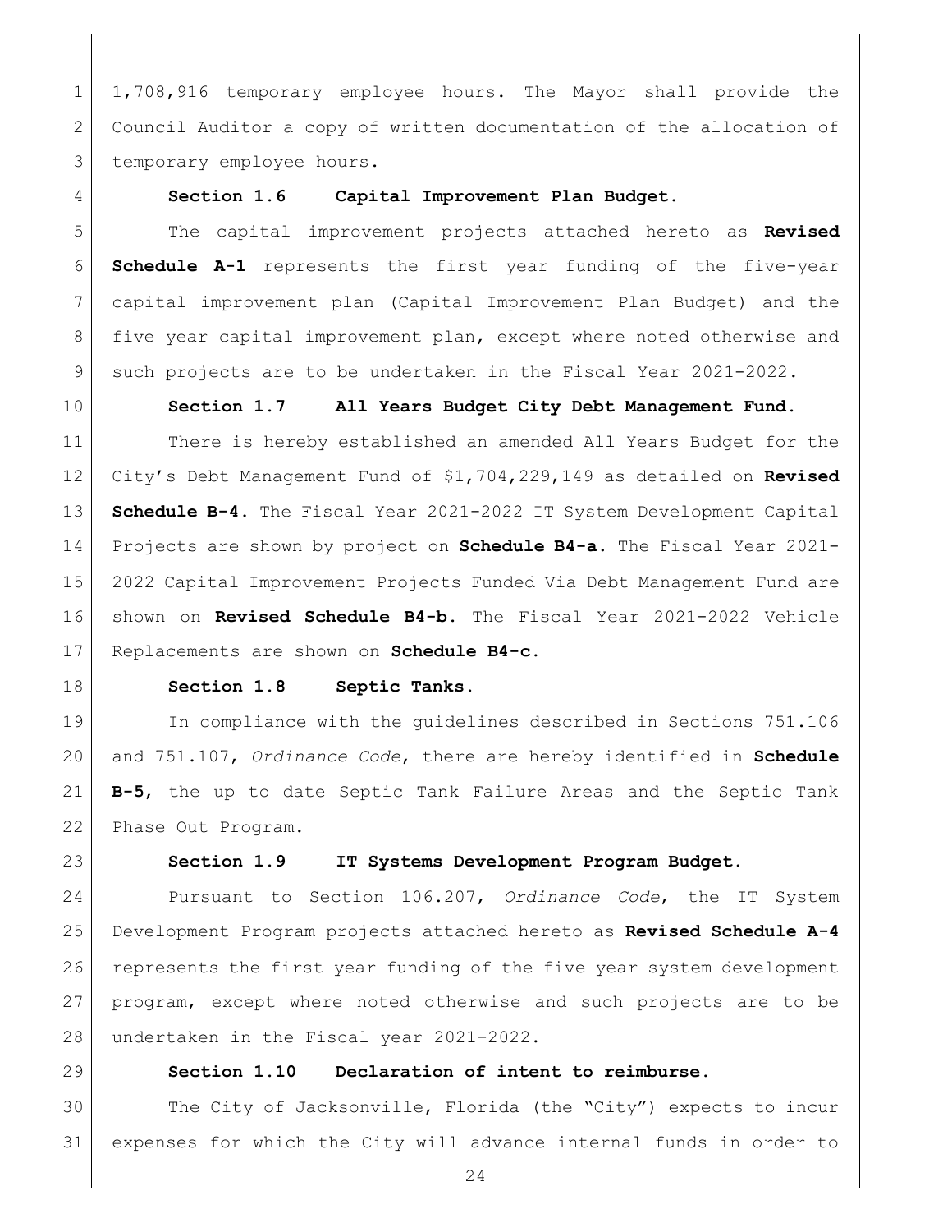1,708,916 temporary employee hours. The Mayor shall provide the Council Auditor a copy of written documentation of the allocation of temporary employee hours.

**Section 1.6 Capital Improvement Plan Budget.**

The capital improvement projects attached hereto as **Revised Schedule A-1** represents the first year funding of the five-year capital improvement plan (Capital Improvement Plan Budget) and the five year capital improvement plan, except where noted otherwise and such projects are to be undertaken in the Fiscal Year 2021-2022.

**Section 1.7 All Years Budget City Debt Management Fund.**

There is hereby established an amended All Years Budget for the City's Debt Management Fund of $1,704,229,149 as detailed on **Revised Schedule B-4.** The Fiscal Year 2021-2022 IT System Development Capital Projects are shown by project on **Schedule B4-a.** The Fiscal Year 2021-2022 Capital Improvement Projects Funded Via Debt Management Fund are shown on **Revised Schedule B4-b.** The Fiscal Year 2021-2022 Vehicle Replacements are shown on **Schedule B4-c.**

**Section 1.8 Septic Tanks.**

In compliance with the guidelines described in Sections 751.106 and 751.107, *Ordinance Code*, there are hereby identified in **Schedule B-5**, the up to date Septic Tank Failure Areas and the Septic Tank Phase Out Program.

**Section 1.9 IT Systems Development Program Budget.**

Pursuant to Section 106.207, *Ordinance Code*, the IT System Development Program projects attached hereto as **Revised Schedule A-4** represents the first year funding of the five year system development program, except where noted otherwise and such projects are to be undertaken in the Fiscal year 2021-2022.

**Section 1.10 Declaration of intent to reimburse.**

The City of Jacksonville, Florida (the "City") expects to incur expenses for which the City will advance internal funds in order to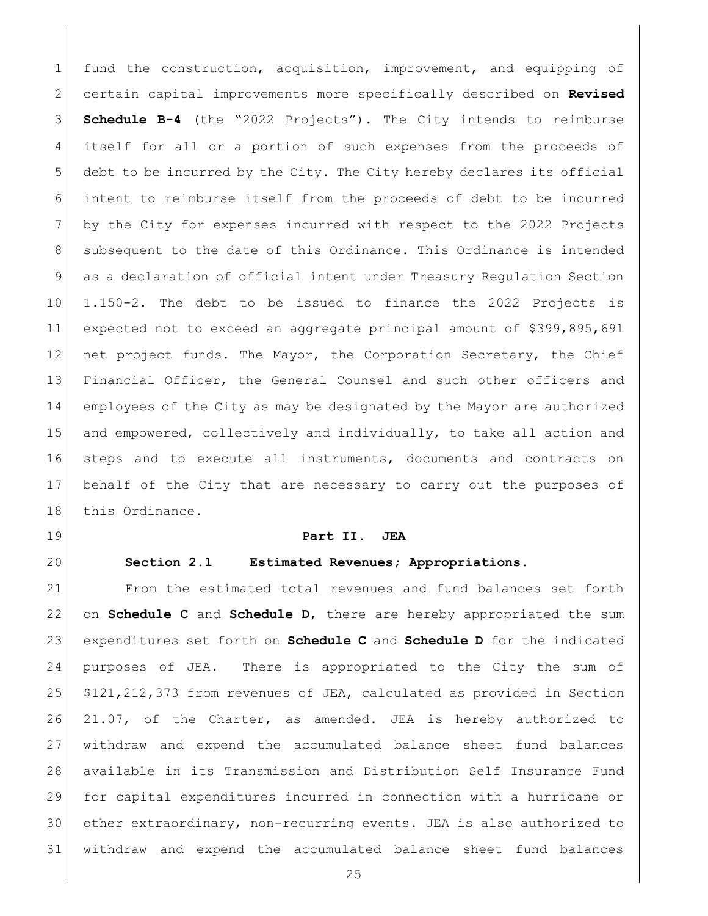fund the construction, acquisition, improvement, and equipping of certain capital improvements more specifically described on **Revised Schedule B-4** (the "2022 Projects"). The City intends to reimburse itself for all or a portion of such expenses from the proceeds of debt to be incurred by the City. The City hereby declares its official intent to reimburse itself from the proceeds of debt to be incurred by the City for expenses incurred with respect to the 2022 Projects subsequent to the date of this Ordinance. This Ordinance is intended as a declaration of official intent under Treasury Regulation Section 1.150-2. The debt to be issued to finance the 2022 Projects is expected not to exceed an aggregate principal amount of $399,895,691 net project funds. The Mayor, the Corporation Secretary, the Chief Financial Officer, the General Counsel and such other officers and employees of the City as may be designated by the Mayor are authorized and empowered, collectively and individually, to take all action and steps and to execute all instruments, documents and contracts on behalf of the City that are necessary to carry out the purposes of this Ordinance.

## Part II. JEA

**Section 2.1 Estimated Revenues; Appropriations.**

From the estimated total revenues and fund balances set forth on **Schedule C** and **Schedule D**, there are hereby appropriated the sum expenditures set forth on **Schedule C** and **Schedule D** for the indicated purposes of JEA. There is appropriated to the City the sum of $121,212,373 from revenues of JEA, calculated as provided in Section 21.07, of the Charter, as amended. JEA is hereby authorized to withdraw and expend the accumulated balance sheet fund balances available in its Transmission and Distribution Self Insurance Fund for capital expenditures incurred in connection with a hurricane or other extraordinary, non-recurring events. JEA is also authorized to withdraw and expend the accumulated balance sheet fund balances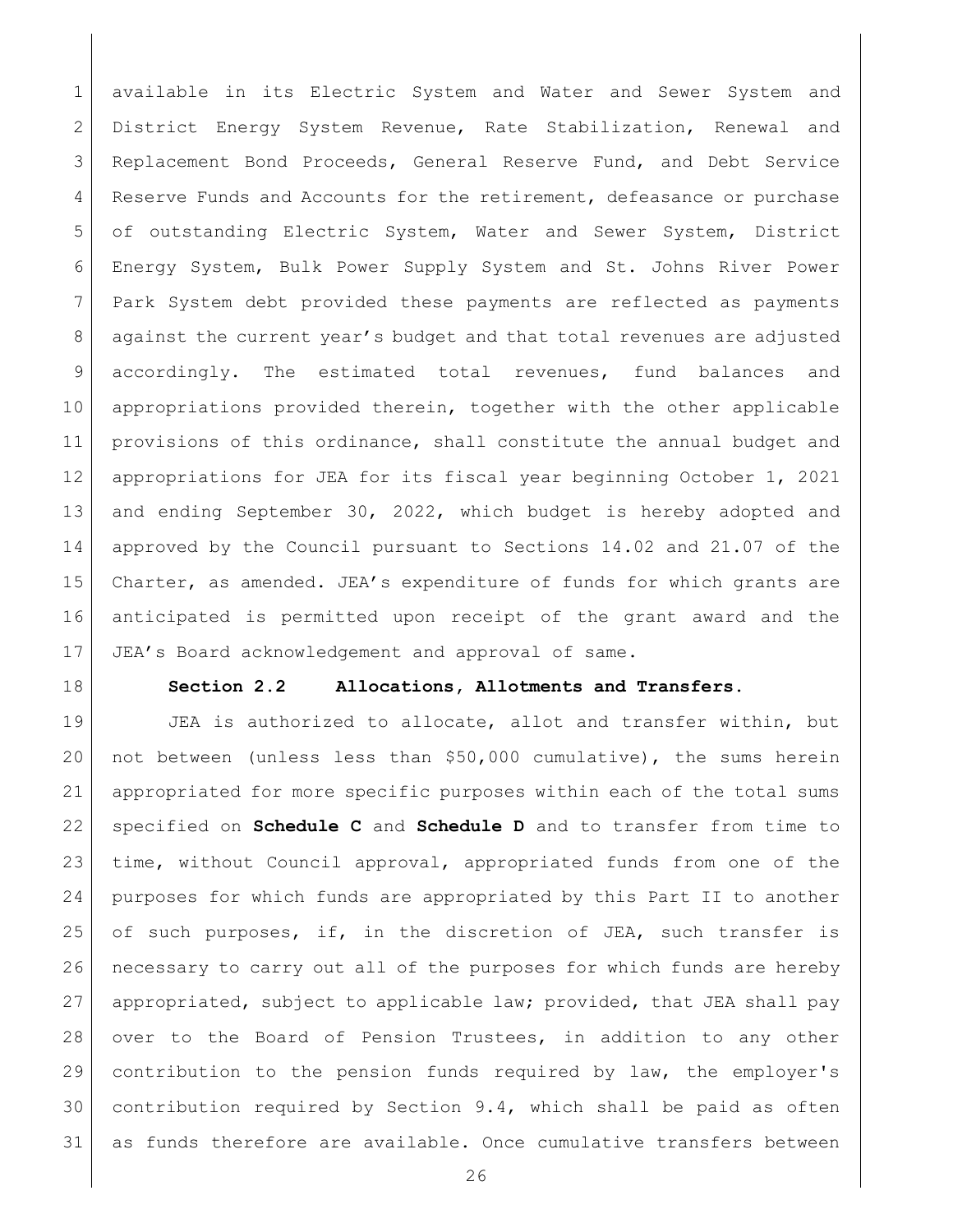available in its Electric System and Water and Sewer System and District Energy System Revenue, Rate Stabilization, Renewal and Replacement Bond Proceeds, General Reserve Fund, and Debt Service Reserve Funds and Accounts for the retirement, defeasance or purchase of outstanding Electric System, Water and Sewer System, District Energy System, Bulk Power Supply System and St. Johns River Power Park System debt provided these payments are reflected as payments against the current year's budget and that total revenues are adjusted accordingly. The estimated total revenues, fund balances and appropriations provided therein, together with the other applicable provisions of this ordinance, shall constitute the annual budget and appropriations for JEA for its fiscal year beginning October 1, 2021 and ending September 30, 2022, which budget is hereby adopted and approved by the Council pursuant to Sections 14.02 and 21.07 of the Charter, as amended. JEA's expenditure of funds for which grants are anticipated is permitted upon receipt of the grant award and the JEA's Board acknowledgement and approval of same.

**Section 2.2 Allocations, Allotments and Transfers.**

JEA is authorized to allocate, allot and transfer within, but not between (unless less than $50,000 cumulative), the sums herein appropriated for more specific purposes within each of the total sums specified on **Schedule C** and **Schedule D** and to transfer from time to time, without Council approval, appropriated funds from one of the purposes for which funds are appropriated by this Part II to another of such purposes, if, in the discretion of JEA, such transfer is necessary to carry out all of the purposes for which funds are hereby appropriated, subject to applicable law; provided, that JEA shall pay over to the Board of Pension Trustees, in addition to any other contribution to the pension funds required by law, the employer's contribution required by Section 9.4, which shall be paid as often as funds therefore are available. Once cumulative transfers between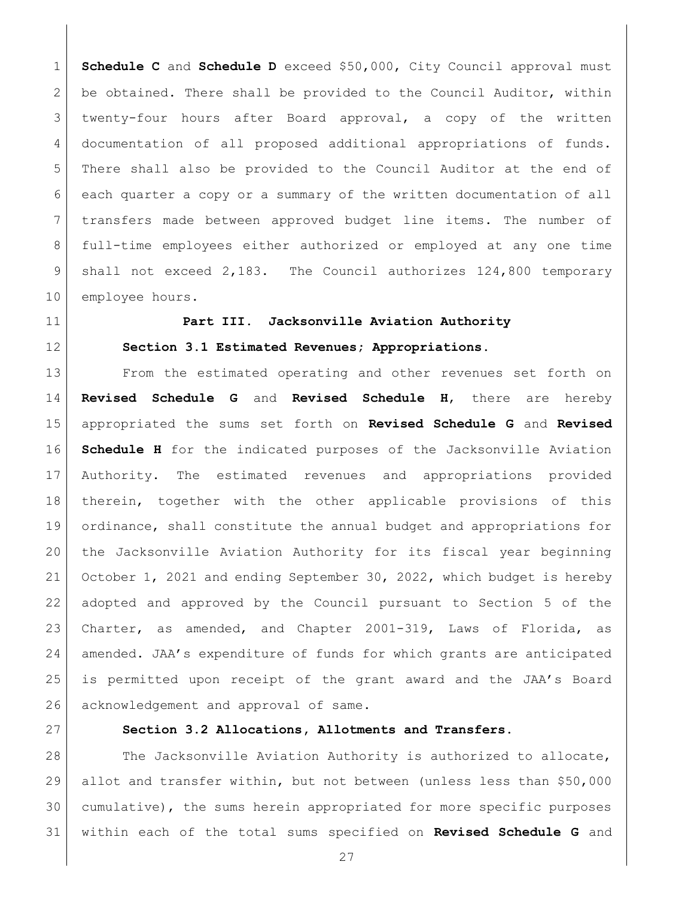**Schedule C** and **Schedule D** exceed $50,000, City Council approval must be obtained. There shall be provided to the Council Auditor, within twenty-four hours after Board approval, a copy of the written documentation of all proposed additional appropriations of funds. There shall also be provided to the Council Auditor at the end of each quarter a copy or a summary of the written documentation of all transfers made between approved budget line items. The number of full-time employees either authorized or employed at any one time shall not exceed 2,183. The Council authorizes 124,800 temporary employee hours.

**Part III. Jacksonville Aviation Authority**

**Section 3.1 Estimated Revenues; Appropriations.**

From the estimated operating and other revenues set forth on **Revised Schedule G** and **Revised Schedule H**, there are hereby appropriated the sums set forth on **Revised Schedule G** and **Revised Schedule H** for the indicated purposes of the Jacksonville Aviation Authority. The estimated revenues and appropriations provided therein, together with the other applicable provisions of this ordinance, shall constitute the annual budget and appropriations for the Jacksonville Aviation Authority for its fiscal year beginning October 1, 2021 and ending September 30, 2022, which budget is hereby adopted and approved by the Council pursuant to Section 5 of the Charter, as amended, and Chapter 2001-319, Laws of Florida, as amended. JAA's expenditure of funds for which grants are anticipated is permitted upon receipt of the grant award and the JAA's Board acknowledgement and approval of same.

**Section 3.2 Allocations, Allotments and Transfers.**

The Jacksonville Aviation Authority is authorized to allocate, allot and transfer within, but not between (unless less than $50,000 cumulative), the sums herein appropriated for more specific purposes within each of the total sums specified on **Revised Schedule G** and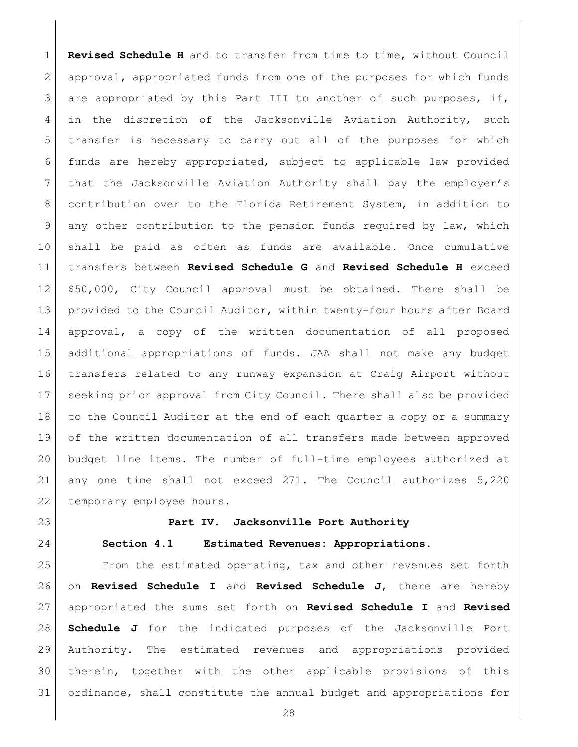**Revised Schedule H** and to transfer from time to time, without Council approval, appropriated funds from one of the purposes for which funds are appropriated by this Part III to another of such purposes, if, in the discretion of the Jacksonville Aviation Authority, such transfer is necessary to carry out all of the purposes for which funds are hereby appropriated, subject to applicable law provided that the Jacksonville Aviation Authority shall pay the employer's contribution over to the Florida Retirement System, in addition to any other contribution to the pension funds required by law, which shall be paid as often as funds are available. Once cumulative transfers between **Revised Schedule G** and **Revised Schedule H** exceed $50,000, City Council approval must be obtained. There shall be provided to the Council Auditor, within twenty-four hours after Board approval, a copy of the written documentation of all proposed additional appropriations of funds. JAA shall not make any budget transfers related to any runway expansion at Craig Airport without seeking prior approval from City Council. There shall also be provided to the Council Auditor at the end of each quarter a copy or a summary of the written documentation of all transfers made between approved budget line items. The number of full-time employees authorized at any one time shall not exceed 271. The Council authorizes 5,220 temporary employee hours.

## Part IV. Jacksonville Port Authority

**Section 4.1 Estimated Revenues: Appropriations.**

From the estimated operating, tax and other revenues set forth on **Revised Schedule I** and **Revised Schedule J**, there are hereby appropriated the sums set forth on **Revised Schedule I** and **Revised Schedule J** for the indicated purposes of the Jacksonville Port Authority. The estimated revenues and appropriations provided therein, together with the other applicable provisions of this ordinance, shall constitute the annual budget and appropriations for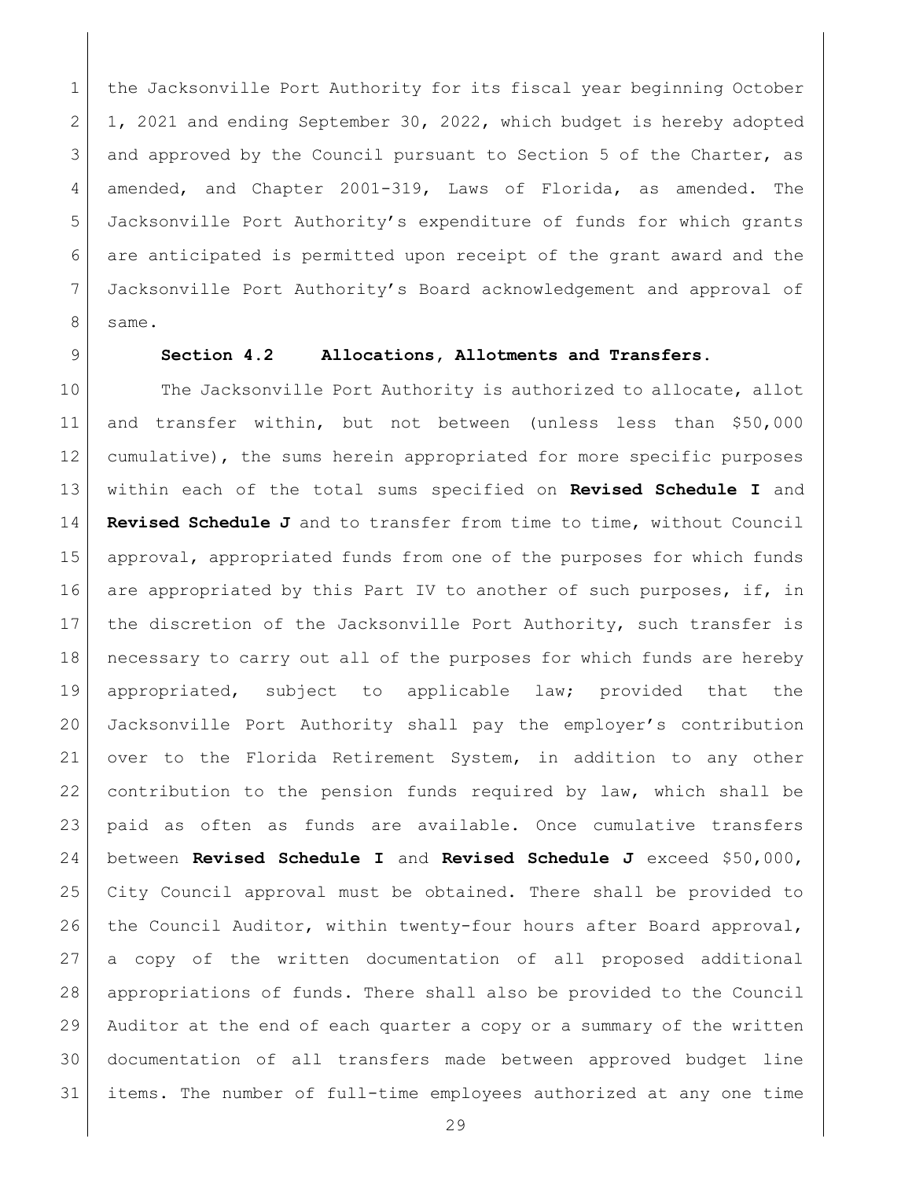the Jacksonville Port Authority for its fiscal year beginning October 1, 2021 and ending September 30, 2022, which budget is hereby adopted and approved by the Council pursuant to Section 5 of the Charter, as amended, and Chapter 2001-319, Laws of Florida, as amended. The Jacksonville Port Authority's expenditure of funds for which grants are anticipated is permitted upon receipt of the grant award and the Jacksonville Port Authority's Board acknowledgement and approval of same.

**Section 4.2 Allocations, Allotments and Transfers.**

The Jacksonville Port Authority is authorized to allocate, allot and transfer within, but not between (unless less than $50,000 cumulative), the sums herein appropriated for more specific purposes within each of the total sums specified on **Revised Schedule I** and **Revised Schedule J** and to transfer from time to time, without Council approval, appropriated funds from one of the purposes for which funds are appropriated by this Part IV to another of such purposes, if, in the discretion of the Jacksonville Port Authority, such transfer is necessary to carry out all of the purposes for which funds are hereby appropriated, subject to applicable law; provided that the Jacksonville Port Authority shall pay the employer's contribution over to the Florida Retirement System, in addition to any other contribution to the pension funds required by law, which shall be paid as often as funds are available. Once cumulative transfers between **Revised Schedule I** and **Revised Schedule J** exceed $50,000, City Council approval must be obtained. There shall be provided to the Council Auditor, within twenty-four hours after Board approval, a copy of the written documentation of all proposed additional appropriations of funds. There shall also be provided to the Council Auditor at the end of each quarter a copy or a summary of the written documentation of all transfers made between approved budget line items. The number of full-time employees authorized at any one time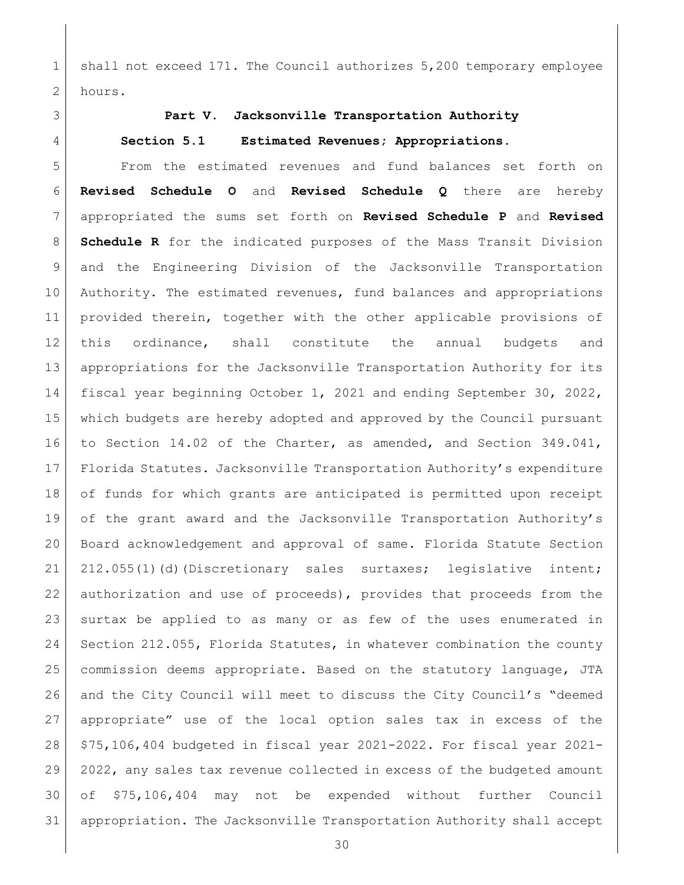shall not exceed 171. The Council authorizes 5,200 temporary employee hours.

**Part V. Jacksonville Transportation Authority**

**Section 5.1 Estimated Revenues; Appropriations.**

From the estimated revenues and fund balances set forth on **Revised Schedule O** and **Revised Schedule Q** there are hereby appropriated the sums set forth on **Revised Schedule P** and **Revised Schedule R** for the indicated purposes of the Mass Transit Division and the Engineering Division of the Jacksonville Transportation Authority. The estimated revenues, fund balances and appropriations provided therein, together with the other applicable provisions of this ordinance, shall constitute the annual budgets and appropriations for the Jacksonville Transportation Authority for its fiscal year beginning October 1, 2021 and ending September 30, 2022, which budgets are hereby adopted and approved by the Council pursuant to Section 14.02 of the Charter, as amended, and Section 349.041, Florida Statutes. Jacksonville Transportation Authority's expenditure of funds for which grants are anticipated is permitted upon receipt of the grant award and the Jacksonville Transportation Authority's Board acknowledgement and approval of same. Florida Statute Section 212.055(1)(d)(Discretionary sales surtaxes; legislative intent; authorization and use of proceeds), provides that proceeds from the surtax be applied to as many or as few of the uses enumerated in Section 212.055, Florida Statutes, in whatever combination the county commission deems appropriate. Based on the statutory language, JTA and the City Council will meet to discuss the City Council's "deemed appropriate" use of the local option sales tax in excess of the $75,106,404 budgeted in fiscal year 2021-2022. For fiscal year 2021-2022, any sales tax revenue collected in excess of the budgeted amount of $75,106,404 may not be expended without further Council appropriation. The Jacksonville Transportation Authority shall accept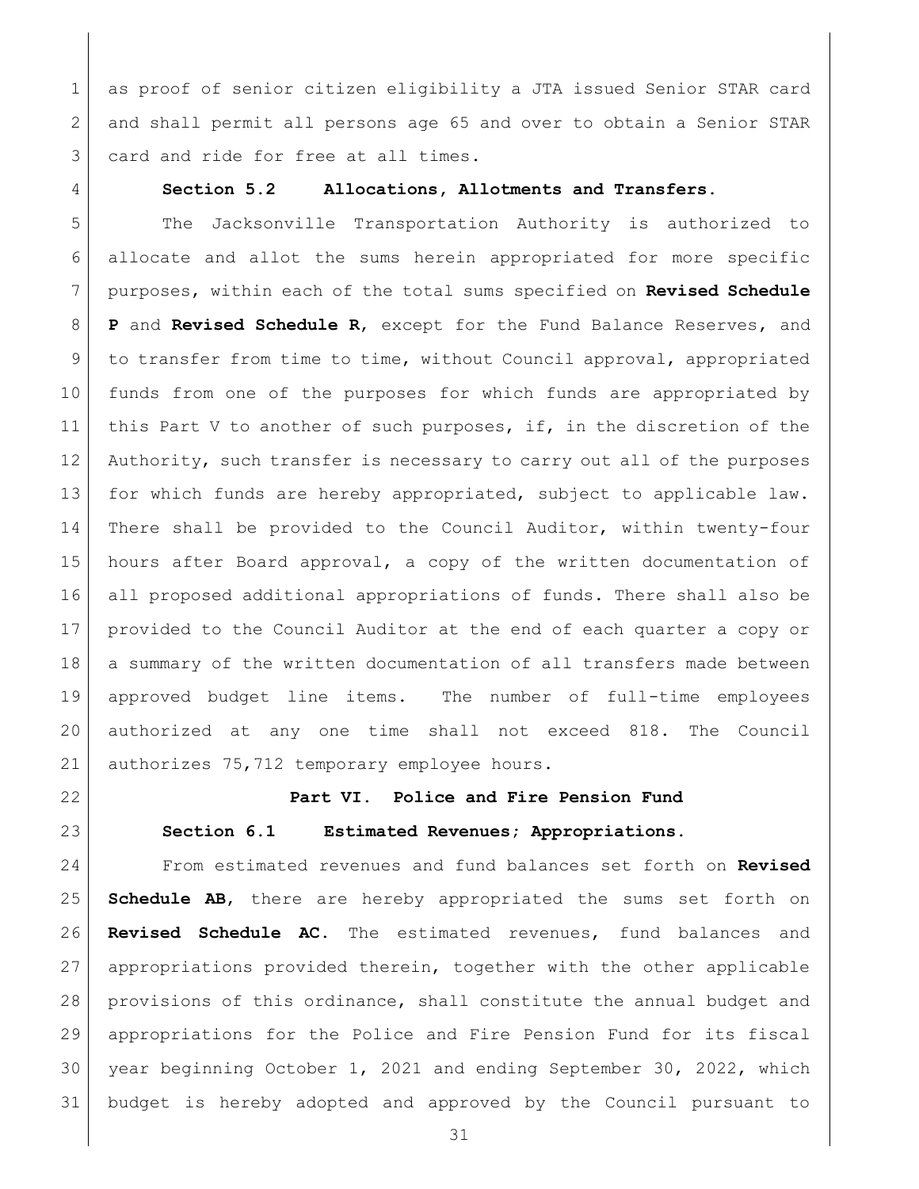as proof of senior citizen eligibility a JTA issued Senior STAR card and shall permit all persons age 65 and over to obtain a Senior STAR card and ride for free at all times.

**Section 5.2 Allocations, Allotments and Transfers.**

The Jacksonville Transportation Authority is authorized to allocate and allot the sums herein appropriated for more specific purposes, within each of the total sums specified on **Revised Schedule P** and **Revised Schedule R**, except for the Fund Balance Reserves, and to transfer from time to time, without Council approval, appropriated funds from one of the purposes for which funds are appropriated by this Part V to another of such purposes, if, in the discretion of the Authority, such transfer is necessary to carry out all of the purposes for which funds are hereby appropriated, subject to applicable law. There shall be provided to the Council Auditor, within twenty-four hours after Board approval, a copy of the written documentation of all proposed additional appropriations of funds. There shall also be provided to the Council Auditor at the end of each quarter a copy or a summary of the written documentation of all transfers made between approved budget line items. The number of full-time employees authorized at any one time shall not exceed 818. The Council authorizes 75,712 temporary employee hours.

## Part VI. Police and Fire Pension Fund

**Section 6.1 Estimated Revenues; Appropriations.**

From estimated revenues and fund balances set forth on **Revised Schedule AB**, there are hereby appropriated the sums set forth on **Revised Schedule AC**. The estimated revenues, fund balances and appropriations provided therein, together with the other applicable provisions of this ordinance, shall constitute the annual budget and appropriations for the Police and Fire Pension Fund for its fiscal year beginning October 1, 2021 and ending September 30, 2022, which budget is hereby adopted and approved by the Council pursuant to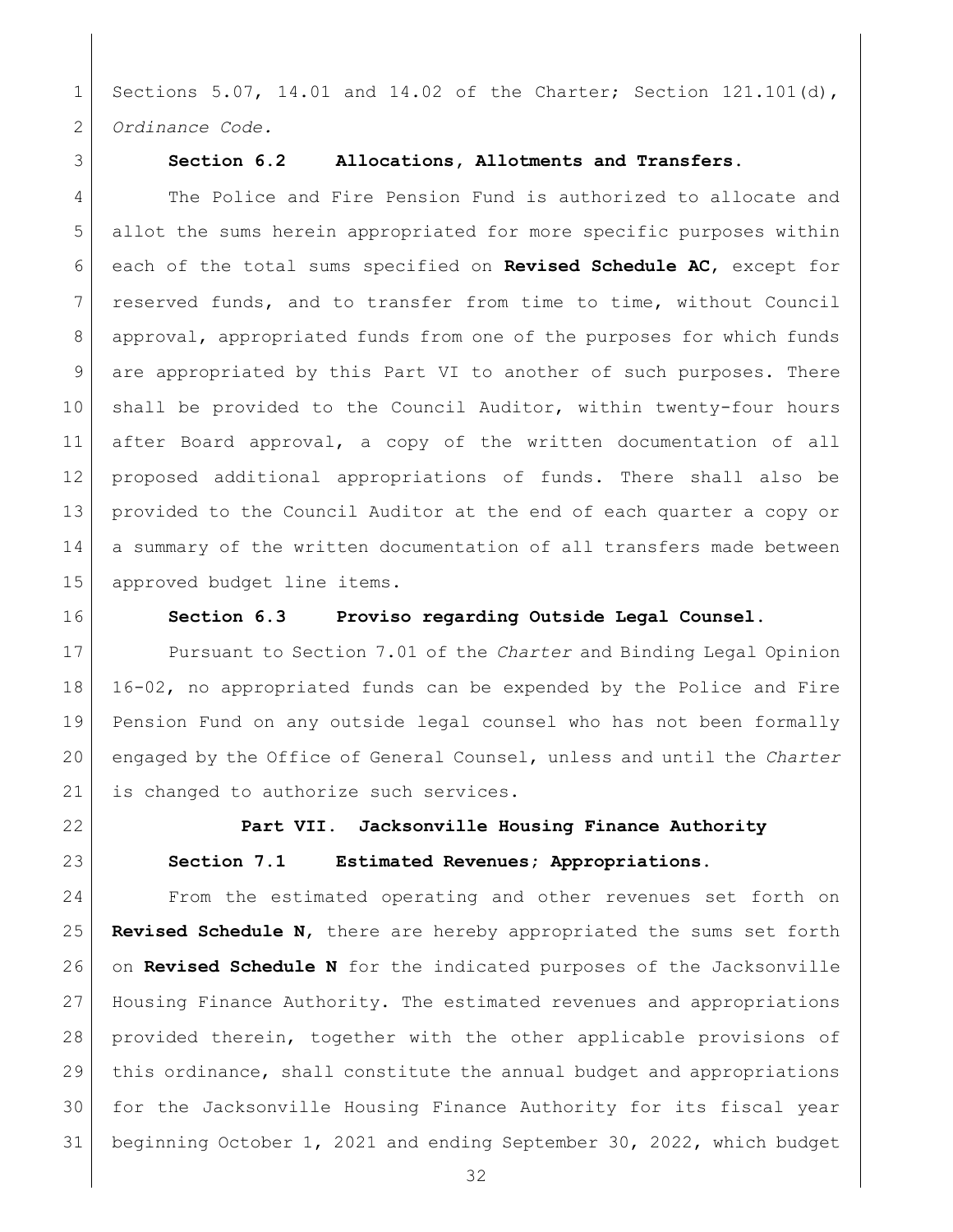Sections 5.07, 14.01 and 14.02 of the Charter; Section 121.101(d), *Ordinance Code.*

**Section 6.2 Allocations, Allotments and Transfers.**

The Police and Fire Pension Fund is authorized to allocate and allot the sums herein appropriated for more specific purposes within each of the total sums specified on **Revised Schedule AC**, except for reserved funds, and to transfer from time to time, without Council approval, appropriated funds from one of the purposes for which funds are appropriated by this Part VI to another of such purposes. There shall be provided to the Council Auditor, within twenty-four hours after Board approval, a copy of the written documentation of all proposed additional appropriations of funds. There shall also be provided to the Council Auditor at the end of each quarter a copy or a summary of the written documentation of all transfers made between approved budget line items.

**Section 6.3 Proviso regarding Outside Legal Counsel.**

Pursuant to Section 7.01 of the *Charter* and Binding Legal Opinion 16-02, no appropriated funds can be expended by the Police and Fire Pension Fund on any outside legal counsel who has not been formally engaged by the Office of General Counsel, unless and until the *Charter* is changed to authorize such services.

## Part VII. Jacksonville Housing Finance Authority

**Section 7.1 Estimated Revenues; Appropriations.**

From the estimated operating and other revenues set forth on **Revised Schedule N**, there are hereby appropriated the sums set forth on **Revised Schedule N** for the indicated purposes of the Jacksonville Housing Finance Authority. The estimated revenues and appropriations provided therein, together with the other applicable provisions of this ordinance, shall constitute the annual budget and appropriations for the Jacksonville Housing Finance Authority for its fiscal year beginning October 1, 2021 and ending September 30, 2022, which budget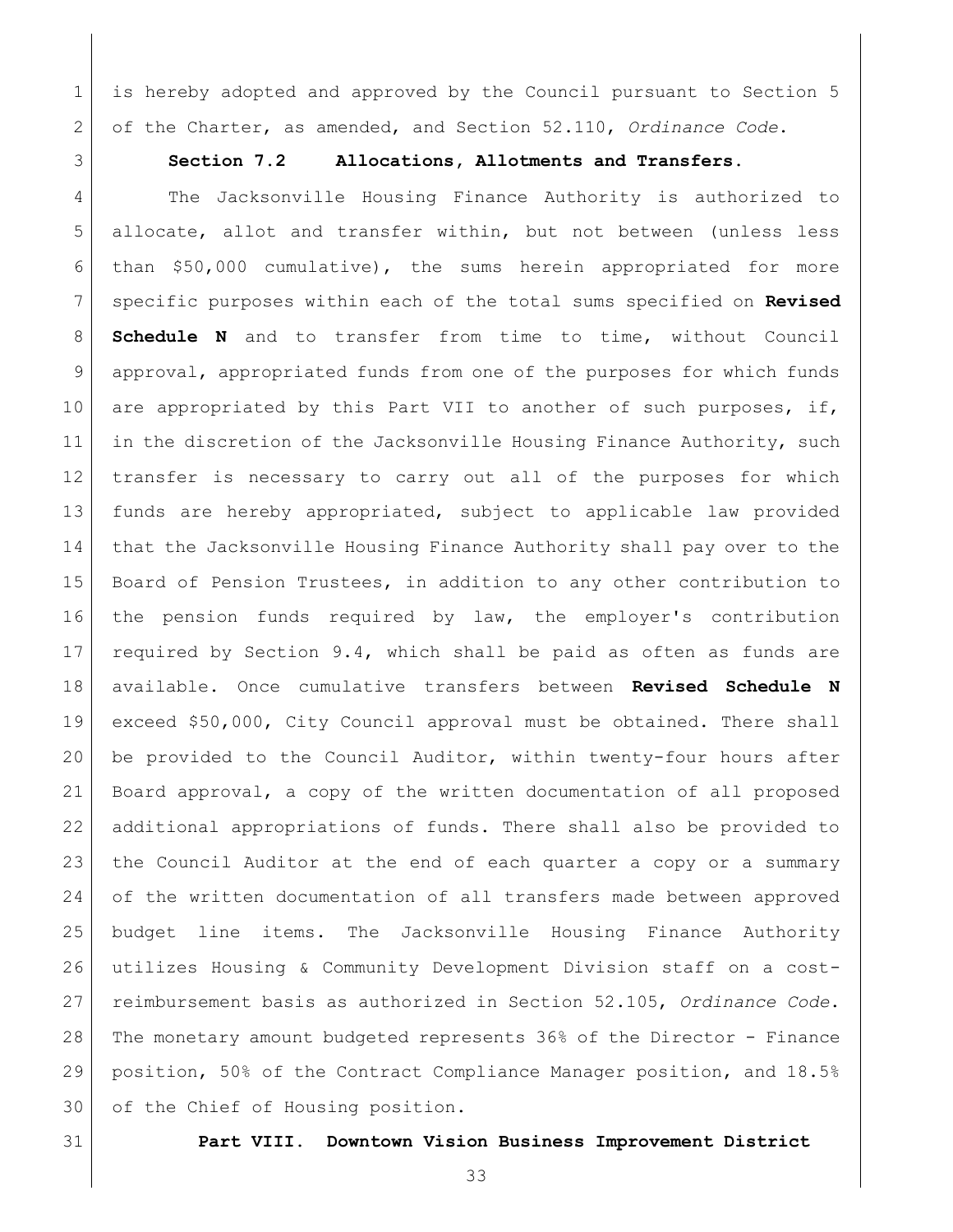is hereby adopted and approved by the Council pursuant to Section 5 of the Charter, as amended, and Section 52.110, *Ordinance Code*.

**Section 7.2 Allocations, Allotments and Transfers.**

The Jacksonville Housing Finance Authority is authorized to allocate, allot and transfer within, but not between (unless less than $50,000 cumulative), the sums herein appropriated for more specific purposes within each of the total sums specified on **Revised Schedule N** and to transfer from time to time, without Council approval, appropriated funds from one of the purposes for which funds are appropriated by this Part VII to another of such purposes, if, in the discretion of the Jacksonville Housing Finance Authority, such transfer is necessary to carry out all of the purposes for which funds are hereby appropriated, subject to applicable law provided that the Jacksonville Housing Finance Authority shall pay over to the Board of Pension Trustees, in addition to any other contribution to the pension funds required by law, the employer's contribution required by Section 9.4, which shall be paid as often as funds are available. Once cumulative transfers between **Revised Schedule N** exceed $50,000, City Council approval must be obtained. There shall be provided to the Council Auditor, within twenty-four hours after Board approval, a copy of the written documentation of all proposed additional appropriations of funds. There shall also be provided to the Council Auditor at the end of each quarter a copy or a summary of the written documentation of all transfers made between approved budget line items. The Jacksonville Housing Finance Authority utilizes Housing & Community Development Division staff on a cost-reimbursement basis as authorized in Section 52.105, *Ordinance Code*. The monetary amount budgeted represents 36% of the Director - Finance position, 50% of the Contract Compliance Manager position, and 18.5% of the Chief of Housing position.

**Part VIII. Downtown Vision Business Improvement District**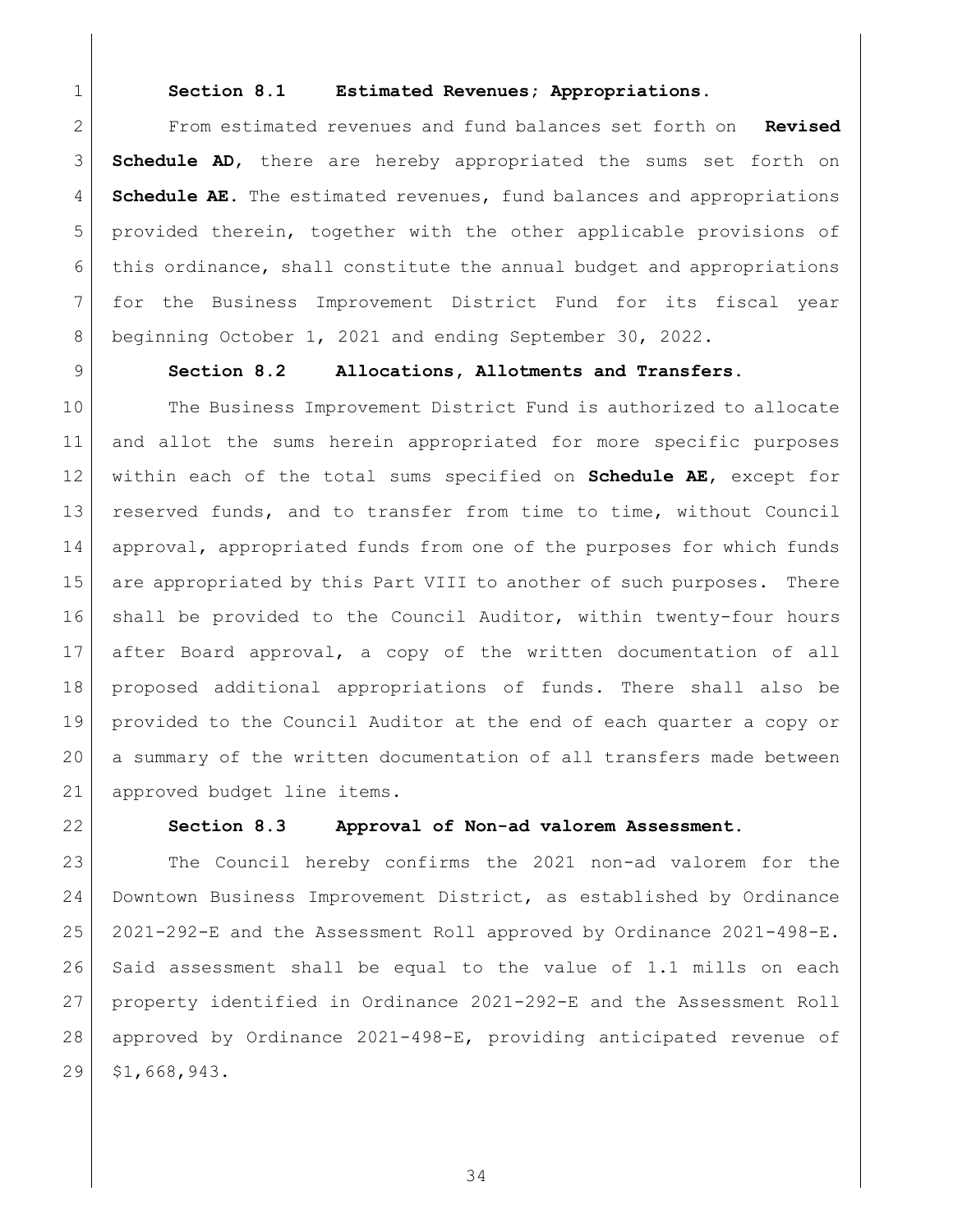**Section 8.1 Estimated Revenues; Appropriations.**

From estimated revenues and fund balances set forth on **Revised Schedule AD**, there are hereby appropriated the sums set forth on **Schedule AE.** The estimated revenues, fund balances and appropriations provided therein, together with the other applicable provisions of this ordinance, shall constitute the annual budget and appropriations for the Business Improvement District Fund for its fiscal year beginning October 1, 2021 and ending September 30, 2022.

**Section 8.2 Allocations, Allotments and Transfers.**

The Business Improvement District Fund is authorized to allocate and allot the sums herein appropriated for more specific purposes within each of the total sums specified on **Schedule AE**, except for reserved funds, and to transfer from time to time, without Council approval, appropriated funds from one of the purposes for which funds are appropriated by this Part VIII to another of such purposes. There shall be provided to the Council Auditor, within twenty-four hours after Board approval, a copy of the written documentation of all proposed additional appropriations of funds. There shall also be provided to the Council Auditor at the end of each quarter a copy or a summary of the written documentation of all transfers made between approved budget line items.

**Section 8.3 Approval of Non-ad valorem Assessment.**

The Council hereby confirms the 2021 non-ad valorem for the Downtown Business Improvement District, as established by Ordinance 2021-292-E and the Assessment Roll approved by Ordinance 2021-498-E. Said assessment shall be equal to the value of 1.1 mills on each property identified in Ordinance 2021-292-E and the Assessment Roll approved by Ordinance 2021-498-E, providing anticipated revenue of $1,668,943.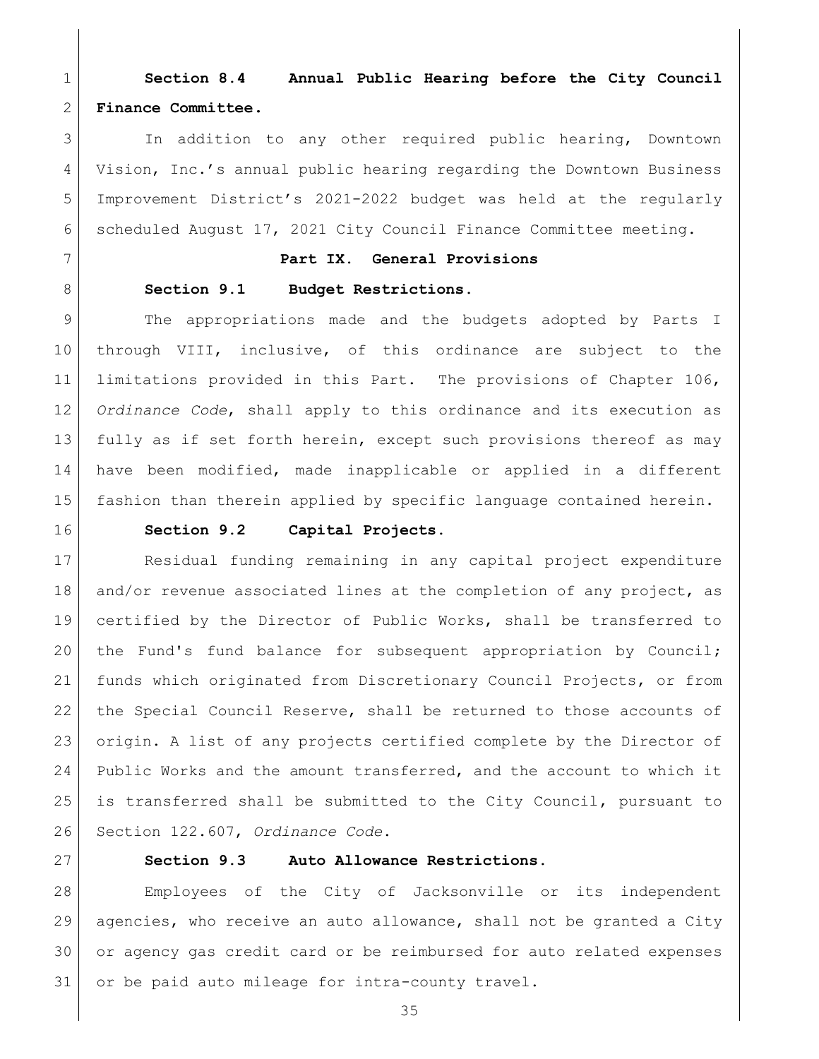**Section 8.4 Annual Public Hearing before the City Council Finance Committee.**

In addition to any other required public hearing, Downtown Vision, Inc.'s annual public hearing regarding the Downtown Business Improvement District's 2021-2022 budget was held at the regularly scheduled August 17, 2021 City Council Finance Committee meeting.

## Part IX. General Provisions

**Section 9.1 Budget Restrictions.**

The appropriations made and the budgets adopted by Parts I through VIII, inclusive, of this ordinance are subject to the limitations provided in this Part. The provisions of Chapter 106, *Ordinance Code*, shall apply to this ordinance and its execution as fully as if set forth herein, except such provisions thereof as may have been modified, made inapplicable or applied in a different fashion than therein applied by specific language contained herein.

**Section 9.2 Capital Projects.**

Residual funding remaining in any capital project expenditure and/or revenue associated lines at the completion of any project, as certified by the Director of Public Works, shall be transferred to the Fund's fund balance for subsequent appropriation by Council; funds which originated from Discretionary Council Projects, or from the Special Council Reserve, shall be returned to those accounts of origin. A list of any projects certified complete by the Director of Public Works and the amount transferred, and the account to which it is transferred shall be submitted to the City Council, pursuant to Section 122.607, *Ordinance Code*.

**Section 9.3 Auto Allowance Restrictions.**

Employees of the City of Jacksonville or its independent agencies, who receive an auto allowance, shall not be granted a City or agency gas credit card or be reimbursed for auto related expenses or be paid auto mileage for intra-county travel.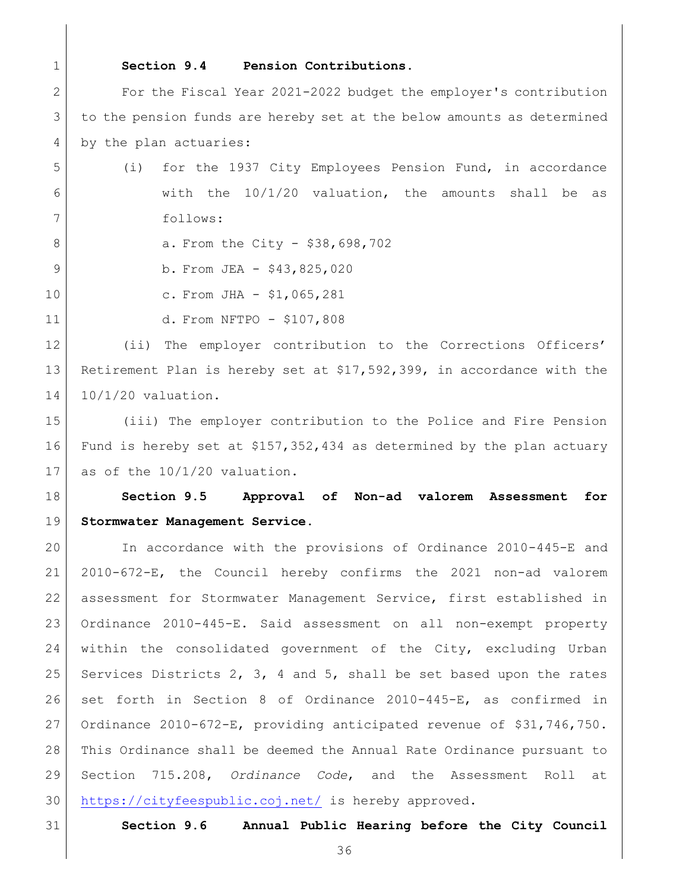**Section 9.4 Pension Contributions.**

For the Fiscal Year 2021-2022 budget the employer's contribution to the pension funds are hereby set at the below amounts as determined by the plan actuaries:

(i) for the 1937 City Employees Pension Fund, in accordance with the 10/1/20 valuation, the amounts shall be as follows:

a. From the City - $38,698,702

b. From JEA - $43,825,020

c. From JHA - $1,065,281

d. From NFTPO - $107,808

(ii) The employer contribution to the Corrections Officers' Retirement Plan is hereby set at $17,592,399, in accordance with the 10/1/20 valuation.

(iii) The employer contribution to the Police and Fire Pension Fund is hereby set at $157,352,434 as determined by the plan actuary as of the 10/1/20 valuation.

**Section 9.5 Approval of Non-ad valorem Assessment for Stormwater Management Service.**

In accordance with the provisions of Ordinance 2010-445-E and 2010-672-E, the Council hereby confirms the 2021 non-ad valorem assessment for Stormwater Management Service, first established in Ordinance 2010-445-E. Said assessment on all non-exempt property within the consolidated government of the City, excluding Urban Services Districts 2, 3, 4 and 5, shall be set based upon the rates set forth in Section 8 of Ordinance 2010-445-E, as confirmed in Ordinance 2010-672-E, providing anticipated revenue of $31,746,750. This Ordinance shall be deemed the Annual Rate Ordinance pursuant to Section 715.208, *Ordinance Code*, and the Assessment Roll at https://cityfeespublic.coj.net/ is hereby approved.

**Section 9.6 Annual Public Hearing before the City Council**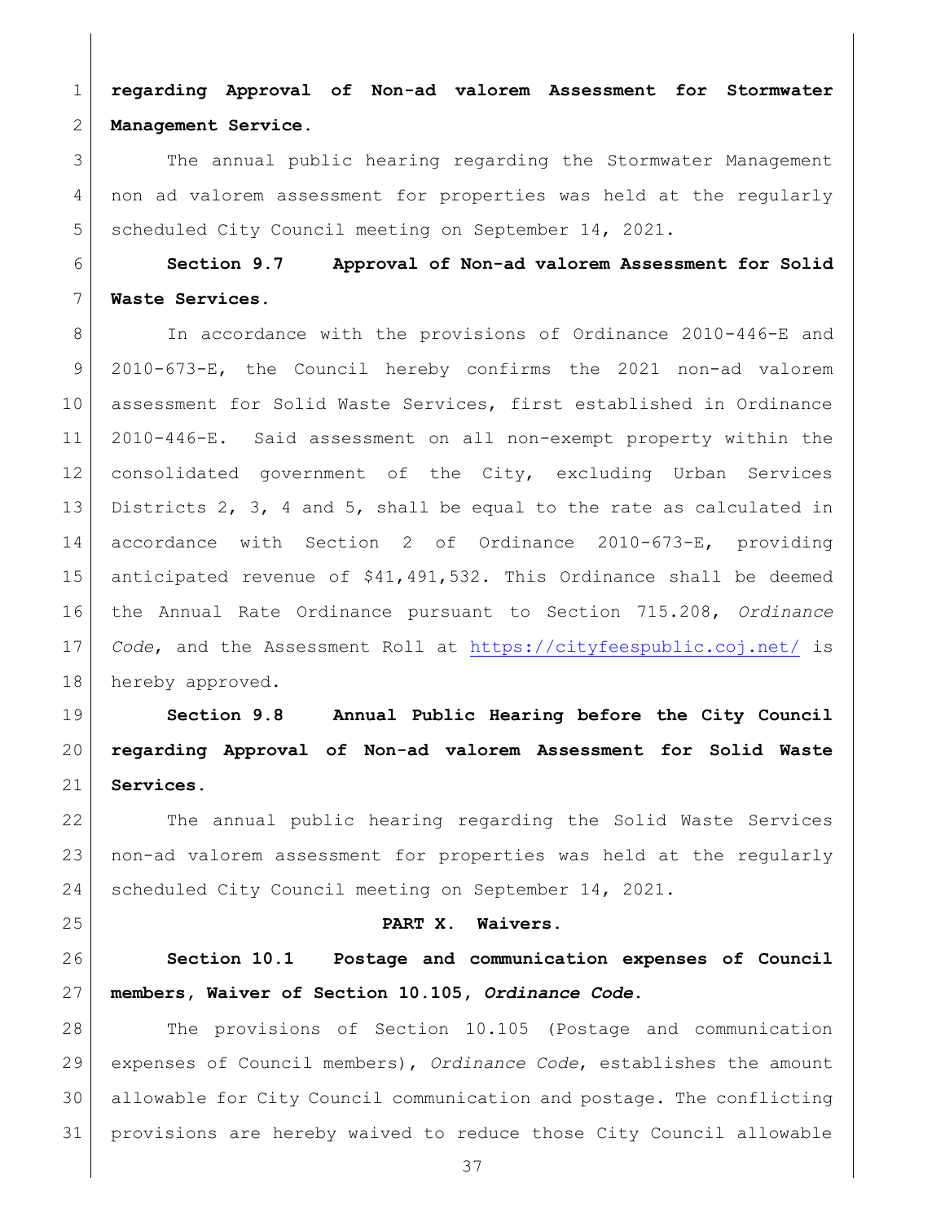**regarding Approval of Non-ad valorem Assessment for Stormwater Management Service.**

The annual public hearing regarding the Stormwater Management non ad valorem assessment for properties was held at the regularly scheduled City Council meeting on September 14, 2021.

**Section 9.7 Approval of Non-ad valorem Assessment for Solid Waste Services.**

In accordance with the provisions of Ordinance 2010-446-E and 2010-673-E, the Council hereby confirms the 2021 non-ad valorem assessment for Solid Waste Services, first established in Ordinance 2010-446-E. Said assessment on all non-exempt property within the consolidated government of the City, excluding Urban Services Districts 2, 3, 4 and 5, shall be equal to the rate as calculated in accordance with Section 2 of Ordinance 2010-673-E, providing anticipated revenue of $41,491,532. This Ordinance shall be deemed the Annual Rate Ordinance pursuant to Section 715.208, *Ordinance Code*, and the Assessment Roll at https://cityfeespublic.coj.net/ is hereby approved.

**Section 9.8 Annual Public Hearing before the City Council regarding Approval of Non-ad valorem Assessment for Solid Waste Services.**

The annual public hearing regarding the Solid Waste Services non-ad valorem assessment for properties was held at the regularly scheduled City Council meeting on September 14, 2021.

## PART X. Waivers.

**Section 10.1 Postage and communication expenses of Council members, Waiver of Section 10.105, *Ordinance Code*.**

The provisions of Section 10.105 (Postage and communication expenses of Council members), *Ordinance Code*, establishes the amount allowable for City Council communication and postage. The conflicting provisions are hereby waived to reduce those City Council allowable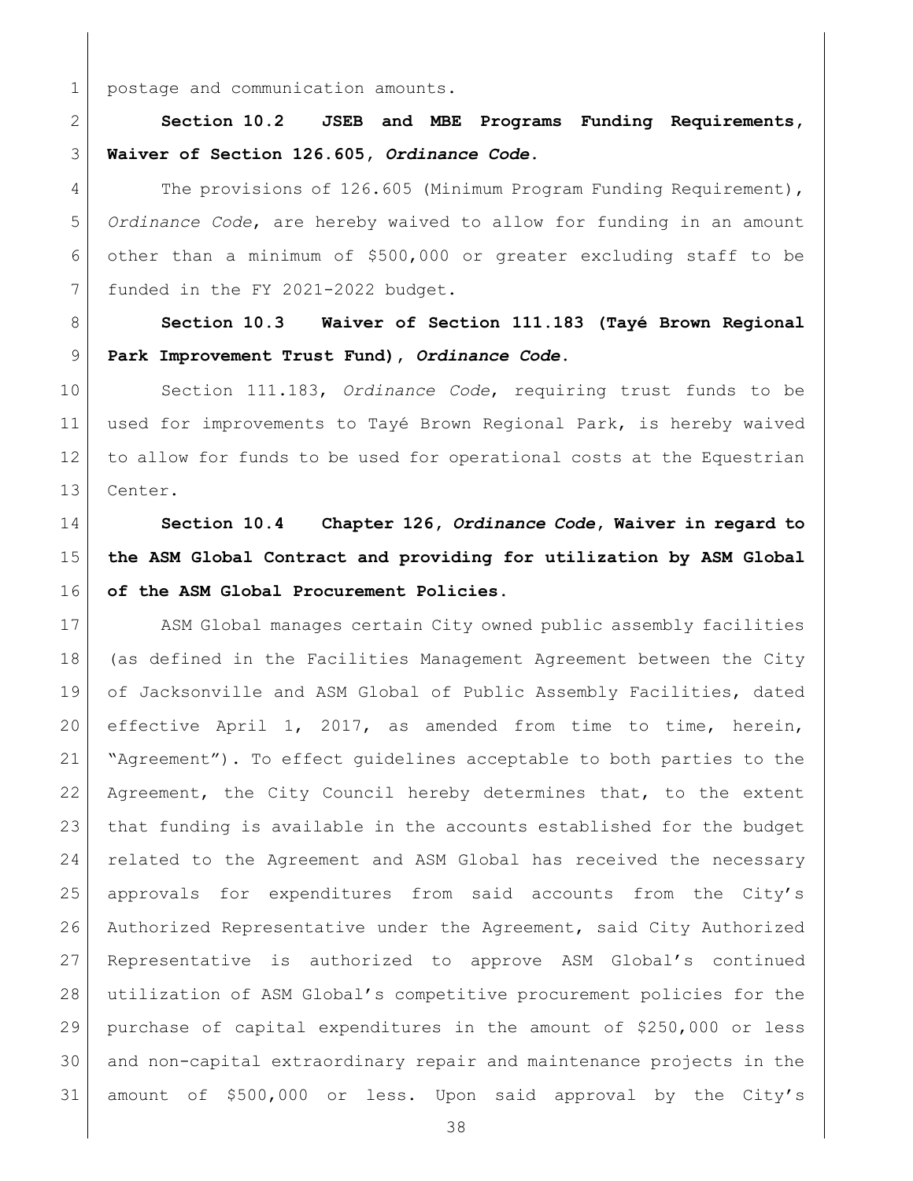postage and communication amounts.

**Section 10.2 JSEB and MBE Programs Funding Requirements, Waiver of Section 126.605, *Ordinance Code*.**

The provisions of 126.605 (Minimum Program Funding Requirement), *Ordinance Code*, are hereby waived to allow for funding in an amount other than a minimum of $500,000 or greater excluding staff to be funded in the FY 2021-2022 budget.

**Section 10.3 Waiver of Section 111.183 (Tayé Brown Regional Park Improvement Trust Fund), *Ordinance Code*.**

Section 111.183, *Ordinance Code*, requiring trust funds to be used for improvements to Tayé Brown Regional Park, is hereby waived to allow for funds to be used for operational costs at the Equestrian Center.

**Section 10.4 Chapter 126, *Ordinance Code*, Waiver in regard to the ASM Global Contract and providing for utilization by ASM Global of the ASM Global Procurement Policies.**

ASM Global manages certain City owned public assembly facilities (as defined in the Facilities Management Agreement between the City of Jacksonville and ASM Global of Public Assembly Facilities, dated effective April 1, 2017, as amended from time to time, herein, "Agreement"). To effect guidelines acceptable to both parties to the Agreement, the City Council hereby determines that, to the extent that funding is available in the accounts established for the budget related to the Agreement and ASM Global has received the necessary approvals for expenditures from said accounts from the City's Authorized Representative under the Agreement, said City Authorized Representative is authorized to approve ASM Global's continued utilization of ASM Global's competitive procurement policies for the purchase of capital expenditures in the amount of $250,000 or less and non-capital extraordinary repair and maintenance projects in the amount of $500,000 or less. Upon said approval by the City's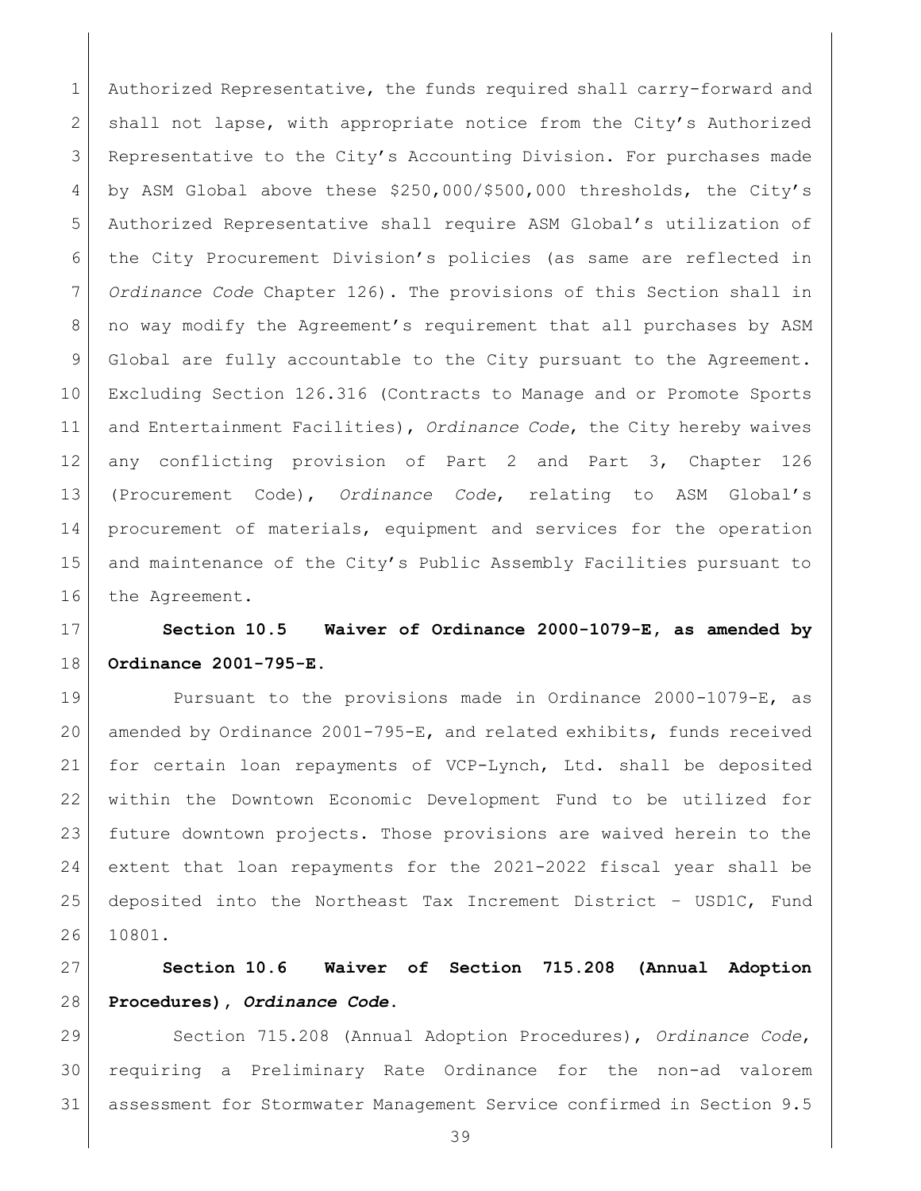Authorized Representative, the funds required shall carry-forward and shall not lapse, with appropriate notice from the City's Authorized Representative to the City's Accounting Division. For purchases made by ASM Global above these $250,000/$500,000 thresholds, the City's Authorized Representative shall require ASM Global's utilization of the City Procurement Division's policies (as same are reflected in *Ordinance Code* Chapter 126). The provisions of this Section shall in no way modify the Agreement's requirement that all purchases by ASM Global are fully accountable to the City pursuant to the Agreement. Excluding Section 126.316 (Contracts to Manage and or Promote Sports and Entertainment Facilities), *Ordinance Code*, the City hereby waives any conflicting provision of Part 2 and Part 3, Chapter 126 (Procurement Code), *Ordinance Code*, relating to ASM Global's procurement of materials, equipment and services for the operation and maintenance of the City's Public Assembly Facilities pursuant to the Agreement.

**Section 10.5 Waiver of Ordinance 2000-1079-E, as amended by Ordinance 2001-795-E.**

Pursuant to the provisions made in Ordinance 2000-1079-E, as amended by Ordinance 2001-795-E, and related exhibits, funds received for certain loan repayments of VCP-Lynch, Ltd. shall be deposited within the Downtown Economic Development Fund to be utilized for future downtown projects. Those provisions are waived herein to the extent that loan repayments for the 2021-2022 fiscal year shall be deposited into the Northeast Tax Increment District – USD1C, Fund 10801.

**Section 10.6 Waiver of Section 715.208 (Annual Adoption Procedures), *Ordinance Code*.**

Section 715.208 (Annual Adoption Procedures), *Ordinance Code*, requiring a Preliminary Rate Ordinance for the non-ad valorem assessment for Stormwater Management Service confirmed in Section 9.5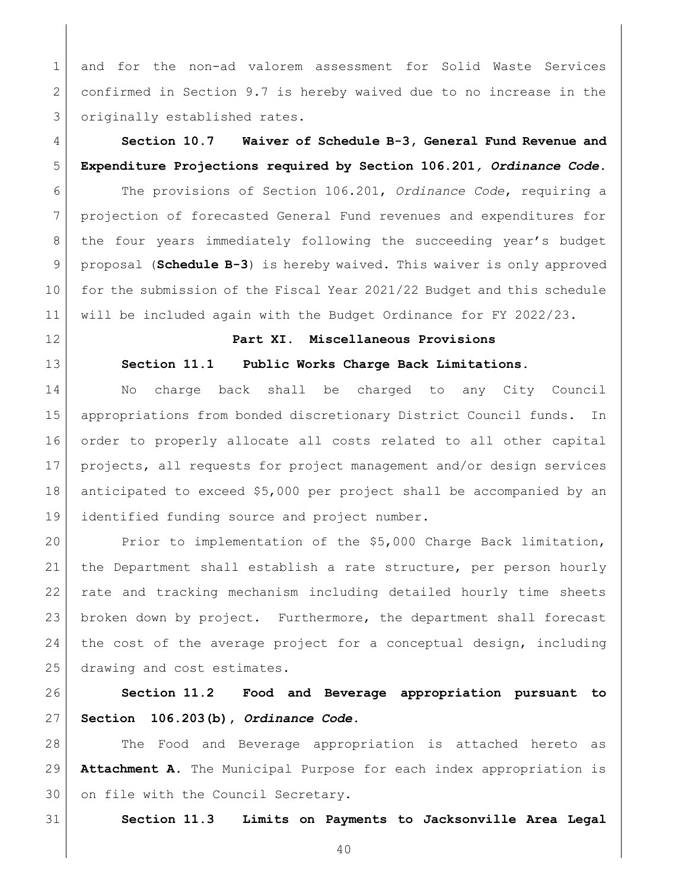and for the non-ad valorem assessment for Solid Waste Services confirmed in Section 9.7 is hereby waived due to no increase in the originally established rates.

**Section 10.7 Waiver of Schedule B-3, General Fund Revenue and Expenditure Projections required by Section 106.201*, Ordinance Code*.**

The provisions of Section 106.201, *Ordinance Code*, requiring a projection of forecasted General Fund revenues and expenditures for the four years immediately following the succeeding year's budget proposal (**Schedule B-3**) is hereby waived. This waiver is only approved for the submission of the Fiscal Year 2021/22 Budget and this schedule will be included again with the Budget Ordinance for FY 2022/23.

## Part XI. Miscellaneous Provisions

**Section 11.1 Public Works Charge Back Limitations.**

No charge back shall be charged to any City Council appropriations from bonded discretionary District Council funds. In order to properly allocate all costs related to all other capital projects, all requests for project management and/or design services anticipated to exceed $5,000 per project shall be accompanied by an identified funding source and project number.

Prior to implementation of the $5,000 Charge Back limitation, the Department shall establish a rate structure, per person hourly rate and tracking mechanism including detailed hourly time sheets broken down by project. Furthermore, the department shall forecast the cost of the average project for a conceptual design, including drawing and cost estimates.

**Section 11.2 Food and Beverage appropriation pursuant to Section 106.203(b), *Ordinance Code*.**

The Food and Beverage appropriation is attached hereto as **Attachment A**. The Municipal Purpose for each index appropriation is on file with the Council Secretary.

**Section 11.3 Limits on Payments to Jacksonville Area Legal**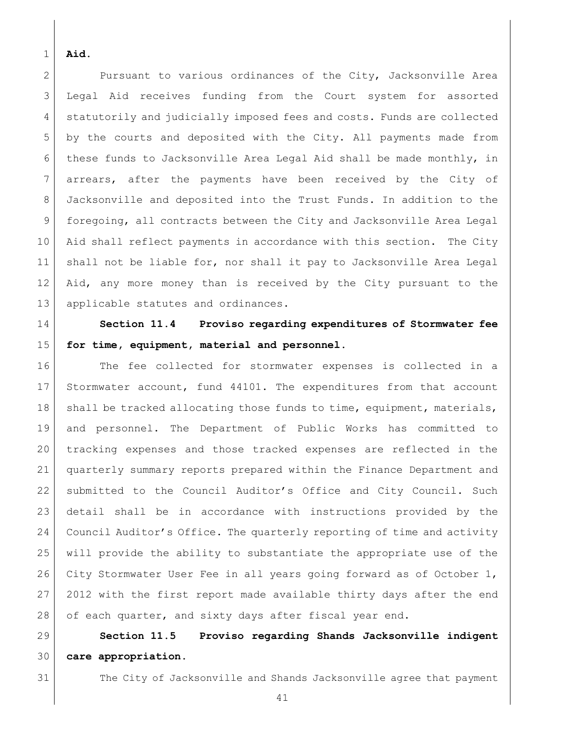**Aid.**

Pursuant to various ordinances of the City, Jacksonville Area Legal Aid receives funding from the Court system for assorted statutorily and judicially imposed fees and costs. Funds are collected by the courts and deposited with the City. All payments made from these funds to Jacksonville Area Legal Aid shall be made monthly, in arrears, after the payments have been received by the City of Jacksonville and deposited into the Trust Funds. In addition to the foregoing, all contracts between the City and Jacksonville Area Legal Aid shall reflect payments in accordance with this section. The City shall not be liable for, nor shall it pay to Jacksonville Area Legal Aid, any more money than is received by the City pursuant to the applicable statutes and ordinances.

**Section 11.4 Proviso regarding expenditures of Stormwater fee for time, equipment, material and personnel.**

The fee collected for stormwater expenses is collected in a Stormwater account, fund 44101. The expenditures from that account shall be tracked allocating those funds to time, equipment, materials, and personnel. The Department of Public Works has committed to tracking expenses and those tracked expenses are reflected in the quarterly summary reports prepared within the Finance Department and submitted to the Council Auditor's Office and City Council. Such detail shall be in accordance with instructions provided by the Council Auditor's Office. The quarterly reporting of time and activity will provide the ability to substantiate the appropriate use of the City Stormwater User Fee in all years going forward as of October 1, 2012 with the first report made available thirty days after the end of each quarter, and sixty days after fiscal year end.

**Section 11.5 Proviso regarding Shands Jacksonville indigent care appropriation.**

The City of Jacksonville and Shands Jacksonville agree that payment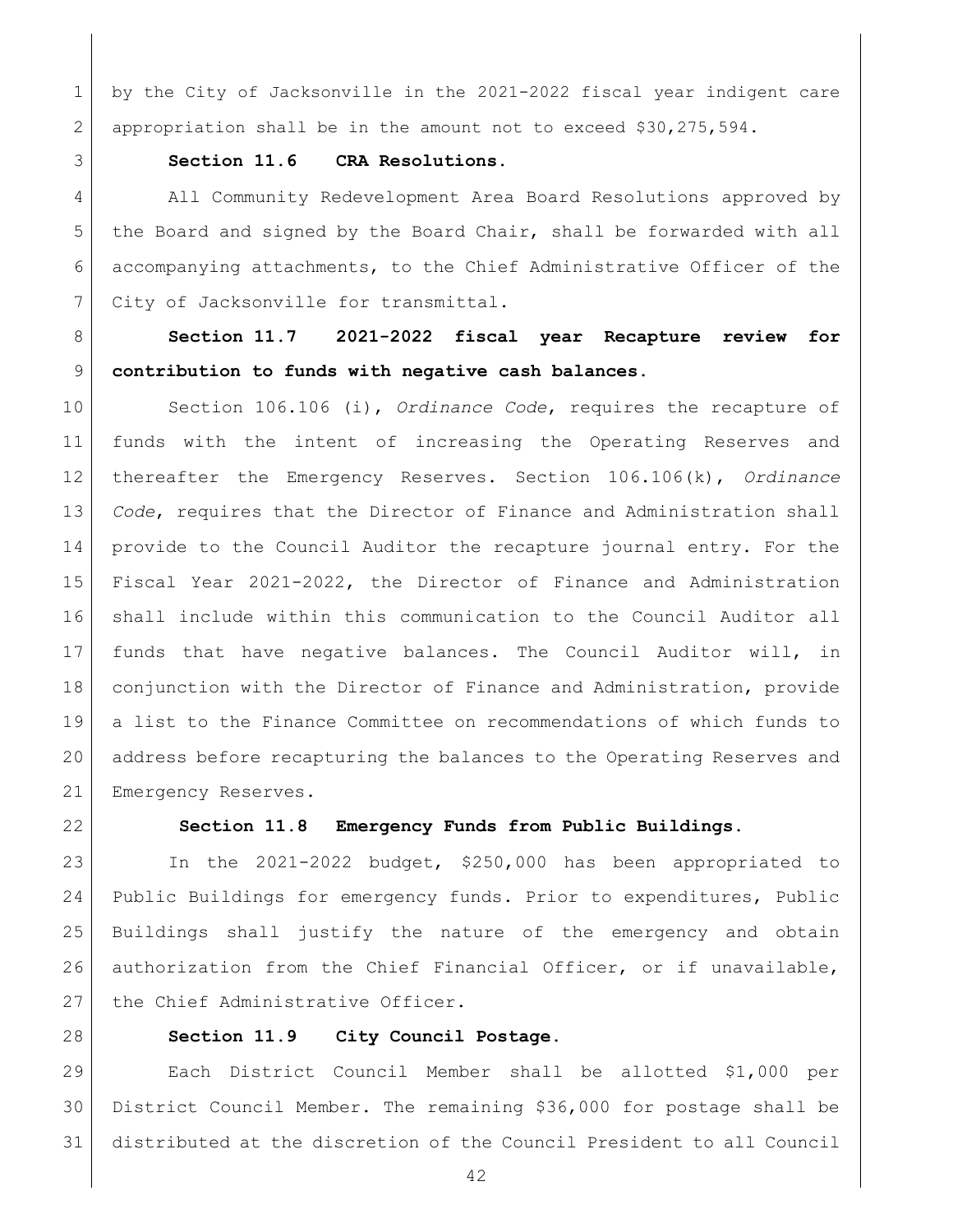by the City of Jacksonville in the 2021-2022 fiscal year indigent care appropriation shall be in the amount not to exceed $30,275,594.

**Section 11.6 CRA Resolutions.**

All Community Redevelopment Area Board Resolutions approved by the Board and signed by the Board Chair, shall be forwarded with all accompanying attachments, to the Chief Administrative Officer of the City of Jacksonville for transmittal.

**Section 11.7 2021-2022 fiscal year Recapture review for contribution to funds with negative cash balances.**

Section 106.106 (i), *Ordinance Code*, requires the recapture of funds with the intent of increasing the Operating Reserves and thereafter the Emergency Reserves. Section 106.106(k), *Ordinance Code*, requires that the Director of Finance and Administration shall provide to the Council Auditor the recapture journal entry. For the Fiscal Year 2021-2022, the Director of Finance and Administration shall include within this communication to the Council Auditor all funds that have negative balances. The Council Auditor will, in conjunction with the Director of Finance and Administration, provide a list to the Finance Committee on recommendations of which funds to address before recapturing the balances to the Operating Reserves and Emergency Reserves.

**Section 11.8 Emergency Funds from Public Buildings.**

In the 2021-2022 budget, $250,000 has been appropriated to Public Buildings for emergency funds. Prior to expenditures, Public Buildings shall justify the nature of the emergency and obtain authorization from the Chief Financial Officer, or if unavailable, the Chief Administrative Officer.

**Section 11.9 City Council Postage.**

Each District Council Member shall be allotted $1,000 per District Council Member. The remaining $36,000 for postage shall be distributed at the discretion of the Council President to all Council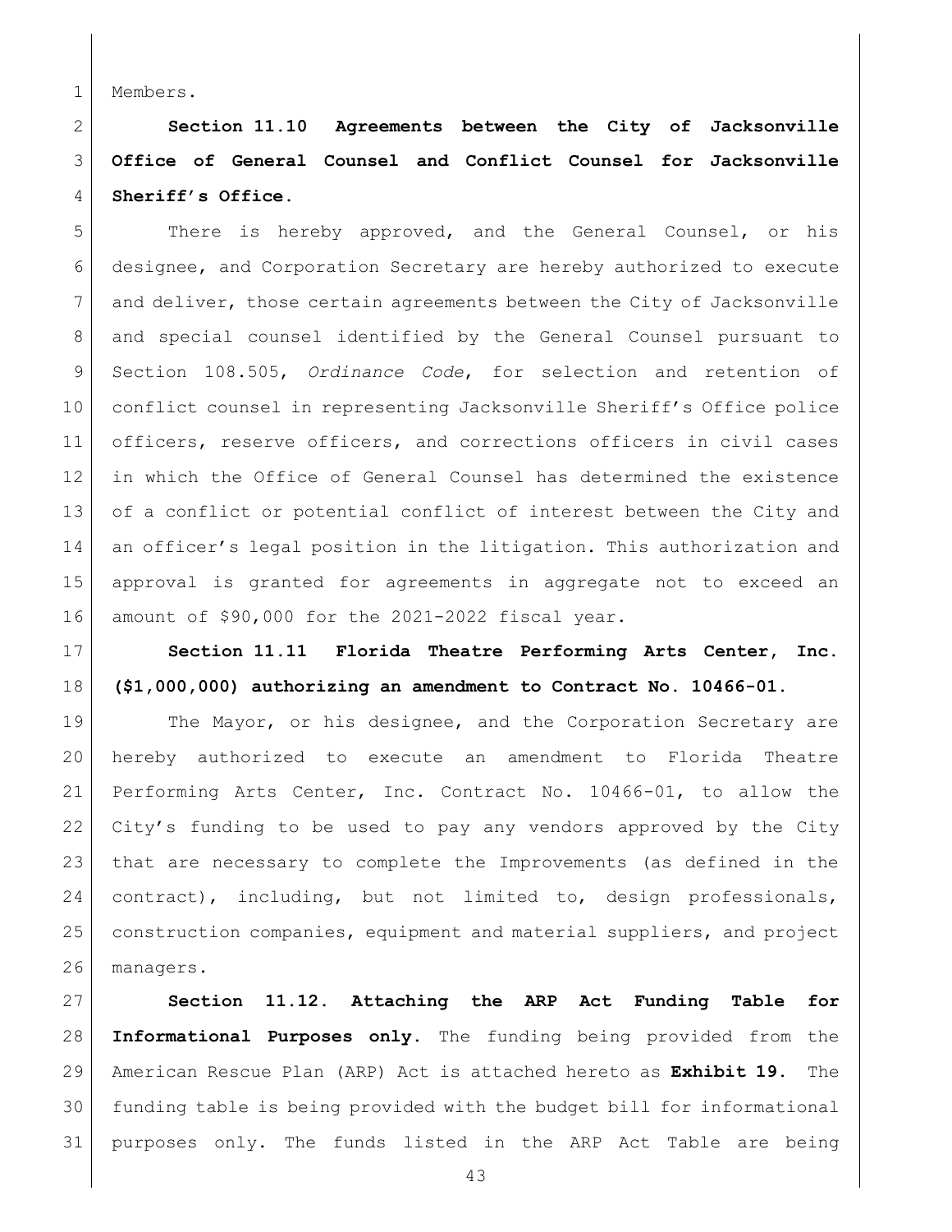Members.

**Section 11.10 Agreements between the City of Jacksonville Office of General Counsel and Conflict Counsel for Jacksonville Sheriff's Office.**

There is hereby approved, and the General Counsel, or his designee, and Corporation Secretary are hereby authorized to execute and deliver, those certain agreements between the City of Jacksonville and special counsel identified by the General Counsel pursuant to Section 108.505, *Ordinance Code*, for selection and retention of conflict counsel in representing Jacksonville Sheriff's Office police officers, reserve officers, and corrections officers in civil cases in which the Office of General Counsel has determined the existence of a conflict or potential conflict of interest between the City and an officer's legal position in the litigation. This authorization and approval is granted for agreements in aggregate not to exceed an amount of $90,000 for the 2021-2022 fiscal year.

**Section 11.11 Florida Theatre Performing Arts Center, Inc. ($1,000,000) authorizing an amendment to Contract No. 10466-01.**

The Mayor, or his designee, and the Corporation Secretary are hereby authorized to execute an amendment to Florida Theatre Performing Arts Center, Inc. Contract No. 10466-01, to allow the City's funding to be used to pay any vendors approved by the City that are necessary to complete the Improvements (as defined in the contract), including, but not limited to, design professionals, construction companies, equipment and material suppliers, and project managers.

**Section 11.12. Attaching the ARP Act Funding Table for Informational Purposes only.** The funding being provided from the American Rescue Plan (ARP) Act is attached hereto as **Exhibit 19.** The funding table is being provided with the budget bill for informational purposes only. The funds listed in the ARP Act Table are being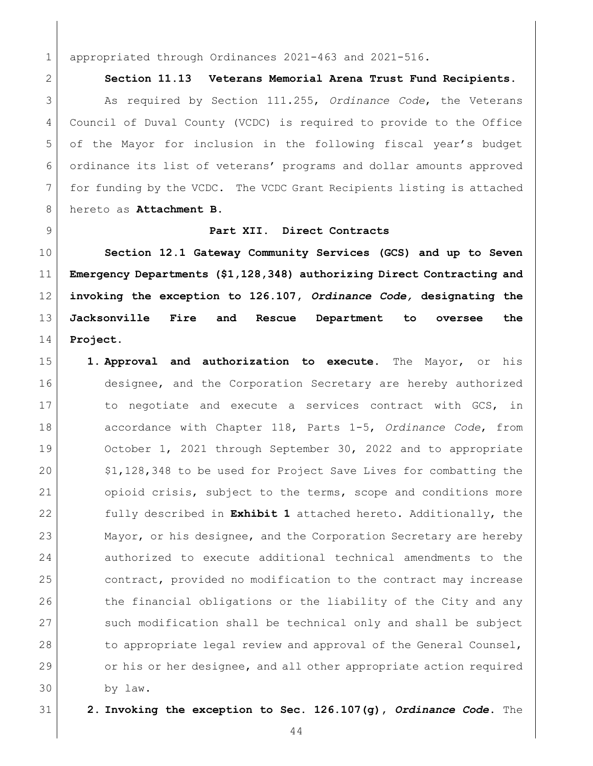appropriated through Ordinances 2021-463 and 2021-516.

**Section 11.13 Veterans Memorial Arena Trust Fund Recipients.**

As required by Section 111.255, *Ordinance Code*, the Veterans Council of Duval County (VCDC) is required to provide to the Office of the Mayor for inclusion in the following fiscal year's budget ordinance its list of veterans' programs and dollar amounts approved for funding by the VCDC. The VCDC Grant Recipients listing is attached hereto as **Attachment B.**

**Part XII. Direct Contracts**

**Section 12.1 Gateway Community Services (GCS) and up to Seven Emergency Departments ($1,128,348) authorizing Direct Contracting and invoking the exception to 126.107, *Ordinance Code,* designating the Jacksonville Fire and Rescue Department to oversee the Project.**

1. **Approval and authorization to execute.** The Mayor, or his designee, and the Corporation Secretary are hereby authorized to negotiate and execute a services contract with GCS, in accordance with Chapter 118, Parts 1-5, *Ordinance Code*, from October 1, 2021 through September 30, 2022 and to appropriate $1,128,348 to be used for Project Save Lives for combatting the opioid crisis, subject to the terms, scope and conditions more fully described in **Exhibit 1** attached hereto. Additionally, the Mayor, or his designee, and the Corporation Secretary are hereby authorized to execute additional technical amendments to the contract, provided no modification to the contract may increase the financial obligations or the liability of the City and any such modification shall be technical only and shall be subject to appropriate legal review and approval of the General Counsel, or his or her designee, and all other appropriate action required by law.
2. **Invoking the exception to Sec. 126.107(g), *Ordinance Code*.** The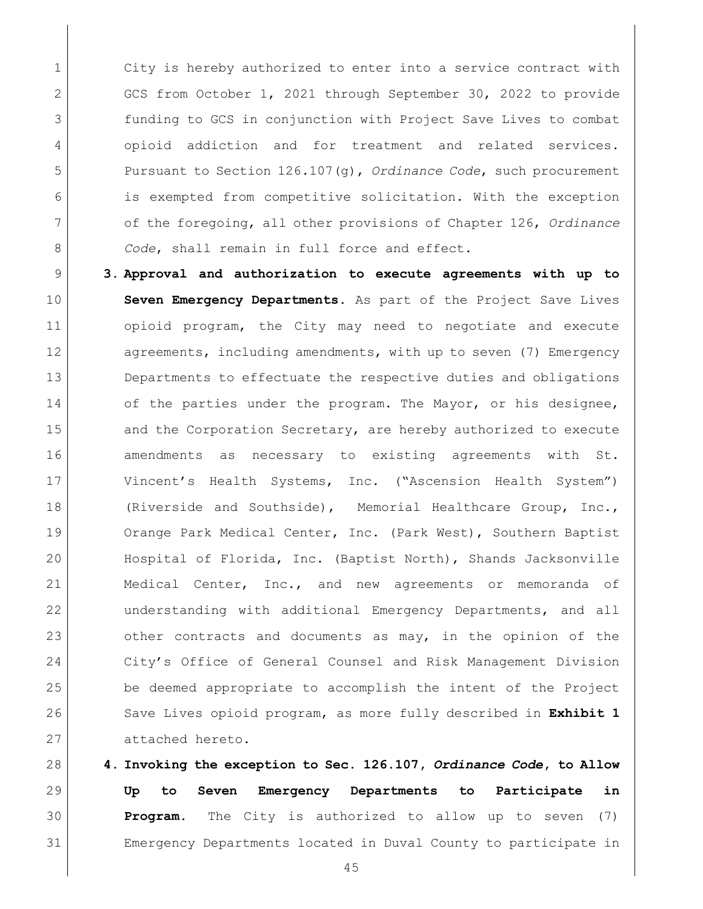City is hereby authorized to enter into a service contract with GCS from October 1, 2021 through September 30, 2022 to provide funding to GCS in conjunction with Project Save Lives to combat opioid addiction and for treatment and related services. Pursuant to Section 126.107(g), *Ordinance Code*, such procurement is exempted from competitive solicitation. With the exception of the foregoing, all other provisions of Chapter 126, *Ordinance Code*, shall remain in full force and effect.

3. **Approval and authorization to execute agreements with up to Seven Emergency Departments.** As part of the Project Save Lives opioid program, the City may need to negotiate and execute agreements, including amendments, with up to seven (7) Emergency Departments to effectuate the respective duties and obligations of the parties under the program. The Mayor, or his designee, and the Corporation Secretary, are hereby authorized to execute amendments as necessary to existing agreements with St. Vincent's Health Systems, Inc. ("Ascension Health System") (Riverside and Southside), Memorial Healthcare Group, Inc., Orange Park Medical Center, Inc. (Park West), Southern Baptist Hospital of Florida, Inc. (Baptist North), Shands Jacksonville Medical Center, Inc., and new agreements or memoranda of understanding with additional Emergency Departments, and all other contracts and documents as may, in the opinion of the City's Office of General Counsel and Risk Management Division be deemed appropriate to accomplish the intent of the Project Save Lives opioid program, as more fully described in **Exhibit 1** attached hereto.

4. **Invoking the exception to Sec. 126.107, *Ordinance Code*, to Allow Up to Seven Emergency Departments to Participate in Program.** The City is authorized to allow up to seven (7) Emergency Departments located in Duval County to participate in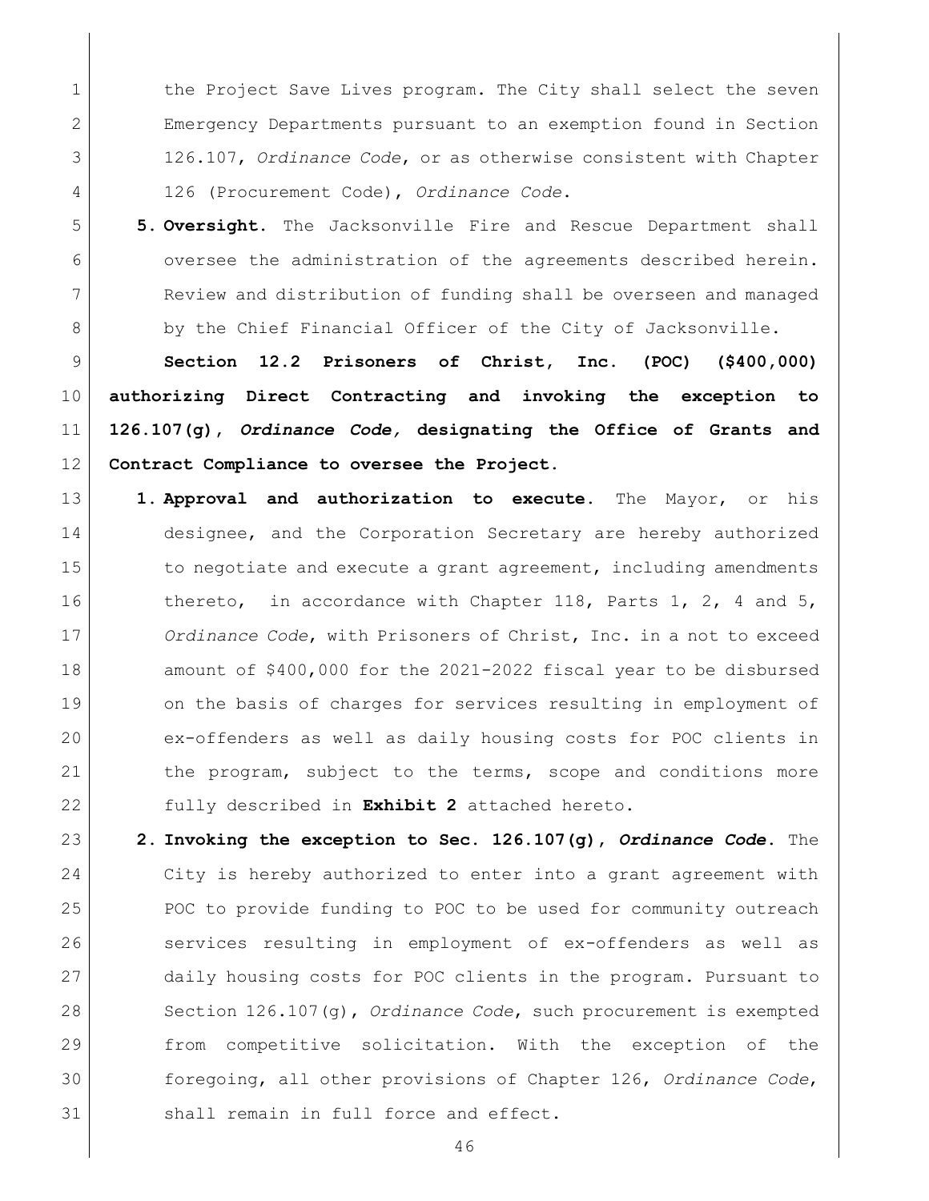the Project Save Lives program. The City shall select the seven Emergency Departments pursuant to an exemption found in Section 126.107, *Ordinance Code*, or as otherwise consistent with Chapter 126 (Procurement Code), *Ordinance Code*.

5. **Oversight.** The Jacksonville Fire and Rescue Department shall oversee the administration of the agreements described herein. Review and distribution of funding shall be overseen and managed by the Chief Financial Officer of the City of Jacksonville.

**Section 12.2 Prisoners of Christ, Inc. (POC) ($400,000) authorizing Direct Contracting and invoking the exception to 126.107(g), *Ordinance Code,* designating the Office of Grants and Contract Compliance to oversee the Project.**

1. **Approval and authorization to execute.** The Mayor, or his designee, and the Corporation Secretary are hereby authorized to negotiate and execute a grant agreement, including amendments thereto, in accordance with Chapter 118, Parts 1, 2, 4 and 5, *Ordinance Code*, with Prisoners of Christ, Inc. in a not to exceed amount of $400,000 for the 2021-2022 fiscal year to be disbursed on the basis of charges for services resulting in employment of ex-offenders as well as daily housing costs for POC clients in the program, subject to the terms, scope and conditions more fully described in **Exhibit 2** attached hereto.

2. **Invoking the exception to Sec. 126.107(g), *Ordinance Code*.** The City is hereby authorized to enter into a grant agreement with POC to provide funding to POC to be used for community outreach services resulting in employment of ex-offenders as well as daily housing costs for POC clients in the program. Pursuant to Section 126.107(g), *Ordinance Code*, such procurement is exempted from competitive solicitation. With the exception of the foregoing, all other provisions of Chapter 126, *Ordinance Code*, shall remain in full force and effect.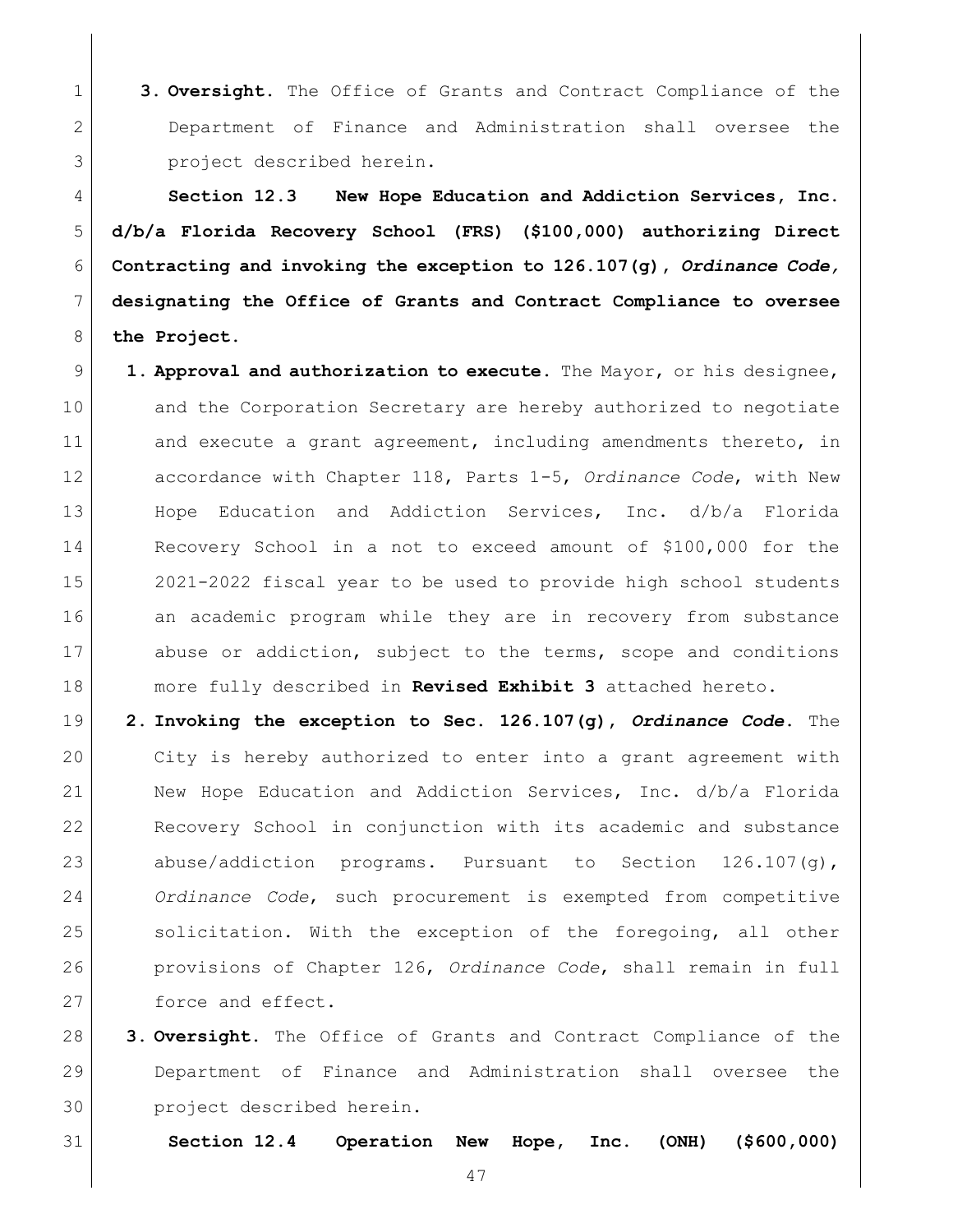**3. Oversight.** The Office of Grants and Contract Compliance of the Department of Finance and Administration shall oversee the project described herein.

**Section 12.3 New Hope Education and Addiction Services, Inc. d/b/a Florida Recovery School (FRS) ($100,000) authorizing Direct Contracting and invoking the exception to 126.107(g), *Ordinance Code,* designating the Office of Grants and Contract Compliance to oversee the Project.**

1. **Approval and authorization to execute.** The Mayor, or his designee, and the Corporation Secretary are hereby authorized to negotiate and execute a grant agreement, including amendments thereto, in accordance with Chapter 118, Parts 1-5, *Ordinance Code*, with New Hope Education and Addiction Services, Inc. d/b/a Florida Recovery School in a not to exceed amount of $100,000 for the 2021-2022 fiscal year to be used to provide high school students an academic program while they are in recovery from substance abuse or addiction, subject to the terms, scope and conditions more fully described in **Revised Exhibit 3** attached hereto.
2. **Invoking the exception to Sec. 126.107(g), *Ordinance Code*.** The City is hereby authorized to enter into a grant agreement with New Hope Education and Addiction Services, Inc. d/b/a Florida Recovery School in conjunction with its academic and substance abuse/addiction programs. Pursuant to Section 126.107(g), *Ordinance Code*, such procurement is exempted from competitive solicitation. With the exception of the foregoing, all other provisions of Chapter 126, *Ordinance Code*, shall remain in full force and effect.
3. **Oversight.** The Office of Grants and Contract Compliance of the Department of Finance and Administration shall oversee the project described herein.

**Section 12.4 Operation New Hope, Inc. (ONH) ($600,000)**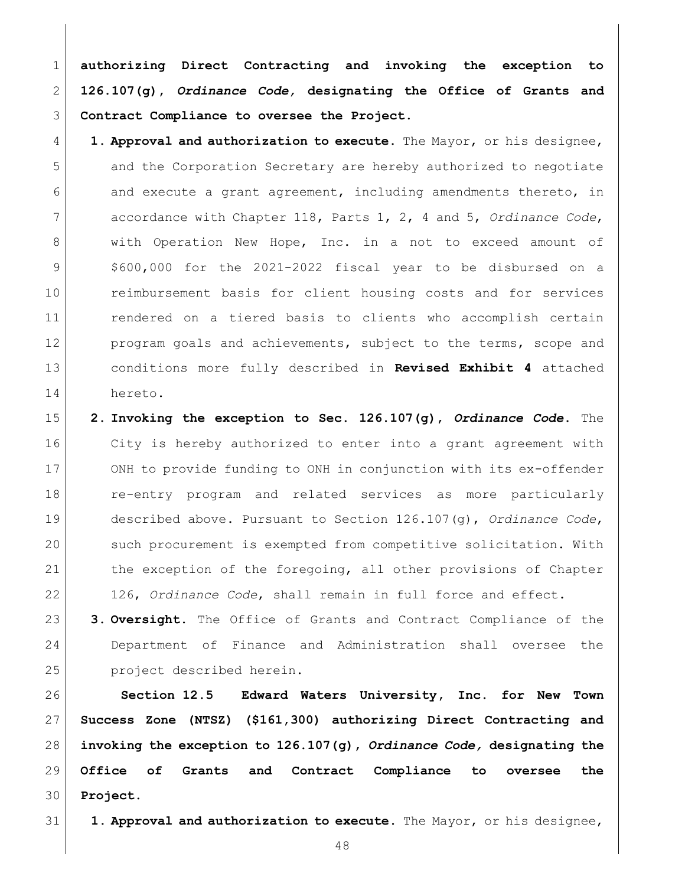**authorizing Direct Contracting and invoking the exception to 126.107(g), *Ordinance Code,* designating the Office of Grants and Contract Compliance to oversee the Project.**

1. **Approval and authorization to execute.** The Mayor, or his designee, and the Corporation Secretary are hereby authorized to negotiate and execute a grant agreement, including amendments thereto, in accordance with Chapter 118, Parts 1, 2, 4 and 5, *Ordinance Code*, with Operation New Hope, Inc. in a not to exceed amount of $600,000 for the 2021-2022 fiscal year to be disbursed on a reimbursement basis for client housing costs and for services rendered on a tiered basis to clients who accomplish certain program goals and achievements, subject to the terms, scope and conditions more fully described in **Revised Exhibit 4** attached hereto.
2. **Invoking the exception to Sec. 126.107(g), *Ordinance Code*.** The City is hereby authorized to enter into a grant agreement with ONH to provide funding to ONH in conjunction with its ex-offender re-entry program and related services as more particularly described above. Pursuant to Section 126.107(g), *Ordinance Code*, such procurement is exempted from competitive solicitation. With the exception of the foregoing, all other provisions of Chapter 126, *Ordinance Code*, shall remain in full force and effect.
3. **Oversight.** The Office of Grants and Contract Compliance of the Department of Finance and Administration shall oversee the project described herein.

**Section 12.5 Edward Waters University, Inc. for New Town Success Zone (NTSZ) ($161,300) authorizing Direct Contracting and invoking the exception to 126.107(g), *Ordinance Code,* designating the Office of Grants and Contract Compliance to oversee the Project.**

1. **Approval and authorization to execute.** The Mayor, or his designee,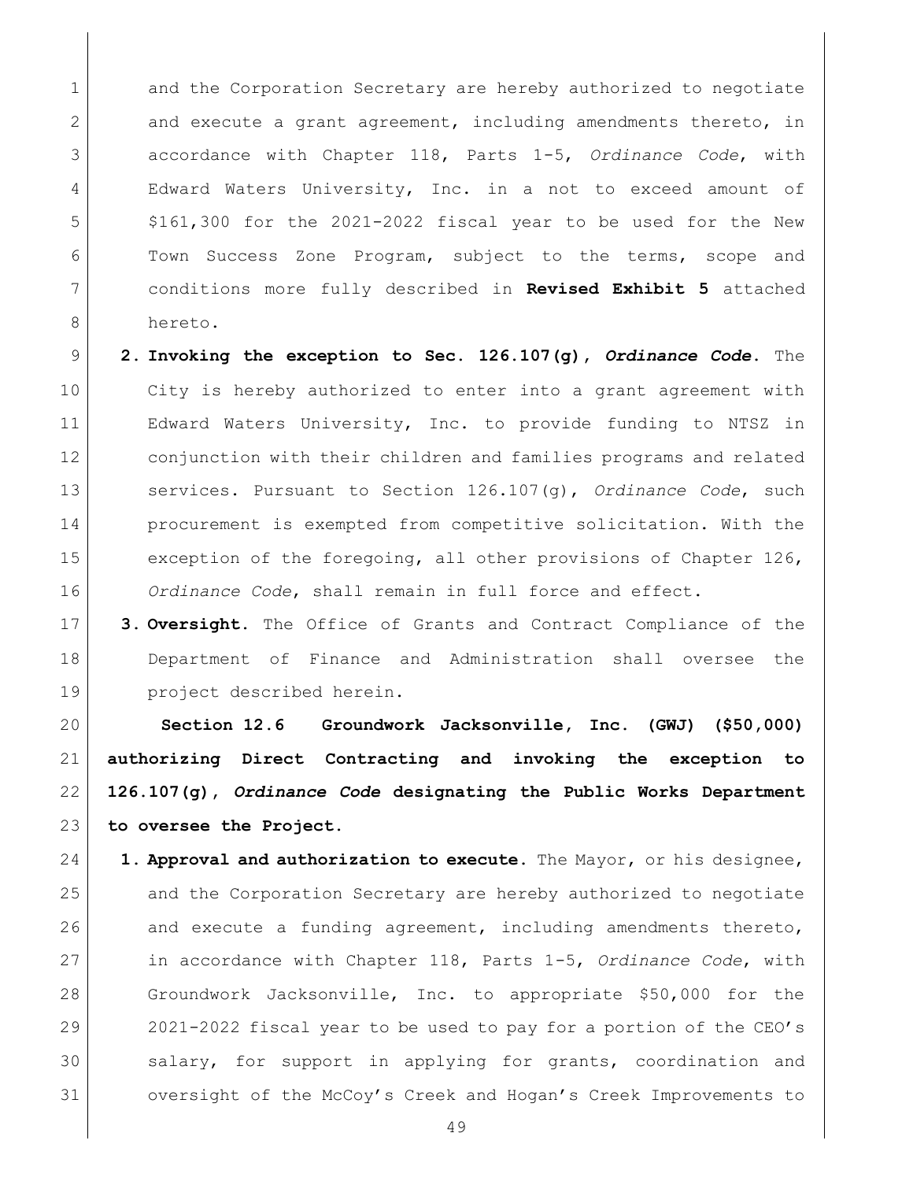and the Corporation Secretary are hereby authorized to negotiate and execute a grant agreement, including amendments thereto, in accordance with Chapter 118, Parts 1-5, *Ordinance Code*, with Edward Waters University, Inc. in a not to exceed amount of $161,300 for the 2021-2022 fiscal year to be used for the New Town Success Zone Program, subject to the terms, scope and conditions more fully described in **Revised Exhibit 5** attached hereto.

2. **Invoking the exception to Sec. 126.107(g), *Ordinance Code*.** The City is hereby authorized to enter into a grant agreement with Edward Waters University, Inc. to provide funding to NTSZ in conjunction with their children and families programs and related services. Pursuant to Section 126.107(g), *Ordinance Code*, such procurement is exempted from competitive solicitation. With the exception of the foregoing, all other provisions of Chapter 126, *Ordinance Code*, shall remain in full force and effect.

3. **Oversight.** The Office of Grants and Contract Compliance of the Department of Finance and Administration shall oversee the project described herein.

**Section 12.6 Groundwork Jacksonville, Inc. (GWJ) ($50,000) authorizing Direct Contracting and invoking the exception to 126.107(g), *Ordinance Code* designating the Public Works Department to oversee the Project.**

1. **Approval and authorization to execute.** The Mayor, or his designee, and the Corporation Secretary are hereby authorized to negotiate and execute a funding agreement, including amendments thereto, in accordance with Chapter 118, Parts 1-5, *Ordinance Code*, with Groundwork Jacksonville, Inc. to appropriate $50,000 for the 2021-2022 fiscal year to be used to pay for a portion of the CEO's salary, for support in applying for grants, coordination and oversight of the McCoy's Creek and Hogan's Creek Improvements to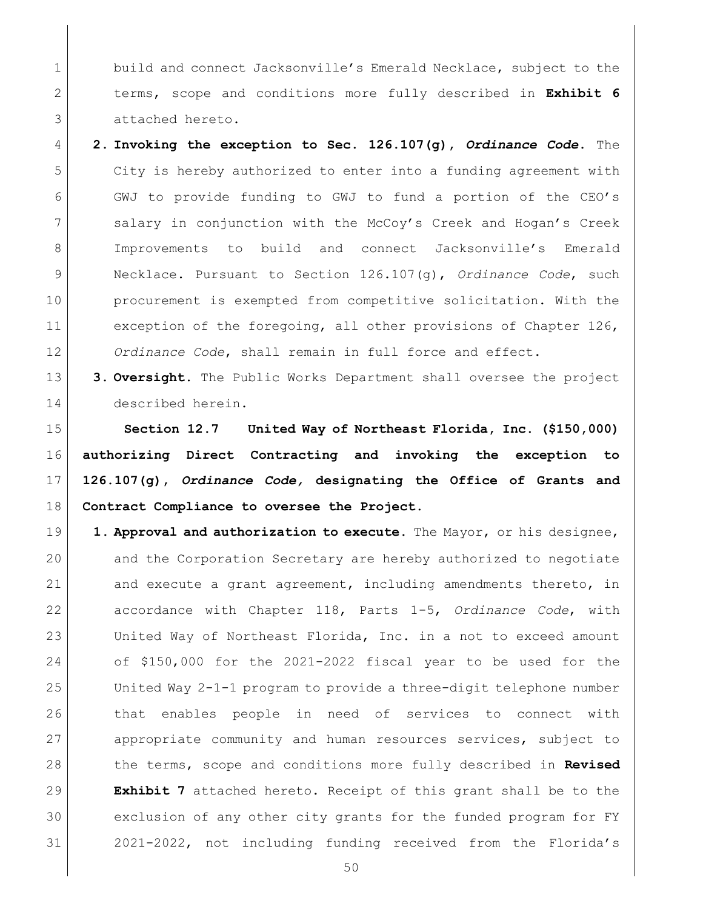build and connect Jacksonville's Emerald Necklace, subject to the terms, scope and conditions more fully described in **Exhibit 6** attached hereto.

2. **Invoking the exception to Sec. 126.107(g), *Ordinance Code*.** The City is hereby authorized to enter into a funding agreement with GWJ to provide funding to GWJ to fund a portion of the CEO's salary in conjunction with the McCoy's Creek and Hogan's Creek Improvements to build and connect Jacksonville's Emerald Necklace. Pursuant to Section 126.107(g), *Ordinance Code*, such procurement is exempted from competitive solicitation. With the exception of the foregoing, all other provisions of Chapter 126, *Ordinance Code*, shall remain in full force and effect.
3. **Oversight.** The Public Works Department shall oversee the project described herein.

**Section 12.7 United Way of Northeast Florida, Inc. ($150,000) authorizing Direct Contracting and invoking the exception to 126.107(g), *Ordinance Code,* designating the Office of Grants and Contract Compliance to oversee the Project.**

1. **Approval and authorization to execute.** The Mayor, or his designee, and the Corporation Secretary are hereby authorized to negotiate and execute a grant agreement, including amendments thereto, in accordance with Chapter 118, Parts 1-5, *Ordinance Code*, with United Way of Northeast Florida, Inc. in a not to exceed amount of $150,000 for the 2021-2022 fiscal year to be used for the United Way 2-1-1 program to provide a three-digit telephone number that enables people in need of services to connect with appropriate community and human resources services, subject to the terms, scope and conditions more fully described in **Revised Exhibit 7** attached hereto. Receipt of this grant shall be to the exclusion of any other city grants for the funded program for FY 2021-2022, not including funding received from the Florida's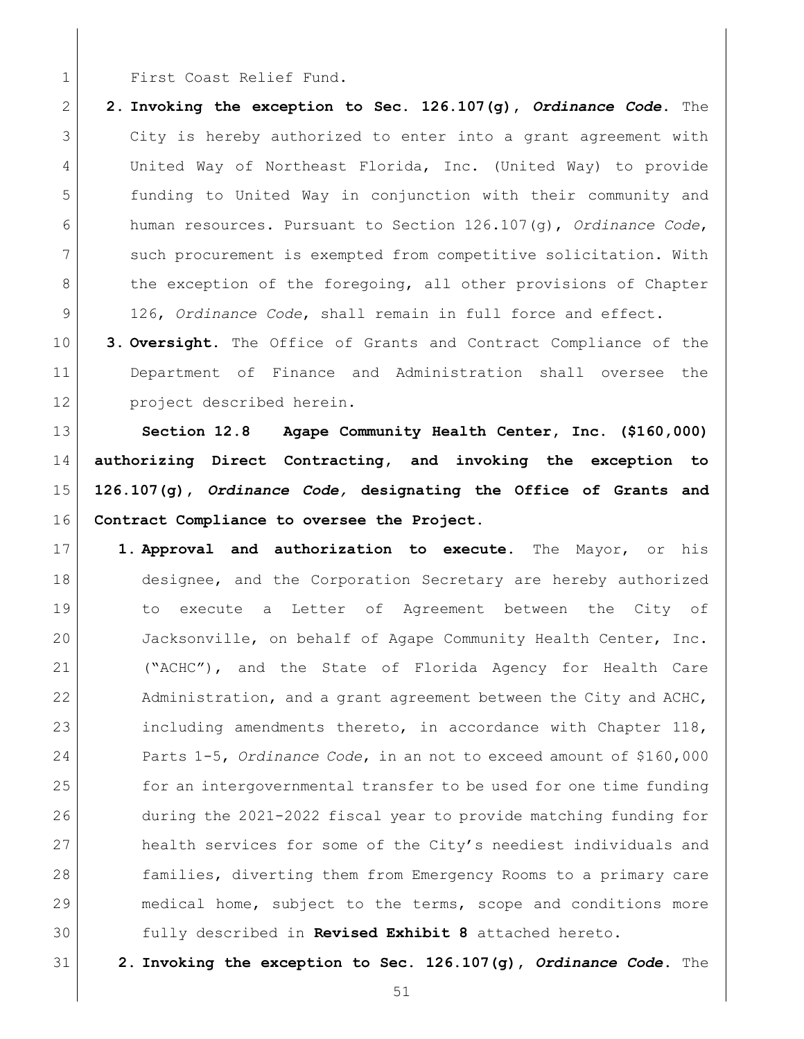First Coast Relief Fund.

2. **Invoking the exception to Sec. 126.107(g), *Ordinance Code*.** The City is hereby authorized to enter into a grant agreement with United Way of Northeast Florida, Inc. (United Way) to provide funding to United Way in conjunction with their community and human resources. Pursuant to Section 126.107(g), *Ordinance Code*, such procurement is exempted from competitive solicitation. With the exception of the foregoing, all other provisions of Chapter 126, *Ordinance Code*, shall remain in full force and effect.

3. **Oversight.** The Office of Grants and Contract Compliance of the Department of Finance and Administration shall oversee the project described herein.

**Section 12.8 Agape Community Health Center, Inc. ($160,000) authorizing Direct Contracting, and invoking the exception to 126.107(g), *Ordinance Code,* designating the Office of Grants and Contract Compliance to oversee the Project.**

1. **Approval and authorization to execute.** The Mayor, or his designee, and the Corporation Secretary are hereby authorized to execute a Letter of Agreement between the City of Jacksonville, on behalf of Agape Community Health Center, Inc. ("ACHC"), and the State of Florida Agency for Health Care Administration, and a grant agreement between the City and ACHC, including amendments thereto, in accordance with Chapter 118, Parts 1-5, *Ordinance Code*, in an not to exceed amount of $160,000 for an intergovernmental transfer to be used for one time funding during the 2021-2022 fiscal year to provide matching funding for health services for some of the City's neediest individuals and families, diverting them from Emergency Rooms to a primary care medical home, subject to the terms, scope and conditions more fully described in **Revised Exhibit 8** attached hereto.

2. **Invoking the exception to Sec. 126.107(g), *Ordinance Code*.** The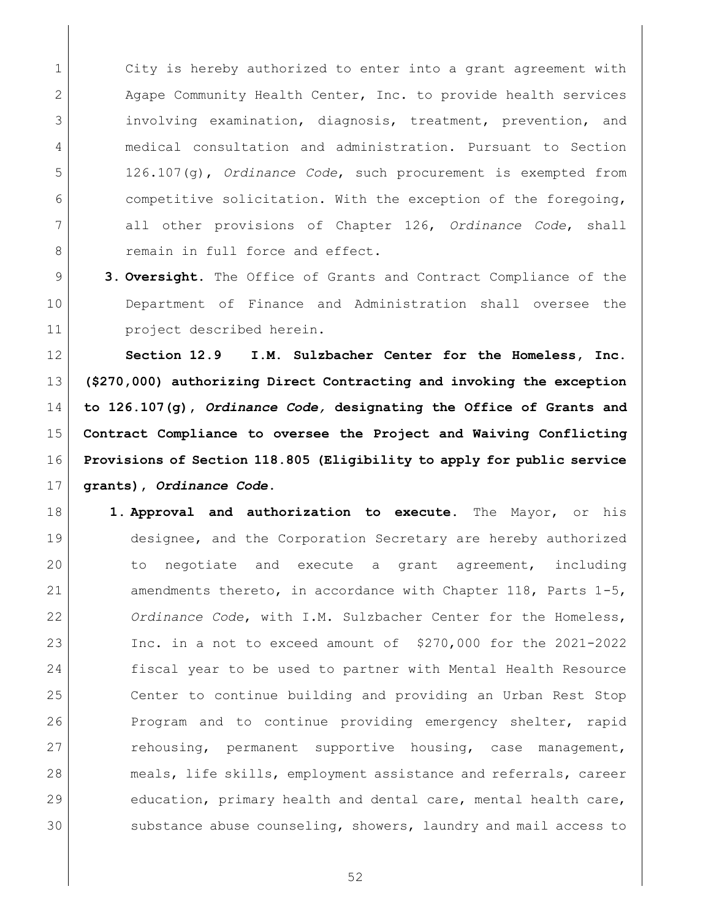City is hereby authorized to enter into a grant agreement with Agape Community Health Center, Inc. to provide health services involving examination, diagnosis, treatment, prevention, and medical consultation and administration. Pursuant to Section 126.107(g), *Ordinance Code*, such procurement is exempted from competitive solicitation. With the exception of the foregoing, all other provisions of Chapter 126, *Ordinance Code*, shall remain in full force and effect.

3. **Oversight.** The Office of Grants and Contract Compliance of the Department of Finance and Administration shall oversee the project described herein.

**Section 12.9 I.M. Sulzbacher Center for the Homeless, Inc. ($270,000) authorizing Direct Contracting and invoking the exception to 126.107(g), *Ordinance Code,* designating the Office of Grants and Contract Compliance to oversee the Project and Waiving Conflicting Provisions of Section 118.805 (Eligibility to apply for public service grants), *Ordinance Code*.**

1. **Approval and authorization to execute.** The Mayor, or his designee, and the Corporation Secretary are hereby authorized to negotiate and execute a grant agreement, including amendments thereto, in accordance with Chapter 118, Parts 1-5, *Ordinance Code*, with I.M. Sulzbacher Center for the Homeless, Inc. in a not to exceed amount of $270,000 for the 2021-2022 fiscal year to be used to partner with Mental Health Resource Center to continue building and providing an Urban Rest Stop Program and to continue providing emergency shelter, rapid rehousing, permanent supportive housing, case management, meals, life skills, employment assistance and referrals, career education, primary health and dental care, mental health care, substance abuse counseling, showers, laundry and mail access to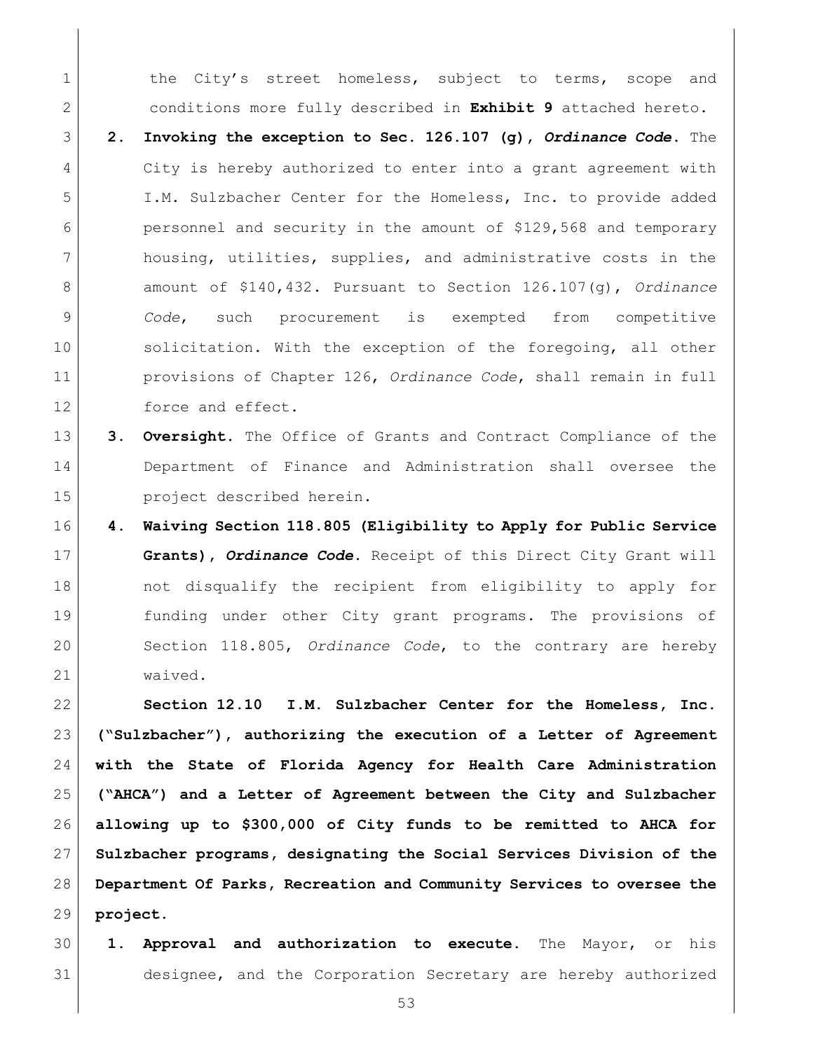the City's street homeless, subject to terms, scope and conditions more fully described in **Exhibit 9** attached hereto.

2. **Invoking the exception to Sec. 126.107 (g), *Ordinance Code*.** The City is hereby authorized to enter into a grant agreement with I.M. Sulzbacher Center for the Homeless, Inc. to provide added personnel and security in the amount of $129,568 and temporary housing, utilities, supplies, and administrative costs in the amount of $140,432. Pursuant to Section 126.107(g), *Ordinance Code*, such procurement is exempted from competitive solicitation. With the exception of the foregoing, all other provisions of Chapter 126, *Ordinance Code*, shall remain in full force and effect.

3. **Oversight.** The Office of Grants and Contract Compliance of the Department of Finance and Administration shall oversee the project described herein.

4. **Waiving Section 118.805 (Eligibility to Apply for Public Service Grants), *Ordinance Code*.** Receipt of this Direct City Grant will not disqualify the recipient from eligibility to apply for funding under other City grant programs. The provisions of Section 118.805, *Ordinance Code*, to the contrary are hereby waived.

**Section 12.10 I.M. Sulzbacher Center for the Homeless, Inc. ("Sulzbacher"), authorizing the execution of a Letter of Agreement with the State of Florida Agency for Health Care Administration ("AHCA") and a Letter of Agreement between the City and Sulzbacher allowing up to $300,000 of City funds to be remitted to AHCA for Sulzbacher programs, designating the Social Services Division of the Department Of Parks, Recreation and Community Services to oversee the project.**

1. **Approval and authorization to execute.** The Mayor, or his designee, and the Corporation Secretary are hereby authorized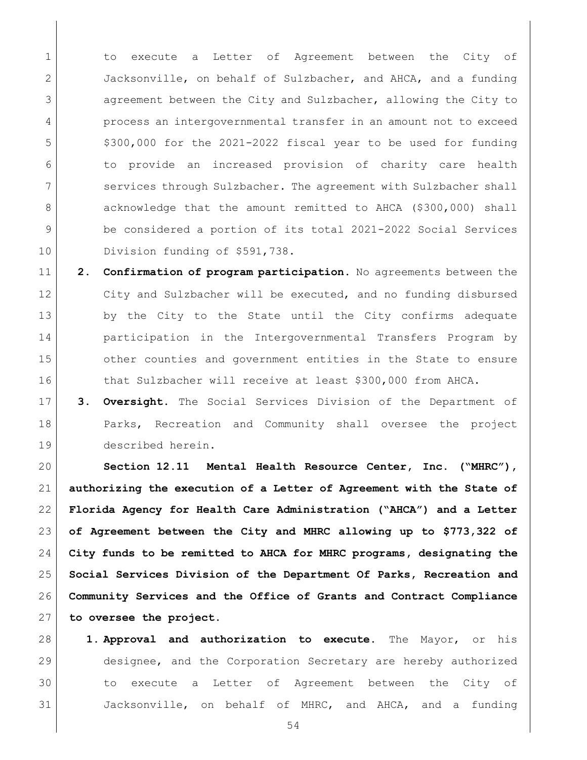to execute a Letter of Agreement between the City of Jacksonville, on behalf of Sulzbacher, and AHCA, and a funding agreement between the City and Sulzbacher, allowing the City to process an intergovernmental transfer in an amount not to exceed $300,000 for the 2021-2022 fiscal year to be used for funding to provide an increased provision of charity care health services through Sulzbacher. The agreement with Sulzbacher shall acknowledge that the amount remitted to AHCA ($300,000) shall be considered a portion of its total 2021-2022 Social Services Division funding of $591,738.

**2. Confirmation of program participation.** No agreements between the City and Sulzbacher will be executed, and no funding disbursed by the City to the State until the City confirms adequate participation in the Intergovernmental Transfers Program by other counties and government entities in the State to ensure that Sulzbacher will receive at least $300,000 from AHCA.

**3. Oversight.** The Social Services Division of the Department of Parks, Recreation and Community shall oversee the project described herein.

**Section 12.11 Mental Health Resource Center, Inc. ("MHRC"), authorizing the execution of a Letter of Agreement with the State of Florida Agency for Health Care Administration ("AHCA") and a Letter of Agreement between the City and MHRC allowing up to $773,322 of City funds to be remitted to AHCA for MHRC programs, designating the Social Services Division of the Department Of Parks, Recreation and Community Services and the Office of Grants and Contract Compliance to oversee the project.**

1. **Approval and authorization to execute.** The Mayor, or his designee, and the Corporation Secretary are hereby authorized to execute a Letter of Agreement between the City of Jacksonville, on behalf of MHRC, and AHCA, and a funding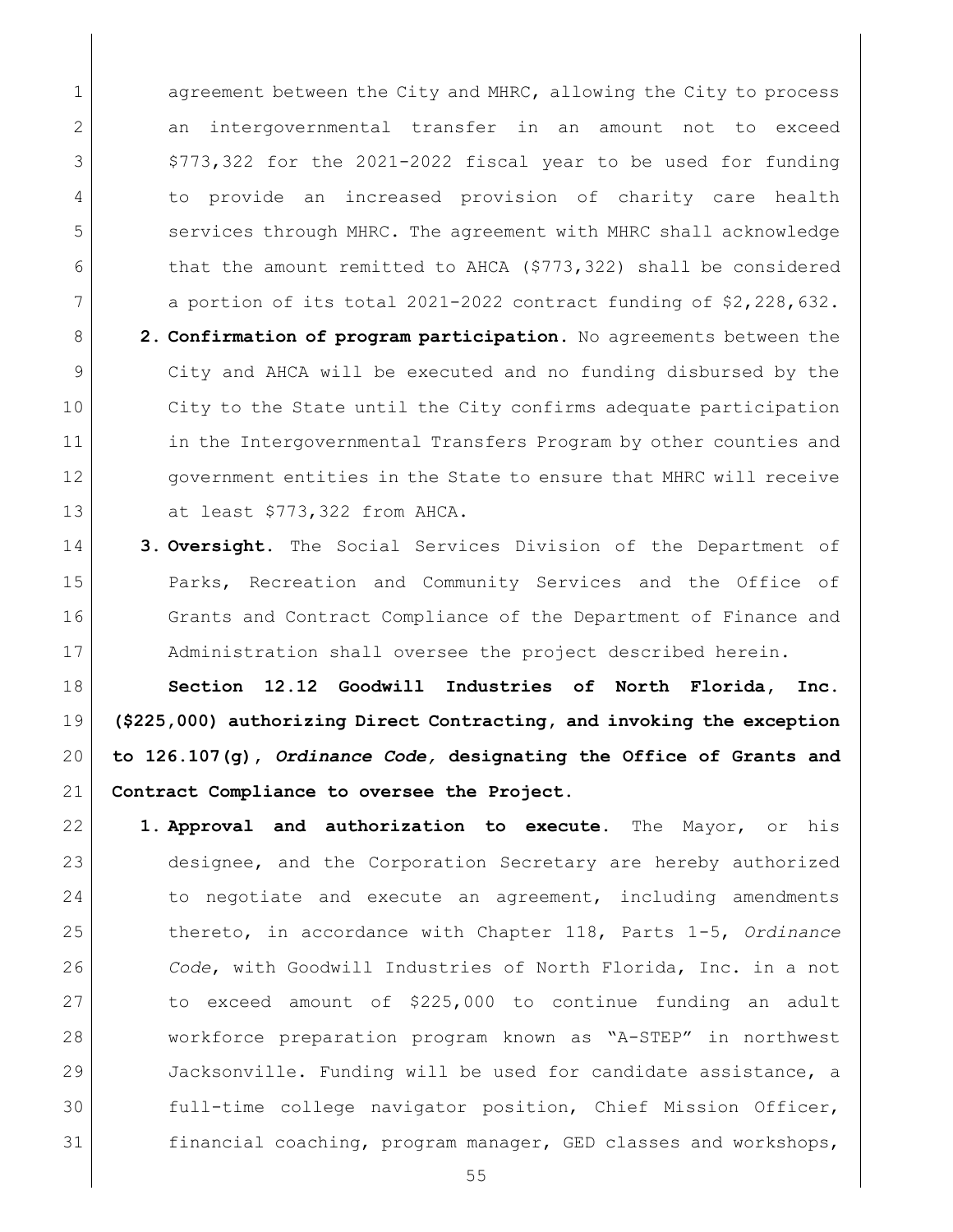agreement between the City and MHRC, allowing the City to process an intergovernmental transfer in an amount not to exceed $773,322 for the 2021-2022 fiscal year to be used for funding to provide an increased provision of charity care health services through MHRC. The agreement with MHRC shall acknowledge that the amount remitted to AHCA ($773,322) shall be considered a portion of its total 2021-2022 contract funding of $2,228,632.

2. **Confirmation of program participation.** No agreements between the City and AHCA will be executed and no funding disbursed by the City to the State until the City confirms adequate participation in the Intergovernmental Transfers Program by other counties and government entities in the State to ensure that MHRC will receive at least $773,322 from AHCA.
3. **Oversight.** The Social Services Division of the Department of Parks, Recreation and Community Services and the Office of Grants and Contract Compliance of the Department of Finance and Administration shall oversee the project described herein.

**Section 12.12 Goodwill Industries of North Florida, Inc. ($225,000) authorizing Direct Contracting, and invoking the exception to 126.107(g),** ***Ordinance Code,*** **designating the Office of Grants and Contract Compliance to oversee the Project.**

1. **Approval and authorization to execute.** The Mayor, or his designee, and the Corporation Secretary are hereby authorized to negotiate and execute an agreement, including amendments thereto, in accordance with Chapter 118, Parts 1-5, *Ordinance Code*, with Goodwill Industries of North Florida, Inc. in a not to exceed amount of $225,000 to continue funding an adult workforce preparation program known as "A-STEP" in northwest Jacksonville. Funding will be used for candidate assistance, a full-time college navigator position, Chief Mission Officer, financial coaching, program manager, GED classes and workshops,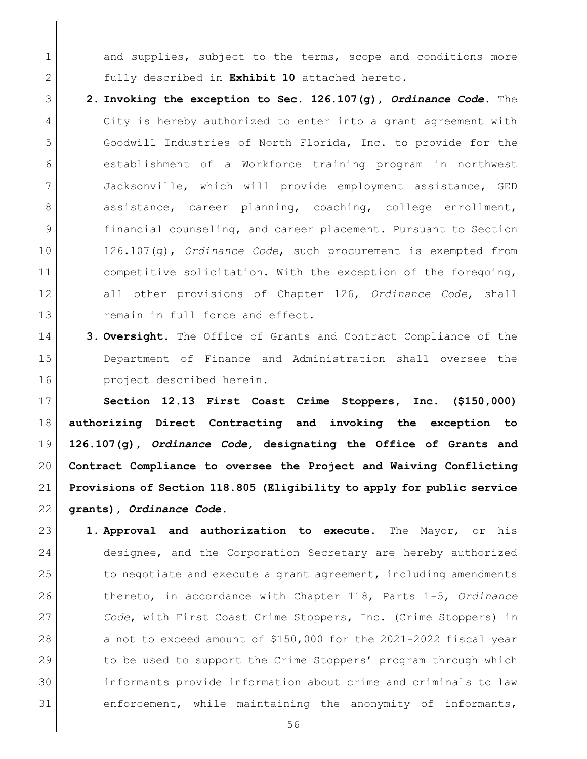and supplies, subject to the terms, scope and conditions more fully described in **Exhibit 10** attached hereto.

2. **Invoking the exception to Sec. 126.107(g), *Ordinance Code*.** The City is hereby authorized to enter into a grant agreement with Goodwill Industries of North Florida, Inc. to provide for the establishment of a Workforce training program in northwest Jacksonville, which will provide employment assistance, GED assistance, career planning, coaching, college enrollment, financial counseling, and career placement. Pursuant to Section 126.107(g), *Ordinance Code*, such procurement is exempted from competitive solicitation. With the exception of the foregoing, all other provisions of Chapter 126, *Ordinance Code*, shall remain in full force and effect.

3. **Oversight.** The Office of Grants and Contract Compliance of the Department of Finance and Administration shall oversee the project described herein.

**Section 12.13 First Coast Crime Stoppers, Inc. ($150,000) authorizing Direct Contracting and invoking the exception to 126.107(g), *Ordinance Code,* designating the Office of Grants and Contract Compliance to oversee the Project and Waiving Conflicting Provisions of Section 118.805 (Eligibility to apply for public service grants), *Ordinance Code*.**

1. **Approval and authorization to execute.** The Mayor, or his designee, and the Corporation Secretary are hereby authorized to negotiate and execute a grant agreement, including amendments thereto, in accordance with Chapter 118, Parts 1-5, *Ordinance Code*, with First Coast Crime Stoppers, Inc. (Crime Stoppers) in a not to exceed amount of $150,000 for the 2021-2022 fiscal year to be used to support the Crime Stoppers' program through which informants provide information about crime and criminals to law enforcement, while maintaining the anonymity of informants,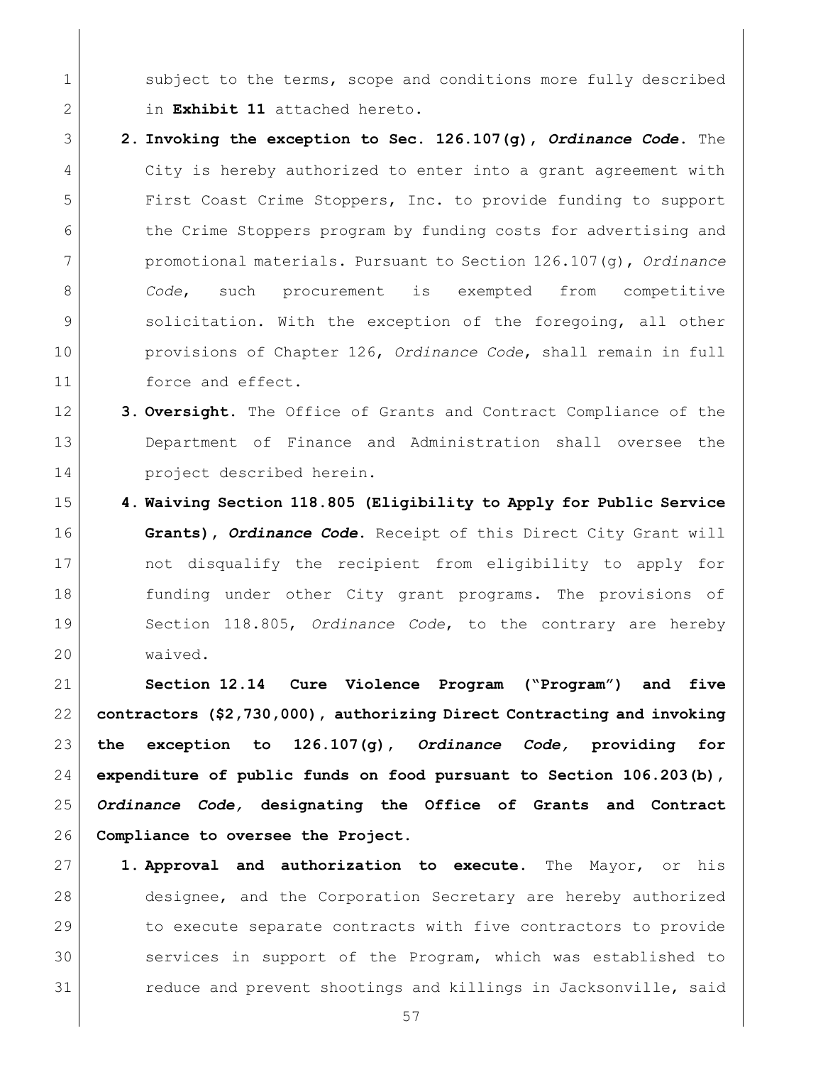subject to the terms, scope and conditions more fully described in **Exhibit 11** attached hereto.

2. **Invoking the exception to Sec. 126.107(g), *Ordinance Code*.** The City is hereby authorized to enter into a grant agreement with First Coast Crime Stoppers, Inc. to provide funding to support the Crime Stoppers program by funding costs for advertising and promotional materials. Pursuant to Section 126.107(g), *Ordinance Code*, such procurement is exempted from competitive solicitation. With the exception of the foregoing, all other provisions of Chapter 126, *Ordinance Code*, shall remain in full force and effect.

3. **Oversight.** The Office of Grants and Contract Compliance of the Department of Finance and Administration shall oversee the project described herein.

4. **Waiving Section 118.805 (Eligibility to Apply for Public Service Grants), *Ordinance Code*.** Receipt of this Direct City Grant will not disqualify the recipient from eligibility to apply for funding under other City grant programs. The provisions of Section 118.805, *Ordinance Code*, to the contrary are hereby waived.

**Section 12.14 Cure Violence Program ("Program") and five contractors ($2,730,000), authorizing Direct Contracting and invoking the exception to 126.107(g), *Ordinance Code,* providing for expenditure of public funds on food pursuant to Section 106.203(b), *Ordinance Code,* designating the Office of Grants and Contract Compliance to oversee the Project.**

1. **Approval and authorization to execute.** The Mayor, or his designee, and the Corporation Secretary are hereby authorized to execute separate contracts with five contractors to provide services in support of the Program, which was established to reduce and prevent shootings and killings in Jacksonville, said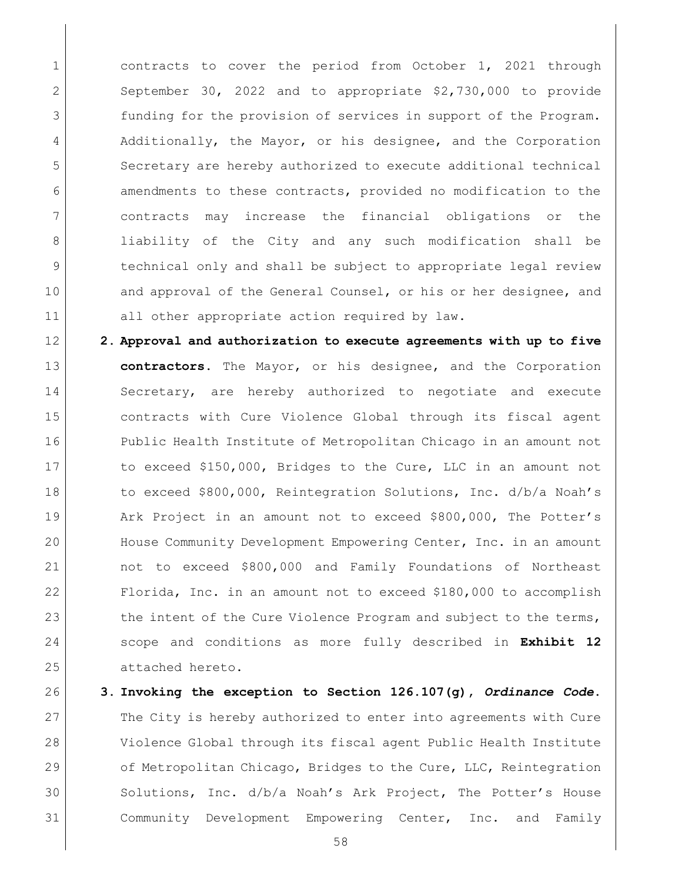contracts to cover the period from October 1, 2021 through September 30, 2022 and to appropriate \$2,730,000 to provide funding for the provision of services in support of the Program. Additionally, the Mayor, or his designee, and the Corporation Secretary are hereby authorized to execute additional technical amendments to these contracts, provided no modification to the contracts may increase the financial obligations or the liability of the City and any such modification shall be technical only and shall be subject to appropriate legal review and approval of the General Counsel, or his or her designee, and all other appropriate action required by law.

2. **Approval and authorization to execute agreements with up to five contractors.** The Mayor, or his designee, and the Corporation Secretary, are hereby authorized to negotiate and execute contracts with Cure Violence Global through its fiscal agent Public Health Institute of Metropolitan Chicago in an amount not to exceed \$150,000, Bridges to the Cure, LLC in an amount not to exceed \$800,000, Reintegration Solutions, Inc. d/b/a Noah's Ark Project in an amount not to exceed \$800,000, The Potter's House Community Development Empowering Center, Inc. in an amount not to exceed \$800,000 and Family Foundations of Northeast Florida, Inc. in an amount not to exceed \$180,000 to accomplish the intent of the Cure Violence Program and subject to the terms, scope and conditions as more fully described in **Exhibit 12** attached hereto.

3. **Invoking the exception to Section 126.107(g), *Ordinance Code*.** The City is hereby authorized to enter into agreements with Cure Violence Global through its fiscal agent Public Health Institute of Metropolitan Chicago, Bridges to the Cure, LLC, Reintegration Solutions, Inc. d/b/a Noah's Ark Project, The Potter's House Community Development Empowering Center, Inc. and Family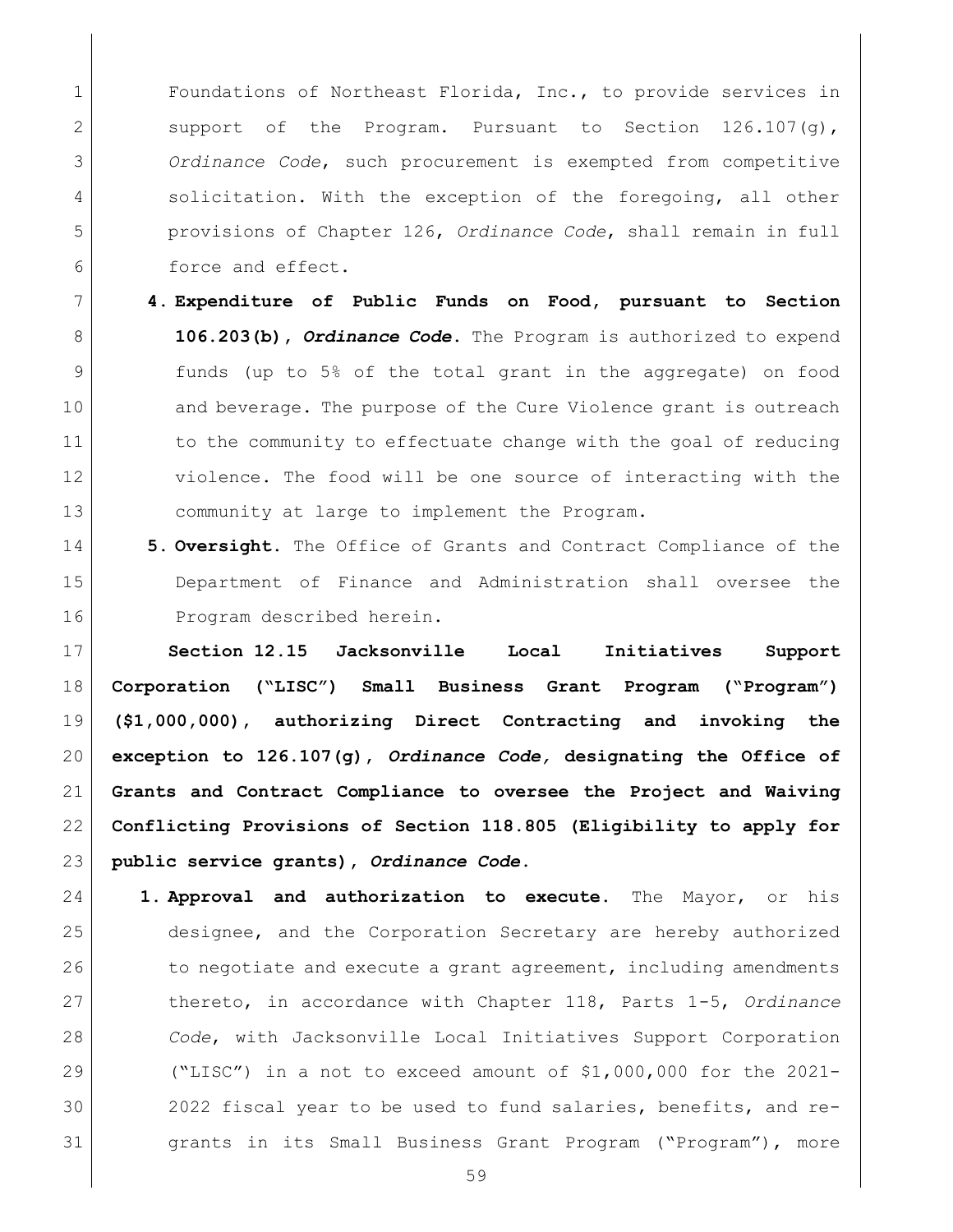Foundations of Northeast Florida, Inc., to provide services in support of the Program. Pursuant to Section 126.107(g), *Ordinance Code*, such procurement is exempted from competitive solicitation. With the exception of the foregoing, all other provisions of Chapter 126, *Ordinance Code*, shall remain in full force and effect.

4. **Expenditure of Public Funds on Food, pursuant to Section 106.203(b),** ***Ordinance Code*****.** The Program is authorized to expend funds (up to 5% of the total grant in the aggregate) on food and beverage. The purpose of the Cure Violence grant is outreach to the community to effectuate change with the goal of reducing violence. The food will be one source of interacting with the community at large to implement the Program.

5. **Oversight.** The Office of Grants and Contract Compliance of the Department of Finance and Administration shall oversee the Program described herein.

**Section 12.15 Jacksonville Local Initiatives Support Corporation ("LISC") Small Business Grant Program ("Program") ($1,000,000), authorizing Direct Contracting and invoking the exception to 126.107(g),** ***Ordinance Code,*** **designating the Office of Grants and Contract Compliance to oversee the Project and Waiving Conflicting Provisions of Section 118.805 (Eligibility to apply for public service grants),** ***Ordinance Code*****.**

1. **Approval and authorization to execute.** The Mayor, or his designee, and the Corporation Secretary are hereby authorized to negotiate and execute a grant agreement, including amendments thereto, in accordance with Chapter 118, Parts 1-5, *Ordinance Code*, with Jacksonville Local Initiatives Support Corporation ("LISC") in a not to exceed amount of $1,000,000 for the 2021-2022 fiscal year to be used to fund salaries, benefits, and re-grants in its Small Business Grant Program ("Program"), more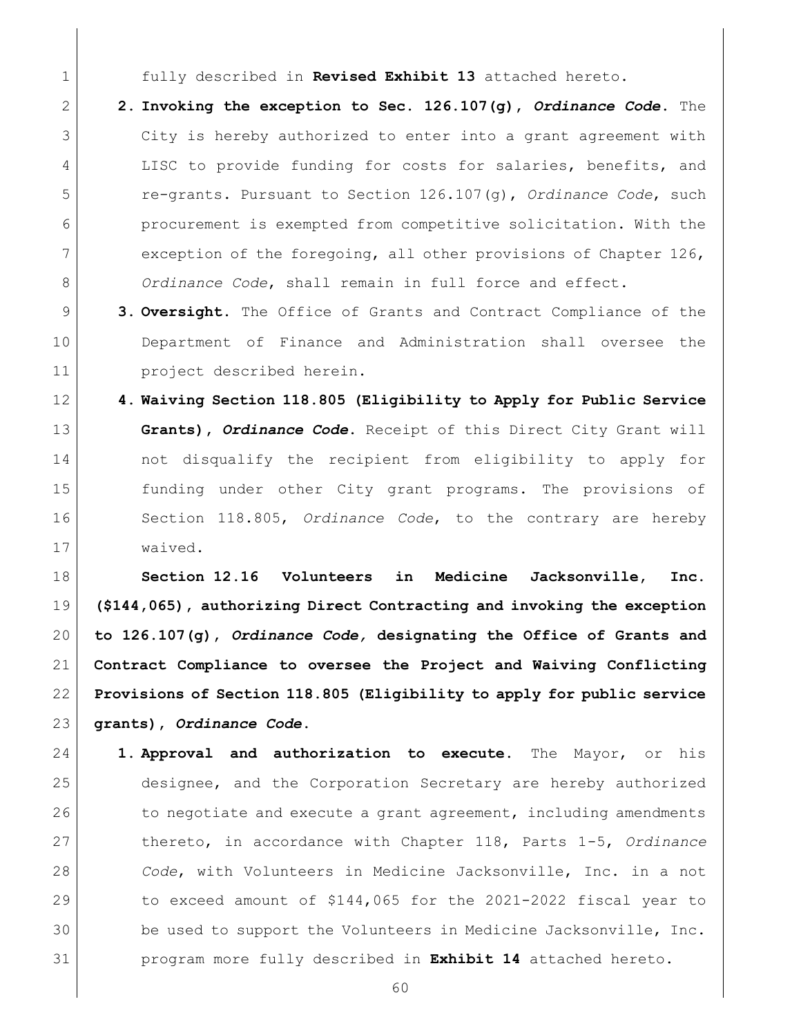fully described in **Revised Exhibit 13** attached hereto.

2. **Invoking the exception to Sec. 126.107(g), *Ordinance Code*.** The City is hereby authorized to enter into a grant agreement with LISC to provide funding for costs for salaries, benefits, and re-grants. Pursuant to Section 126.107(g), *Ordinance Code*, such procurement is exempted from competitive solicitation. With the exception of the foregoing, all other provisions of Chapter 126, *Ordinance Code*, shall remain in full force and effect.

3. **Oversight.** The Office of Grants and Contract Compliance of the Department of Finance and Administration shall oversee the project described herein.

4. **Waiving Section 118.805 (Eligibility to Apply for Public Service Grants), *Ordinance Code*.** Receipt of this Direct City Grant will not disqualify the recipient from eligibility to apply for funding under other City grant programs. The provisions of Section 118.805, *Ordinance Code*, to the contrary are hereby waived.

**Section 12.16 Volunteers in Medicine Jacksonville, Inc. ($144,065), authorizing Direct Contracting and invoking the exception to 126.107(g), *Ordinance Code,* designating the Office of Grants and Contract Compliance to oversee the Project and Waiving Conflicting Provisions of Section 118.805 (Eligibility to apply for public service grants), *Ordinance Code*.**

1. **Approval and authorization to execute.** The Mayor, or his designee, and the Corporation Secretary are hereby authorized to negotiate and execute a grant agreement, including amendments thereto, in accordance with Chapter 118, Parts 1-5, *Ordinance Code*, with Volunteers in Medicine Jacksonville, Inc. in a not to exceed amount of $144,065 for the 2021-2022 fiscal year to be used to support the Volunteers in Medicine Jacksonville, Inc. program more fully described in **Exhibit 14** attached hereto.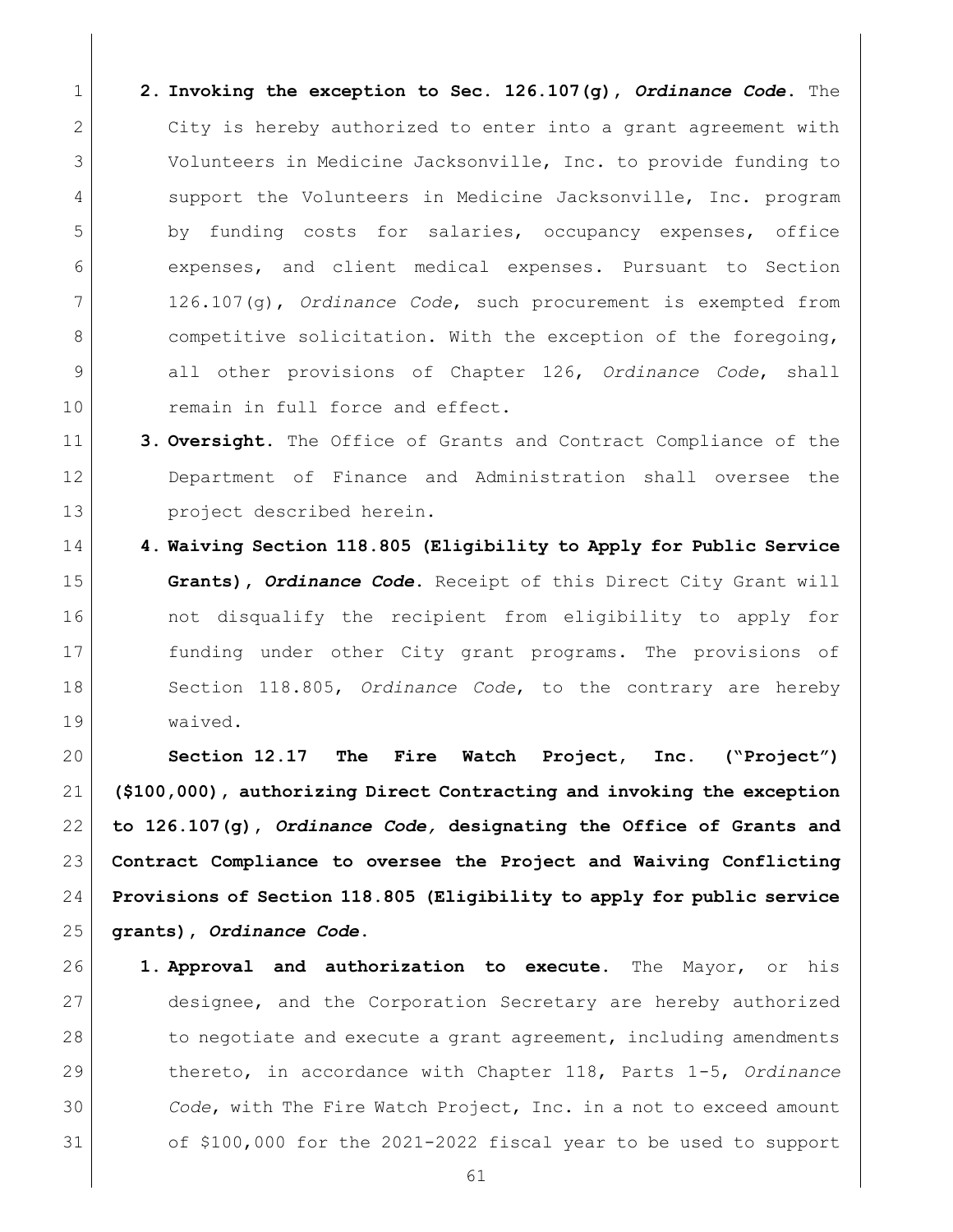2. **Invoking the exception to Sec. 126.107(g), *Ordinance Code*.** The City is hereby authorized to enter into a grant agreement with Volunteers in Medicine Jacksonville, Inc. to provide funding to support the Volunteers in Medicine Jacksonville, Inc. program by funding costs for salaries, occupancy expenses, office expenses, and client medical expenses. Pursuant to Section 126.107(g), *Ordinance Code*, such procurement is exempted from competitive solicitation. With the exception of the foregoing, all other provisions of Chapter 126, *Ordinance Code*, shall remain in full force and effect.
3. **Oversight.** The Office of Grants and Contract Compliance of the Department of Finance and Administration shall oversee the project described herein.
4. **Waiving Section 118.805 (Eligibility to Apply for Public Service Grants), *Ordinance Code*.** Receipt of this Direct City Grant will not disqualify the recipient from eligibility to apply for funding under other City grant programs. The provisions of Section 118.805, *Ordinance Code*, to the contrary are hereby waived.

**Section 12.17 The Fire Watch Project, Inc. ("Project") ($100,000), authorizing Direct Contracting and invoking the exception to 126.107(g), *Ordinance Code,* designating the Office of Grants and Contract Compliance to oversee the Project and Waiving Conflicting Provisions of Section 118.805 (Eligibility to apply for public service grants), *Ordinance Code*.**

1. **Approval and authorization to execute.** The Mayor, or his designee, and the Corporation Secretary are hereby authorized to negotiate and execute a grant agreement, including amendments thereto, in accordance with Chapter 118, Parts 1-5, *Ordinance Code*, with The Fire Watch Project, Inc. in a not to exceed amount of $100,000 for the 2021-2022 fiscal year to be used to support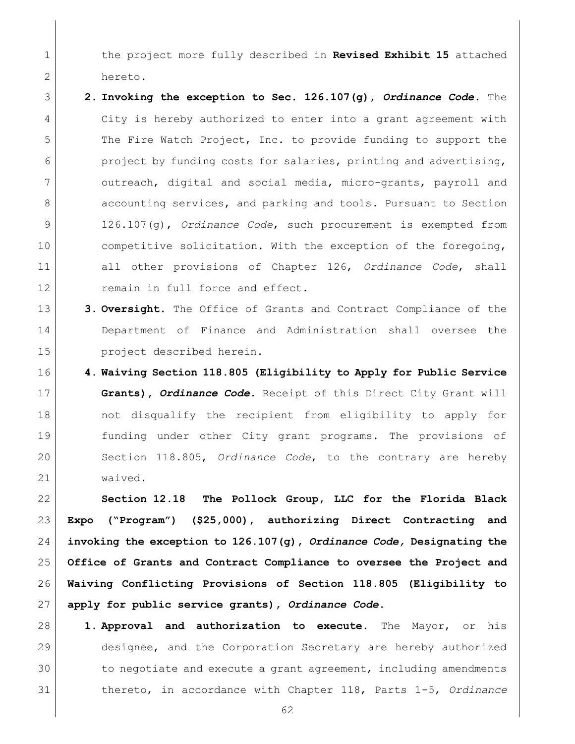the project more fully described in **Revised Exhibit 15** attached hereto.

2. **Invoking the exception to Sec. 126.107(g), *Ordinance Code*.** The City is hereby authorized to enter into a grant agreement with The Fire Watch Project, Inc. to provide funding to support the project by funding costs for salaries, printing and advertising, outreach, digital and social media, micro-grants, payroll and accounting services, and parking and tools. Pursuant to Section 126.107(g), *Ordinance Code*, such procurement is exempted from competitive solicitation. With the exception of the foregoing, all other provisions of Chapter 126, *Ordinance Code*, shall remain in full force and effect.

3. **Oversight.** The Office of Grants and Contract Compliance of the Department of Finance and Administration shall oversee the project described herein.

4. **Waiving Section 118.805 (Eligibility to Apply for Public Service Grants), *Ordinance Code*.** Receipt of this Direct City Grant will not disqualify the recipient from eligibility to apply for funding under other City grant programs. The provisions of Section 118.805, *Ordinance Code*, to the contrary are hereby waived.

**Section 12.18 The Pollock Group, LLC for the Florida Black Expo ("Program") ($25,000), authorizing Direct Contracting and invoking the exception to 126.107(g), *Ordinance Code,* Designating the Office of Grants and Contract Compliance to oversee the Project and Waiving Conflicting Provisions of Section 118.805 (Eligibility to apply for public service grants), *Ordinance Code*.**

1. **Approval and authorization to execute.** The Mayor, or his designee, and the Corporation Secretary are hereby authorized to negotiate and execute a grant agreement, including amendments thereto, in accordance with Chapter 118, Parts 1-5, *Ordinance*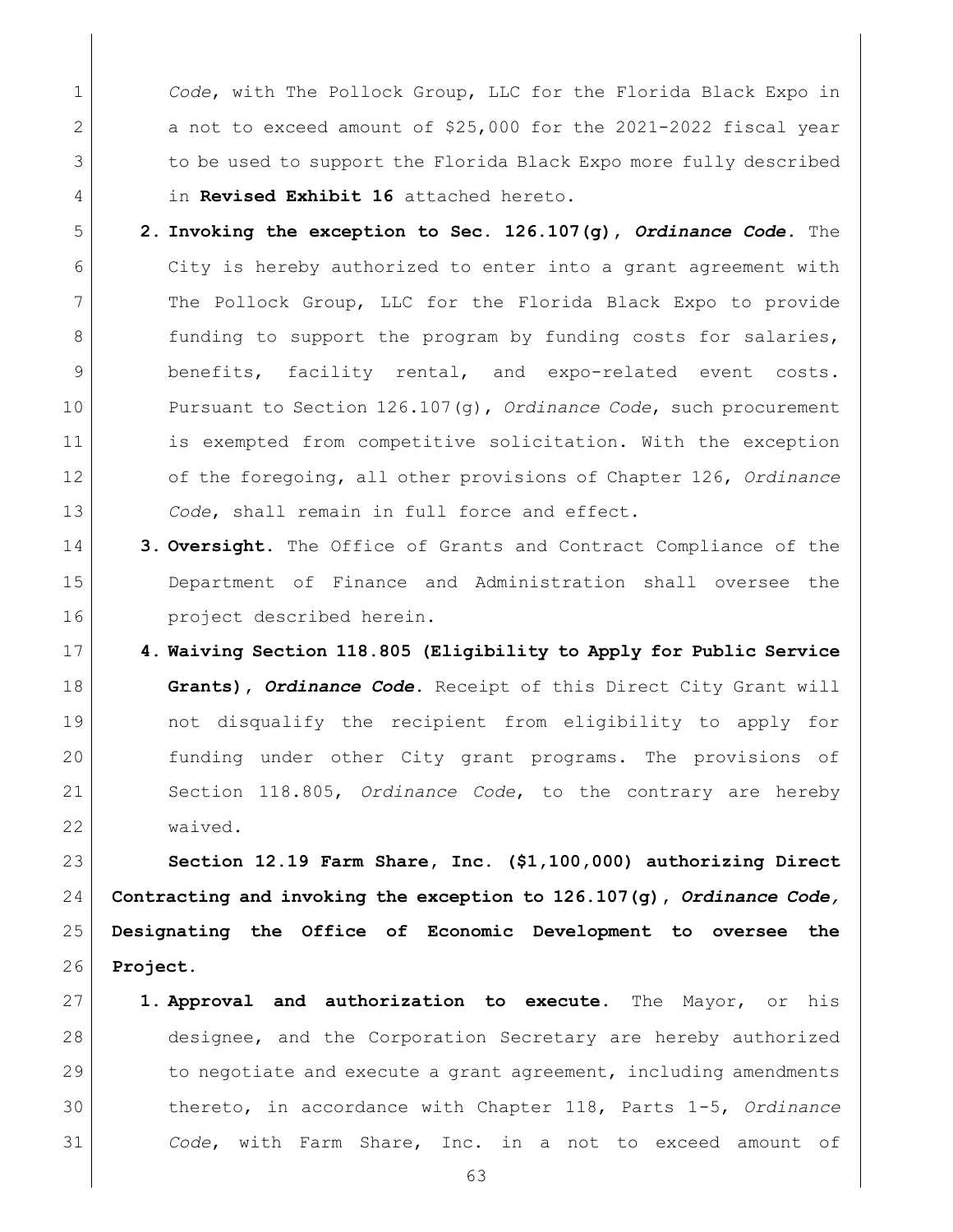*Code*, with The Pollock Group, LLC for the Florida Black Expo in a not to exceed amount of $25,000 for the 2021-2022 fiscal year to be used to support the Florida Black Expo more fully described in **Revised Exhibit 16** attached hereto.

2. **Invoking the exception to Sec. 126.107(g), *Ordinance Code*.** The City is hereby authorized to enter into a grant agreement with The Pollock Group, LLC for the Florida Black Expo to provide funding to support the program by funding costs for salaries, benefits, facility rental, and expo-related event costs. Pursuant to Section 126.107(g), *Ordinance Code*, such procurement is exempted from competitive solicitation. With the exception of the foregoing, all other provisions of Chapter 126, *Ordinance Code*, shall remain in full force and effect.
3. **Oversight.** The Office of Grants and Contract Compliance of the Department of Finance and Administration shall oversee the project described herein.
4. **Waiving Section 118.805 (Eligibility to Apply for Public Service Grants), *Ordinance Code*.** Receipt of this Direct City Grant will not disqualify the recipient from eligibility to apply for funding under other City grant programs. The provisions of Section 118.805, *Ordinance Code*, to the contrary are hereby waived.

**Section 12.19 Farm Share, Inc. ($1,100,000) authorizing Direct Contracting and invoking the exception to 126.107(g), *Ordinance Code,* Designating the Office of Economic Development to oversee the Project.**

1. **Approval and authorization to execute.** The Mayor, or his designee, and the Corporation Secretary are hereby authorized to negotiate and execute a grant agreement, including amendments thereto, in accordance with Chapter 118, Parts 1-5, *Ordinance Code*, with Farm Share, Inc. in a not to exceed amount of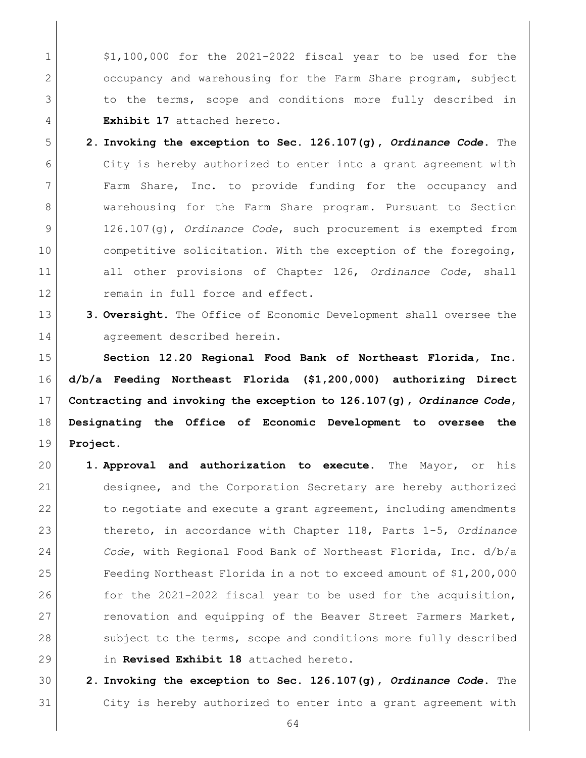$1,100,000 for the 2021-2022 fiscal year to be used for the occupancy and warehousing for the Farm Share program, subject to the terms, scope and conditions more fully described in **Exhibit 17** attached hereto.

2. **Invoking the exception to Sec. 126.107(g), *Ordinance Code*.** The City is hereby authorized to enter into a grant agreement with Farm Share, Inc. to provide funding for the occupancy and warehousing for the Farm Share program. Pursuant to Section 126.107(g), *Ordinance Code*, such procurement is exempted from competitive solicitation. With the exception of the foregoing, all other provisions of Chapter 126, *Ordinance Code*, shall remain in full force and effect.

3. **Oversight.** The Office of Economic Development shall oversee the agreement described herein.

**Section 12.20 Regional Food Bank of Northeast Florida, Inc. d/b/a Feeding Northeast Florida ($1,200,000) authorizing Direct Contracting and invoking the exception to 126.107(g), *Ordinance Code*, Designating the Office of Economic Development to oversee the Project.**

1. **Approval and authorization to execute.** The Mayor, or his designee, and the Corporation Secretary are hereby authorized to negotiate and execute a grant agreement, including amendments thereto, in accordance with Chapter 118, Parts 1-5, *Ordinance Code*, with Regional Food Bank of Northeast Florida, Inc. d/b/a Feeding Northeast Florida in a not to exceed amount of $1,200,000 for the 2021-2022 fiscal year to be used for the acquisition, renovation and equipping of the Beaver Street Farmers Market, subject to the terms, scope and conditions more fully described in **Revised Exhibit 18** attached hereto.

2. **Invoking the exception to Sec. 126.107(g), *Ordinance Code*.** The City is hereby authorized to enter into a grant agreement with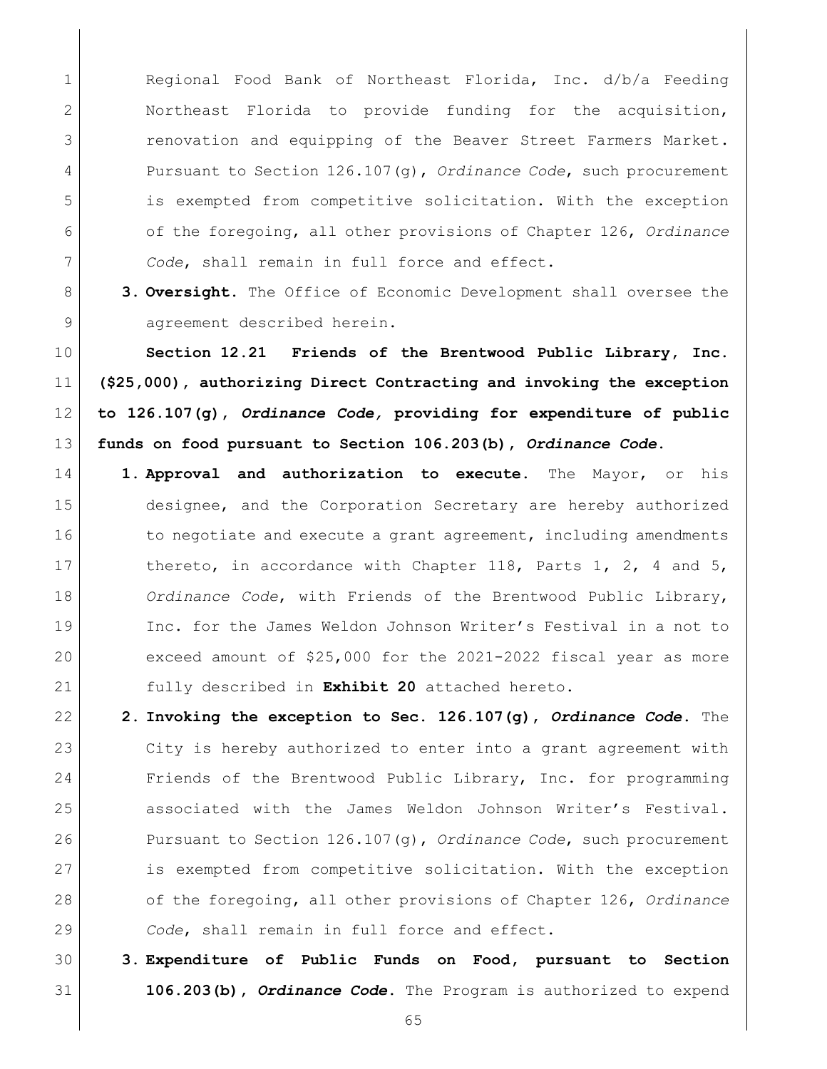Regional Food Bank of Northeast Florida, Inc. d/b/a Feeding Northeast Florida to provide funding for the acquisition, renovation and equipping of the Beaver Street Farmers Market. Pursuant to Section 126.107(g), *Ordinance Code*, such procurement is exempted from competitive solicitation. With the exception of the foregoing, all other provisions of Chapter 126, *Ordinance Code*, shall remain in full force and effect.

3. **Oversight.** The Office of Economic Development shall oversee the agreement described herein.

**Section 12.21 Friends of the Brentwood Public Library, Inc. ($25,000), authorizing Direct Contracting and invoking the exception to 126.107(g), *Ordinance Code,* providing for expenditure of public funds on food pursuant to Section 106.203(b), *Ordinance Code*.**

1. **Approval and authorization to execute.** The Mayor, or his designee, and the Corporation Secretary are hereby authorized to negotiate and execute a grant agreement, including amendments thereto, in accordance with Chapter 118, Parts 1, 2, 4 and 5, *Ordinance Code*, with Friends of the Brentwood Public Library, Inc. for the James Weldon Johnson Writer's Festival in a not to exceed amount of $25,000 for the 2021-2022 fiscal year as more fully described in **Exhibit 20** attached hereto.
2. **Invoking the exception to Sec. 126.107(g), *Ordinance Code*.** The City is hereby authorized to enter into a grant agreement with Friends of the Brentwood Public Library, Inc. for programming associated with the James Weldon Johnson Writer's Festival. Pursuant to Section 126.107(g), *Ordinance Code*, such procurement is exempted from competitive solicitation. With the exception of the foregoing, all other provisions of Chapter 126, *Ordinance Code*, shall remain in full force and effect.
3. **Expenditure of Public Funds on Food, pursuant to Section 106.203(b), *Ordinance Code*.** The Program is authorized to expend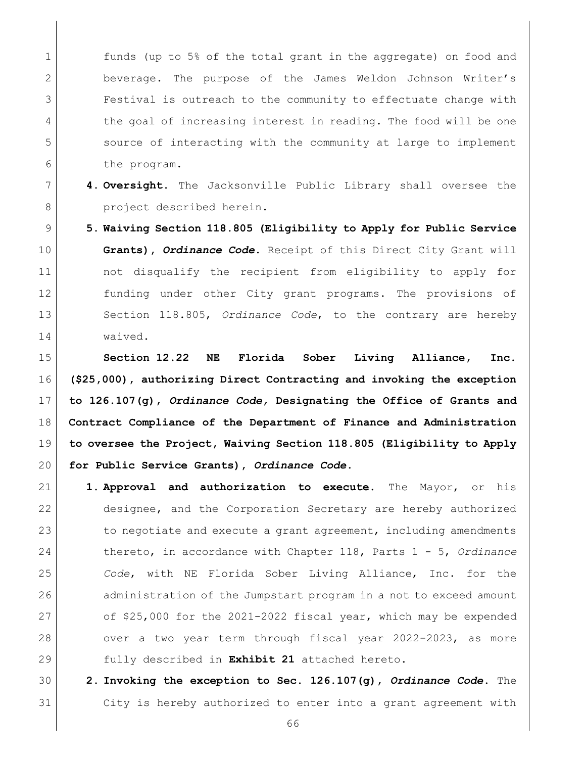funds (up to 5% of the total grant in the aggregate) on food and beverage. The purpose of the James Weldon Johnson Writer's Festival is outreach to the community to effectuate change with the goal of increasing interest in reading. The food will be one source of interacting with the community at large to implement the program.

4. **Oversight.** The Jacksonville Public Library shall oversee the project described herein.

5. **Waiving Section 118.805 (Eligibility to Apply for Public Service Grants),** ***Ordinance Code*****.** Receipt of this Direct City Grant will not disqualify the recipient from eligibility to apply for funding under other City grant programs. The provisions of Section 118.805, *Ordinance Code*, to the contrary are hereby waived.

**Section 12.22 NE Florida Sober Living Alliance, Inc. ($25,000), authorizing Direct Contracting and invoking the exception to 126.107(g),** ***Ordinance Code,*** **Designating the Office of Grants and Contract Compliance of the Department of Finance and Administration to oversee the Project, Waiving Section 118.805 (Eligibility to Apply for Public Service Grants),** ***Ordinance Code*****.**

1. **Approval and authorization to execute.** The Mayor, or his designee, and the Corporation Secretary are hereby authorized to negotiate and execute a grant agreement, including amendments thereto, in accordance with Chapter 118, Parts 1 - 5, *Ordinance Code*, with NE Florida Sober Living Alliance, Inc. for the administration of the Jumpstart program in a not to exceed amount of $25,000 for the 2021-2022 fiscal year, which may be expended over a two year term through fiscal year 2022-2023, as more fully described in **Exhibit 21** attached hereto.

2. **Invoking the exception to Sec. 126.107(g),** ***Ordinance Code*****.** The City is hereby authorized to enter into a grant agreement with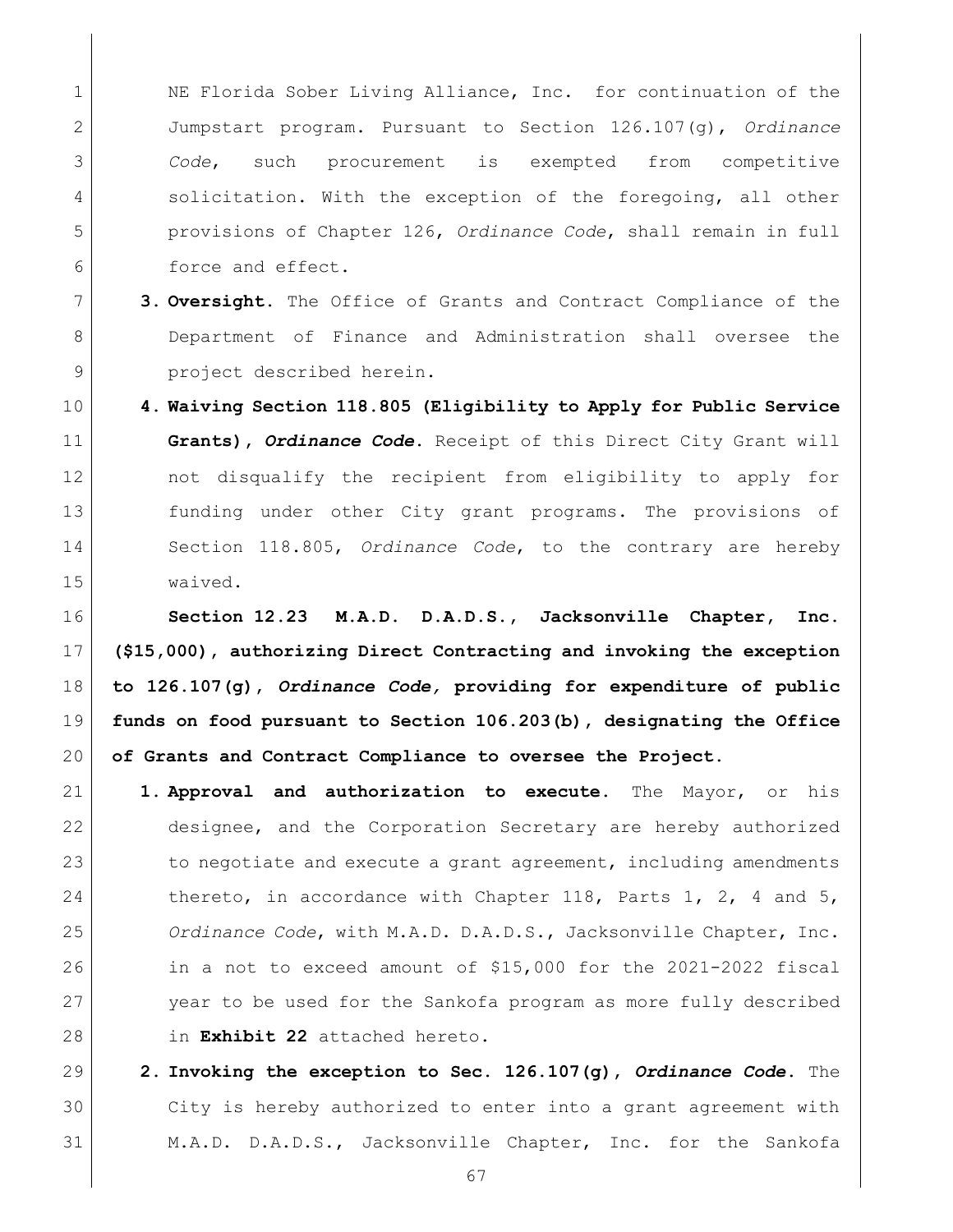NE Florida Sober Living Alliance, Inc. for continuation of the Jumpstart program. Pursuant to Section 126.107(g), *Ordinance Code*, such procurement is exempted from competitive solicitation. With the exception of the foregoing, all other provisions of Chapter 126, *Ordinance Code*, shall remain in full force and effect.

3. **Oversight.** The Office of Grants and Contract Compliance of the Department of Finance and Administration shall oversee the project described herein.

4. **Waiving Section 118.805 (Eligibility to Apply for Public Service Grants), *Ordinance Code*.** Receipt of this Direct City Grant will not disqualify the recipient from eligibility to apply for funding under other City grant programs. The provisions of Section 118.805, *Ordinance Code*, to the contrary are hereby waived.

**Section 12.23 M.A.D. D.A.D.S., Jacksonville Chapter, Inc. ($15,000), authorizing Direct Contracting and invoking the exception to 126.107(g), *Ordinance Code,* providing for expenditure of public funds on food pursuant to Section 106.203(b), designating the Office of Grants and Contract Compliance to oversee the Project.**

1. **Approval and authorization to execute.** The Mayor, or his designee, and the Corporation Secretary are hereby authorized to negotiate and execute a grant agreement, including amendments thereto, in accordance with Chapter 118, Parts 1, 2, 4 and 5, *Ordinance Code*, with M.A.D. D.A.D.S., Jacksonville Chapter, Inc. in a not to exceed amount of $15,000 for the 2021-2022 fiscal year to be used for the Sankofa program as more fully described in **Exhibit 22** attached hereto.

2. **Invoking the exception to Sec. 126.107(g), *Ordinance Code*.** The City is hereby authorized to enter into a grant agreement with M.A.D. D.A.D.S., Jacksonville Chapter, Inc. for the Sankofa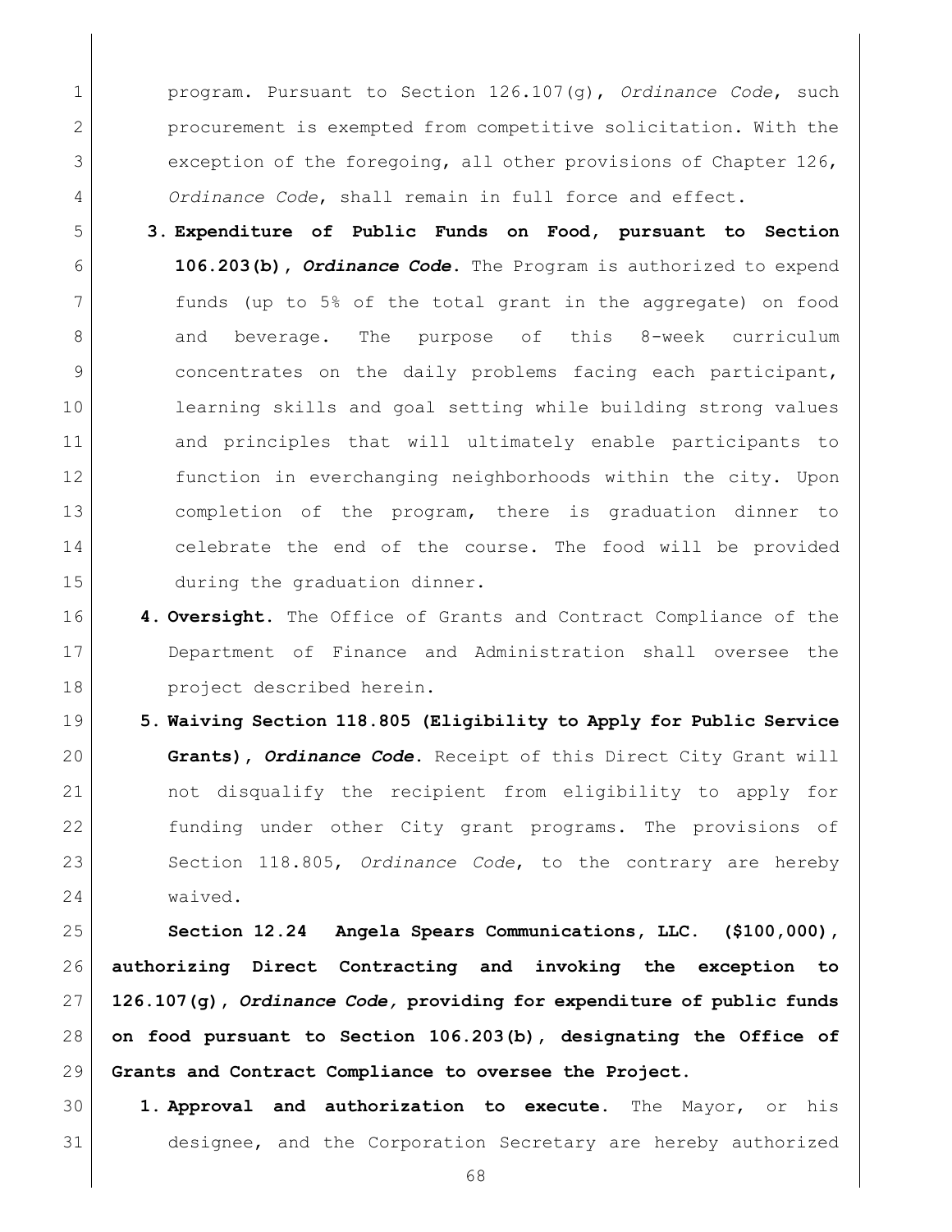program. Pursuant to Section 126.107(g), *Ordinance Code*, such procurement is exempted from competitive solicitation. With the exception of the foregoing, all other provisions of Chapter 126, *Ordinance Code*, shall remain in full force and effect.

3. **Expenditure of Public Funds on Food, pursuant to Section 106.203(b),** ***Ordinance Code*****.** The Program is authorized to expend funds (up to 5% of the total grant in the aggregate) on food and beverage. The purpose of this 8-week curriculum concentrates on the daily problems facing each participant, learning skills and goal setting while building strong values and principles that will ultimately enable participants to function in everchanging neighborhoods within the city. Upon completion of the program, there is graduation dinner to celebrate the end of the course. The food will be provided during the graduation dinner.
4. **Oversight.** The Office of Grants and Contract Compliance of the Department of Finance and Administration shall oversee the project described herein.
5. **Waiving Section 118.805 (Eligibility to Apply for Public Service Grants),** ***Ordinance Code*****.** Receipt of this Direct City Grant will not disqualify the recipient from eligibility to apply for funding under other City grant programs. The provisions of Section 118.805, *Ordinance Code*, to the contrary are hereby waived.

**Section 12.24 Angela Spears Communications, LLC. ($100,000), authorizing Direct Contracting and invoking the exception to 126.107(g),** ***Ordinance Code,*** **providing for expenditure of public funds on food pursuant to Section 106.203(b), designating the Office of Grants and Contract Compliance to oversee the Project.**

1. **Approval and authorization to execute.** The Mayor, or his designee, and the Corporation Secretary are hereby authorized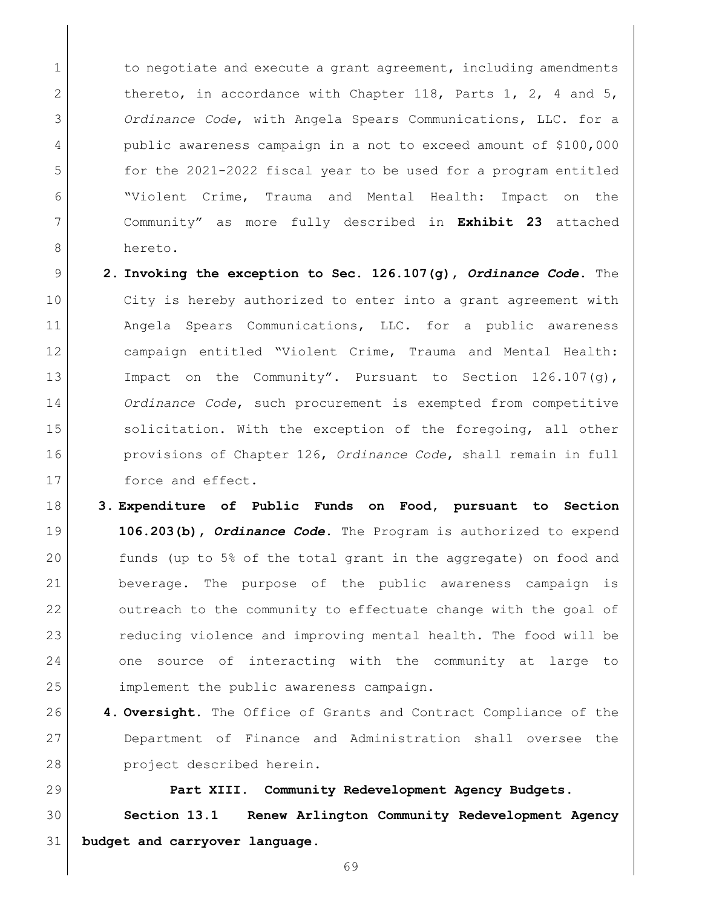to negotiate and execute a grant agreement, including amendments thereto, in accordance with Chapter 118, Parts 1, 2, 4 and 5, *Ordinance Code*, with Angela Spears Communications, LLC. for a public awareness campaign in a not to exceed amount of $100,000 for the 2021-2022 fiscal year to be used for a program entitled "Violent Crime, Trauma and Mental Health: Impact on the Community" as more fully described in **Exhibit 23** attached hereto.

2. **Invoking the exception to Sec. 126.107(g), *Ordinance Code*.** The City is hereby authorized to enter into a grant agreement with Angela Spears Communications, LLC. for a public awareness campaign entitled "Violent Crime, Trauma and Mental Health: Impact on the Community". Pursuant to Section 126.107(g), *Ordinance Code*, such procurement is exempted from competitive solicitation. With the exception of the foregoing, all other provisions of Chapter 126, *Ordinance Code*, shall remain in full force and effect.

3. **Expenditure of Public Funds on Food, pursuant to Section 106.203(b), *Ordinance Code*.** The Program is authorized to expend funds (up to 5% of the total grant in the aggregate) on food and beverage. The purpose of the public awareness campaign is outreach to the community to effectuate change with the goal of reducing violence and improving mental health. The food will be one source of interacting with the community at large to implement the public awareness campaign.

4. **Oversight.** The Office of Grants and Contract Compliance of the Department of Finance and Administration shall oversee the project described herein.

**Part XIII. Community Redevelopment Agency Budgets.**

**Section 13.1 Renew Arlington Community Redevelopment Agency budget and carryover language.**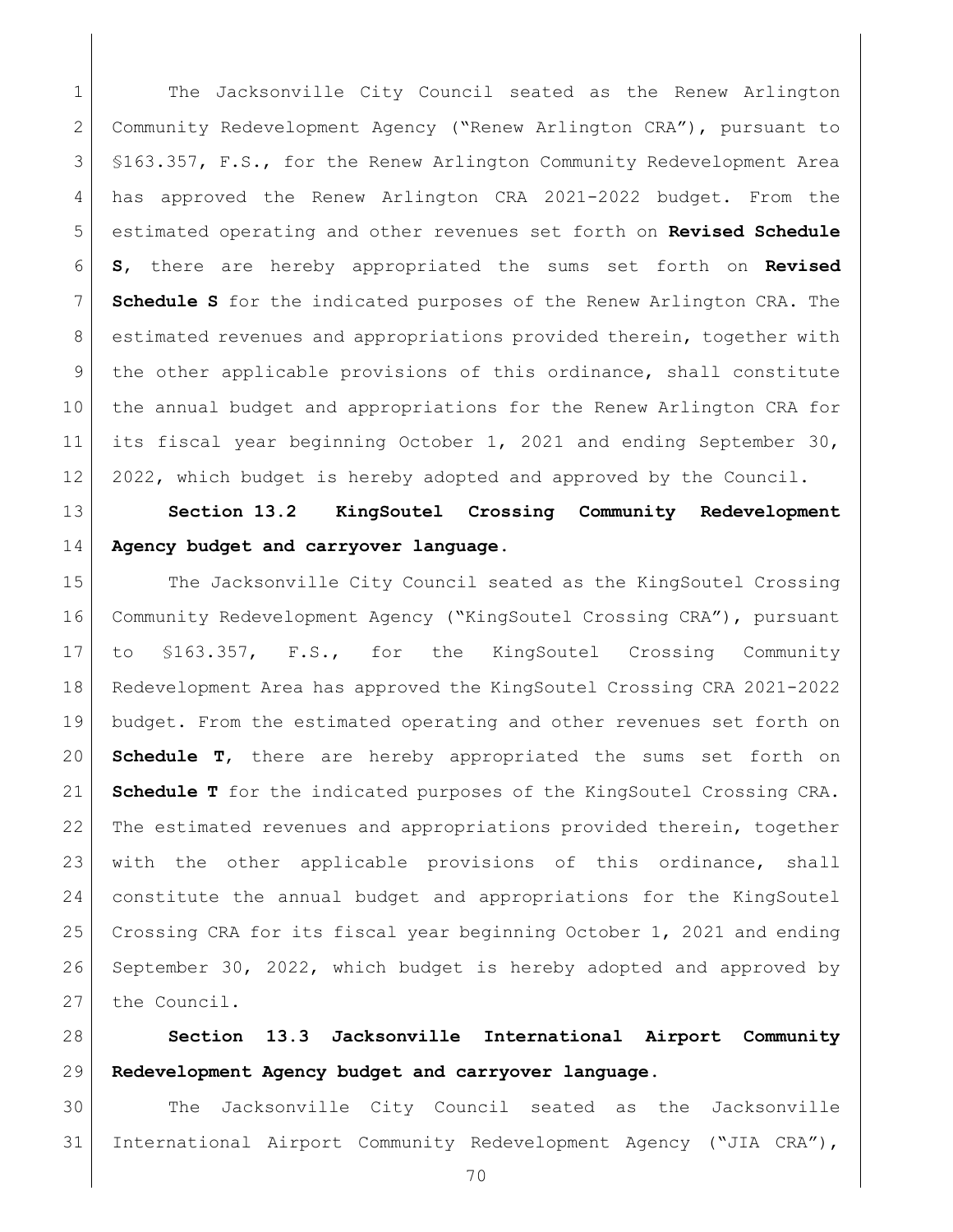The Jacksonville City Council seated as the Renew Arlington Community Redevelopment Agency ("Renew Arlington CRA"), pursuant to §163.357, F.S., for the Renew Arlington Community Redevelopment Area has approved the Renew Arlington CRA 2021-2022 budget. From the estimated operating and other revenues set forth on **Revised Schedule S**, there are hereby appropriated the sums set forth on **Revised Schedule S** for the indicated purposes of the Renew Arlington CRA. The estimated revenues and appropriations provided therein, together with the other applicable provisions of this ordinance, shall constitute the annual budget and appropriations for the Renew Arlington CRA for its fiscal year beginning October 1, 2021 and ending September 30, 2022, which budget is hereby adopted and approved by the Council.

**Section 13.2 KingSoutel Crossing Community Redevelopment Agency budget and carryover language.**

The Jacksonville City Council seated as the KingSoutel Crossing Community Redevelopment Agency ("KingSoutel Crossing CRA"), pursuant to §163.357, F.S., for the KingSoutel Crossing Community Redevelopment Area has approved the KingSoutel Crossing CRA 2021-2022 budget. From the estimated operating and other revenues set forth on **Schedule T**, there are hereby appropriated the sums set forth on **Schedule T** for the indicated purposes of the KingSoutel Crossing CRA. The estimated revenues and appropriations provided therein, together with the other applicable provisions of this ordinance, shall constitute the annual budget and appropriations for the KingSoutel Crossing CRA for its fiscal year beginning October 1, 2021 and ending September 30, 2022, which budget is hereby adopted and approved by the Council.

**Section 13.3 Jacksonville International Airport Community Redevelopment Agency budget and carryover language.**

The Jacksonville City Council seated as the Jacksonville International Airport Community Redevelopment Agency ("JIA CRA"),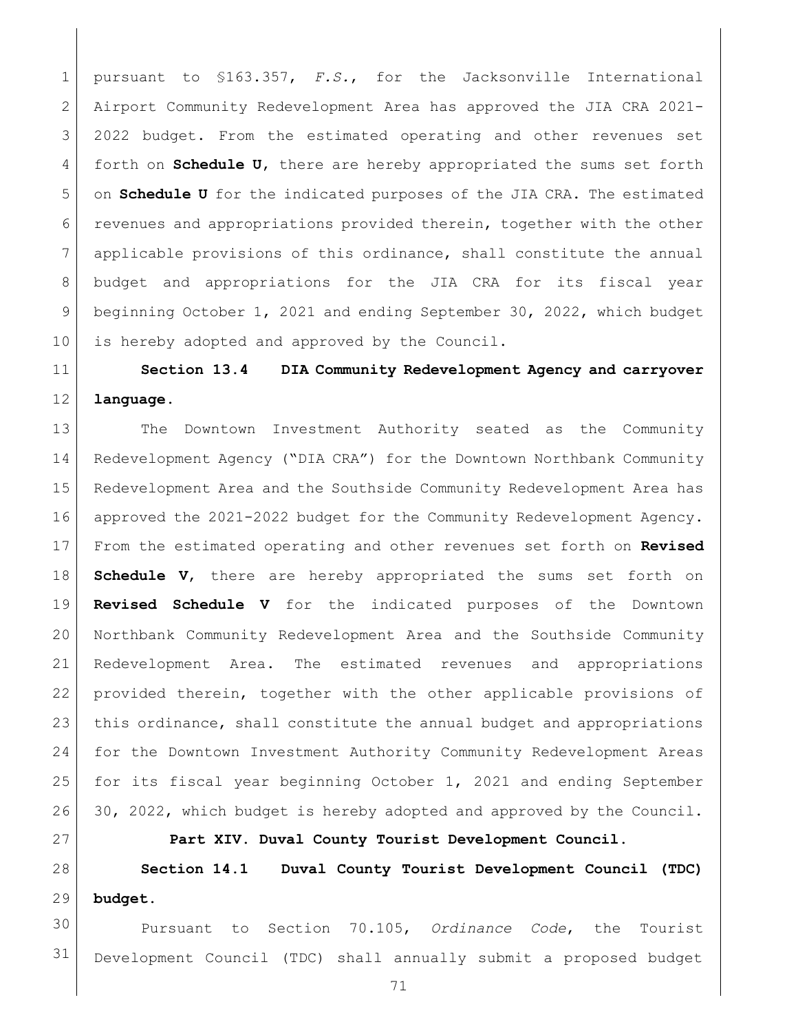pursuant to §163.357, *F.S.*, for the Jacksonville International Airport Community Redevelopment Area has approved the JIA CRA 2021-2022 budget. From the estimated operating and other revenues set forth on **Schedule U**, there are hereby appropriated the sums set forth on **Schedule U** for the indicated purposes of the JIA CRA. The estimated revenues and appropriations provided therein, together with the other applicable provisions of this ordinance, shall constitute the annual budget and appropriations for the JIA CRA for its fiscal year beginning October 1, 2021 and ending September 30, 2022, which budget is hereby adopted and approved by the Council.

**Section 13.4 DIA Community Redevelopment Agency and carryover language.**

The Downtown Investment Authority seated as the Community Redevelopment Agency ("DIA CRA") for the Downtown Northbank Community Redevelopment Area and the Southside Community Redevelopment Area has approved the 2021-2022 budget for the Community Redevelopment Agency. From the estimated operating and other revenues set forth on **Revised Schedule V**, there are hereby appropriated the sums set forth on **Revised Schedule V** for the indicated purposes of the Downtown Northbank Community Redevelopment Area and the Southside Community Redevelopment Area. The estimated revenues and appropriations provided therein, together with the other applicable provisions of this ordinance, shall constitute the annual budget and appropriations for the Downtown Investment Authority Community Redevelopment Areas for its fiscal year beginning October 1, 2021 and ending September 30, 2022, which budget is hereby adopted and approved by the Council.

**Part XIV. Duval County Tourist Development Council.**

**Section 14.1 Duval County Tourist Development Council (TDC) budget.**

Pursuant to Section 70.105, *Ordinance Code*, the Tourist Development Council (TDC) shall annually submit a proposed budget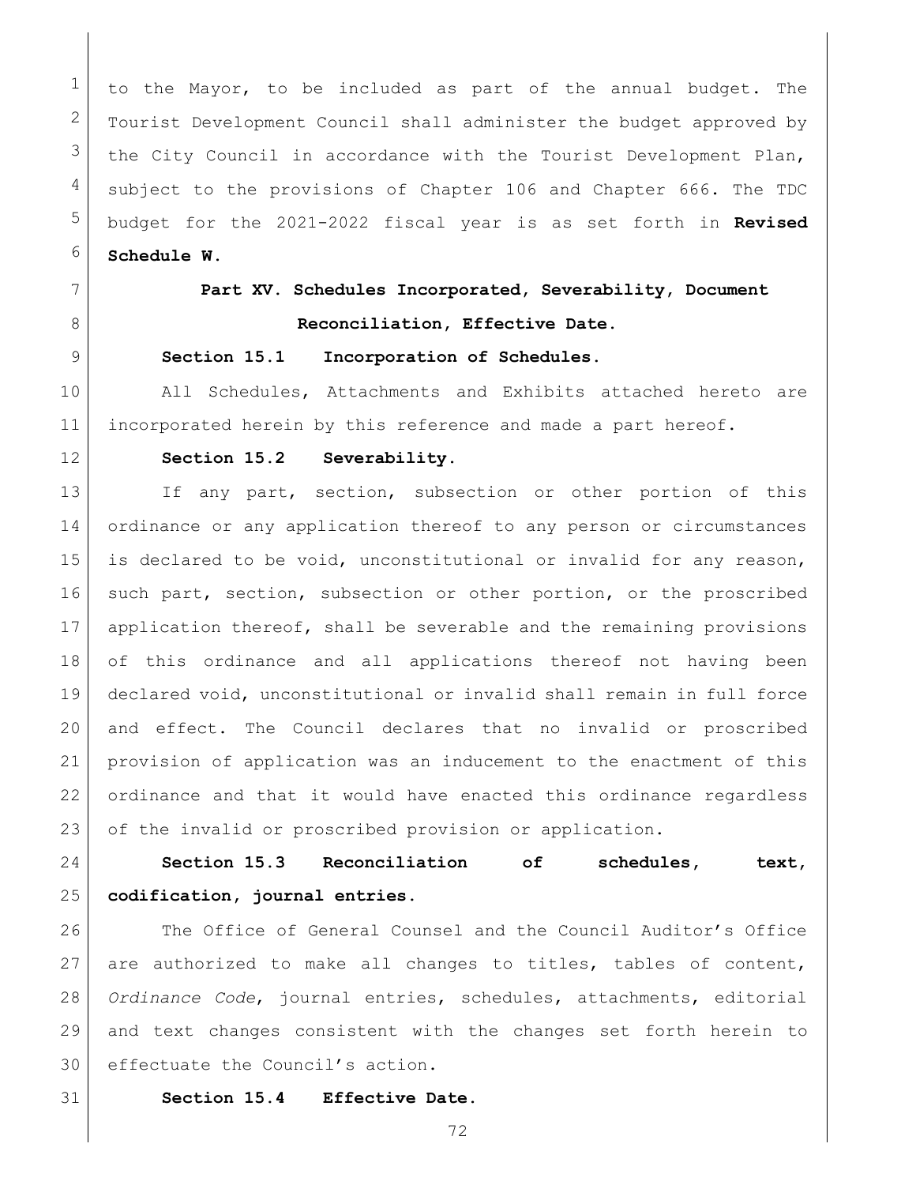to the Mayor, to be included as part of the annual budget. The Tourist Development Council shall administer the budget approved by the City Council in accordance with the Tourist Development Plan, subject to the provisions of Chapter 106 and Chapter 666. The TDC budget for the 2021-2022 fiscal year is as set forth in **Revised Schedule W**.

## Part XV. Schedules Incorporated, Severability, Document Reconciliation, Effective Date.

**Section 15.1 Incorporation of Schedules.**

All Schedules, Attachments and Exhibits attached hereto are incorporated herein by this reference and made a part hereof.

**Section 15.2 Severability.**

If any part, section, subsection or other portion of this ordinance or any application thereof to any person or circumstances is declared to be void, unconstitutional or invalid for any reason, such part, section, subsection or other portion, or the proscribed application thereof, shall be severable and the remaining provisions of this ordinance and all applications thereof not having been declared void, unconstitutional or invalid shall remain in full force and effect. The Council declares that no invalid or proscribed provision of application was an inducement to the enactment of this ordinance and that it would have enacted this ordinance regardless of the invalid or proscribed provision or application.

**Section 15.3 Reconciliation of schedules, text, codification, journal entries.**

The Office of General Counsel and the Council Auditor's Office are authorized to make all changes to titles, tables of content, *Ordinance Code*, journal entries, schedules, attachments, editorial and text changes consistent with the changes set forth herein to effectuate the Council's action.

**Section 15.4 Effective Date.**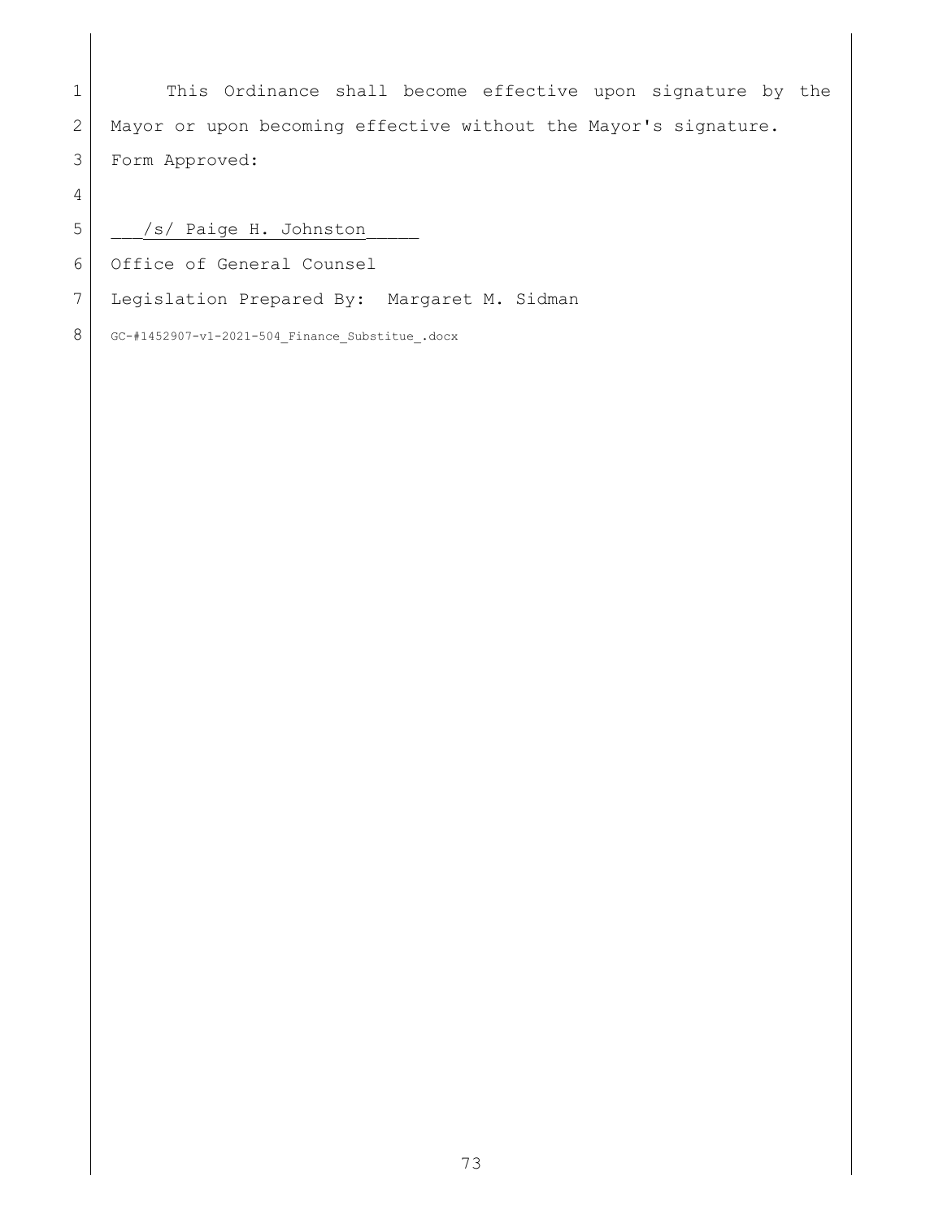This Ordinance shall become effective upon signature by the Mayor or upon becoming effective without the Mayor's signature.

Form Approved:

___/s/ Paige H. Johnston_____

Office of General Counsel

Legislation Prepared By: Margaret M. Sidman

GC-#1452907-v1-2021-504_Finance_Substitue_.docx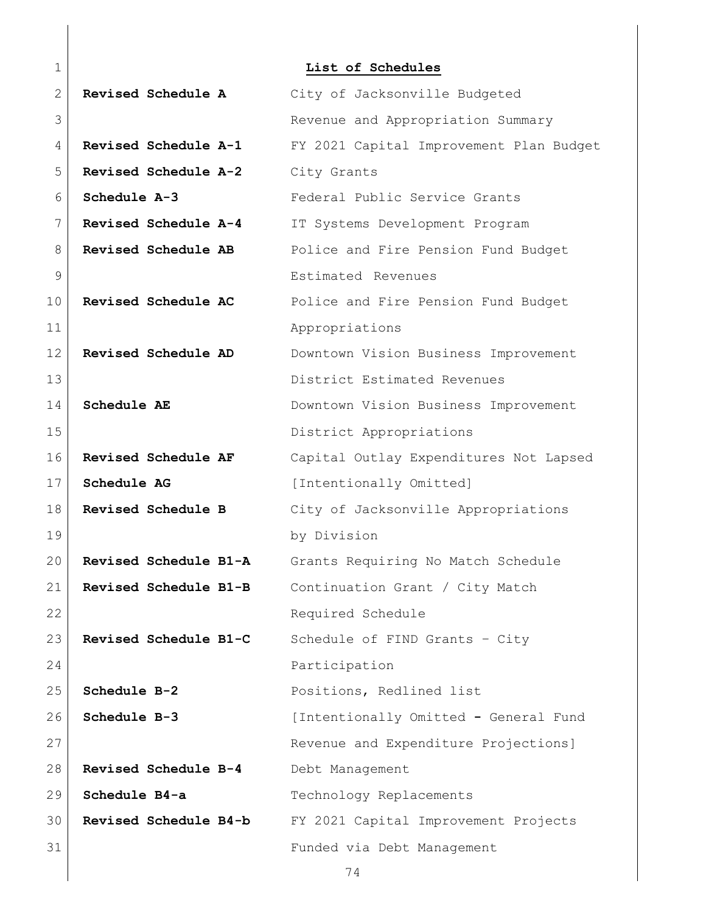## List of Schedules

| | |
|---|---|
| **Revised Schedule A** | City of Jacksonville Budgeted Revenue and Appropriation Summary |
| **Revised Schedule A-1** | FY 2021 Capital Improvement Plan Budget |
| **Revised Schedule A-2** | City Grants |
| **Schedule A-3** | Federal Public Service Grants |
| **Revised Schedule A-4** | IT Systems Development Program |
| **Revised Schedule AB** | Police and Fire Pension Fund Budget Estimated Revenues |
| **Revised Schedule AC** | Police and Fire Pension Fund Budget Appropriations |
| **Revised Schedule AD** | Downtown Vision Business Improvement District Estimated Revenues |
| **Schedule AE** | Downtown Vision Business Improvement District Appropriations |
| **Revised Schedule AF** | Capital Outlay Expenditures Not Lapsed |
| **Schedule AG** | [Intentionally Omitted] |
| **Revised Schedule B** | City of Jacksonville Appropriations by Division |
| **Revised Schedule B1-A** | Grants Requiring No Match Schedule |
| **Revised Schedule B1-B** | Continuation Grant / City Match Required Schedule |
| **Revised Schedule B1-C** | Schedule of FIND Grants – City Participation |
| **Schedule B-2** | Positions, Redlined list |
| **Schedule B-3** | [Intentionally Omitted - General Fund Revenue and Expenditure Projections] |
| **Revised Schedule B-4** | Debt Management |
| **Schedule B4-a** | Technology Replacements |
| **Revised Schedule B4-b** | FY 2021 Capital Improvement Projects Funded via Debt Management |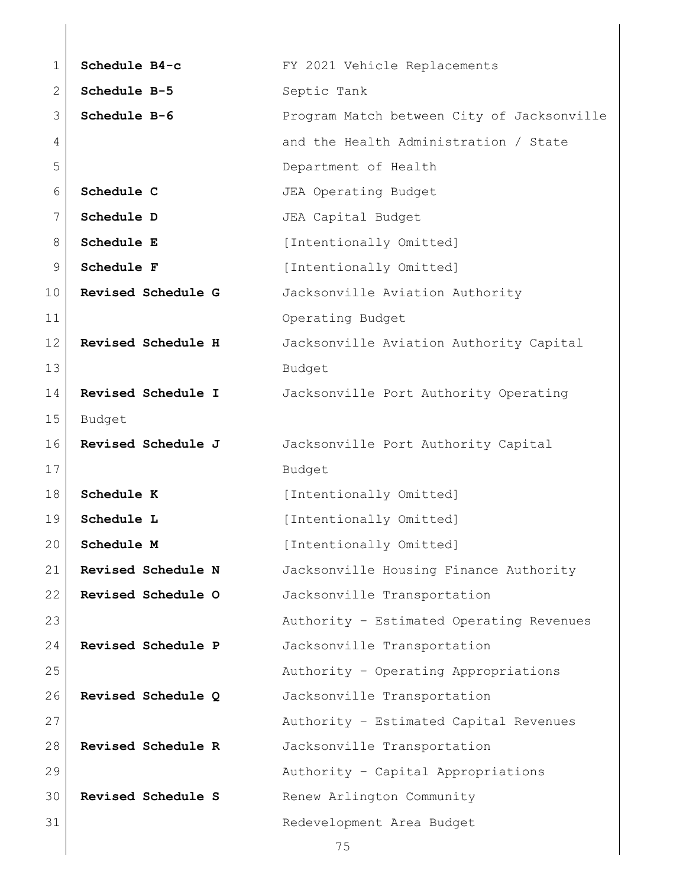**Schedule B4-c** FY 2021 Vehicle Replacements

**Schedule B-5** Septic Tank

**Schedule B-6** Program Match between City of Jacksonville and the Health Administration / State Department of Health

**Schedule C** JEA Operating Budget

**Schedule D** JEA Capital Budget

**Schedule E** [Intentionally Omitted]

**Schedule F** [Intentionally Omitted]

**Revised Schedule G** Jacksonville Aviation Authority Operating Budget

**Revised Schedule H** Jacksonville Aviation Authority Capital Budget

**Revised Schedule I** Jacksonville Port Authority Operating Budget

**Revised Schedule J** Jacksonville Port Authority Capital Budget

**Schedule K** [Intentionally Omitted]

**Schedule L** [Intentionally Omitted]

**Schedule M** [Intentionally Omitted]

**Revised Schedule N** Jacksonville Housing Finance Authority

**Revised Schedule O** Jacksonville Transportation Authority – Estimated Operating Revenues

**Revised Schedule P** Jacksonville Transportation Authority – Operating Appropriations

**Revised Schedule Q** Jacksonville Transportation Authority – Estimated Capital Revenues

**Revised Schedule R** Jacksonville Transportation Authority – Capital Appropriations

**Revised Schedule S** Renew Arlington Community Redevelopment Area Budget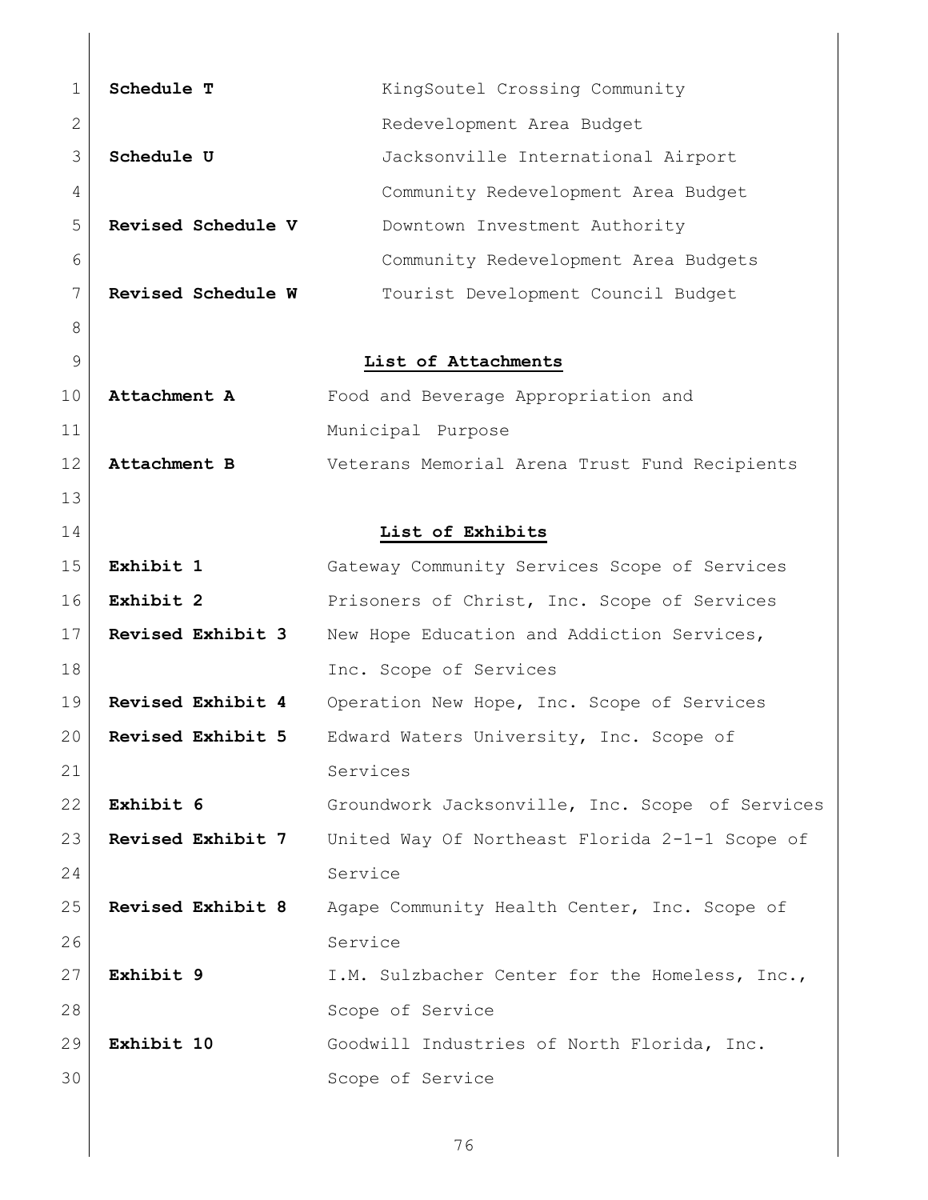| | |
|---|---|
| **Schedule T** | KingSoutel Crossing Community Redevelopment Area Budget |
| **Schedule U** | Jacksonville International Airport Community Redevelopment Area Budget |
| **Revised Schedule V** | Downtown Investment Authority Community Redevelopment Area Budgets |
| **Revised Schedule W** | Tourist Development Council Budget |

**List of Attachments**

| | |
|---|---|
| **Attachment A** | Food and Beverage Appropriation and Municipal Purpose |
| **Attachment B** | Veterans Memorial Arena Trust Fund Recipients |

**List of Exhibits**

| | |
|---|---|
| **Exhibit 1** | Gateway Community Services Scope of Services |
| **Exhibit 2** | Prisoners of Christ, Inc. Scope of Services |
| **Revised Exhibit 3** | New Hope Education and Addiction Services, Inc. Scope of Services |
| **Revised Exhibit 4** | Operation New Hope, Inc. Scope of Services |
| **Revised Exhibit 5** | Edward Waters University, Inc. Scope of Services |
| **Exhibit 6** | Groundwork Jacksonville, Inc. Scope of Services |
| **Revised Exhibit 7** | United Way Of Northeast Florida 2-1-1 Scope of Service |
| **Revised Exhibit 8** | Agape Community Health Center, Inc. Scope of Service |
| **Exhibit 9** | I.M. Sulzbacher Center for the Homeless, Inc., Scope of Service |
| **Exhibit 10** | Goodwill Industries of North Florida, Inc. Scope of Service |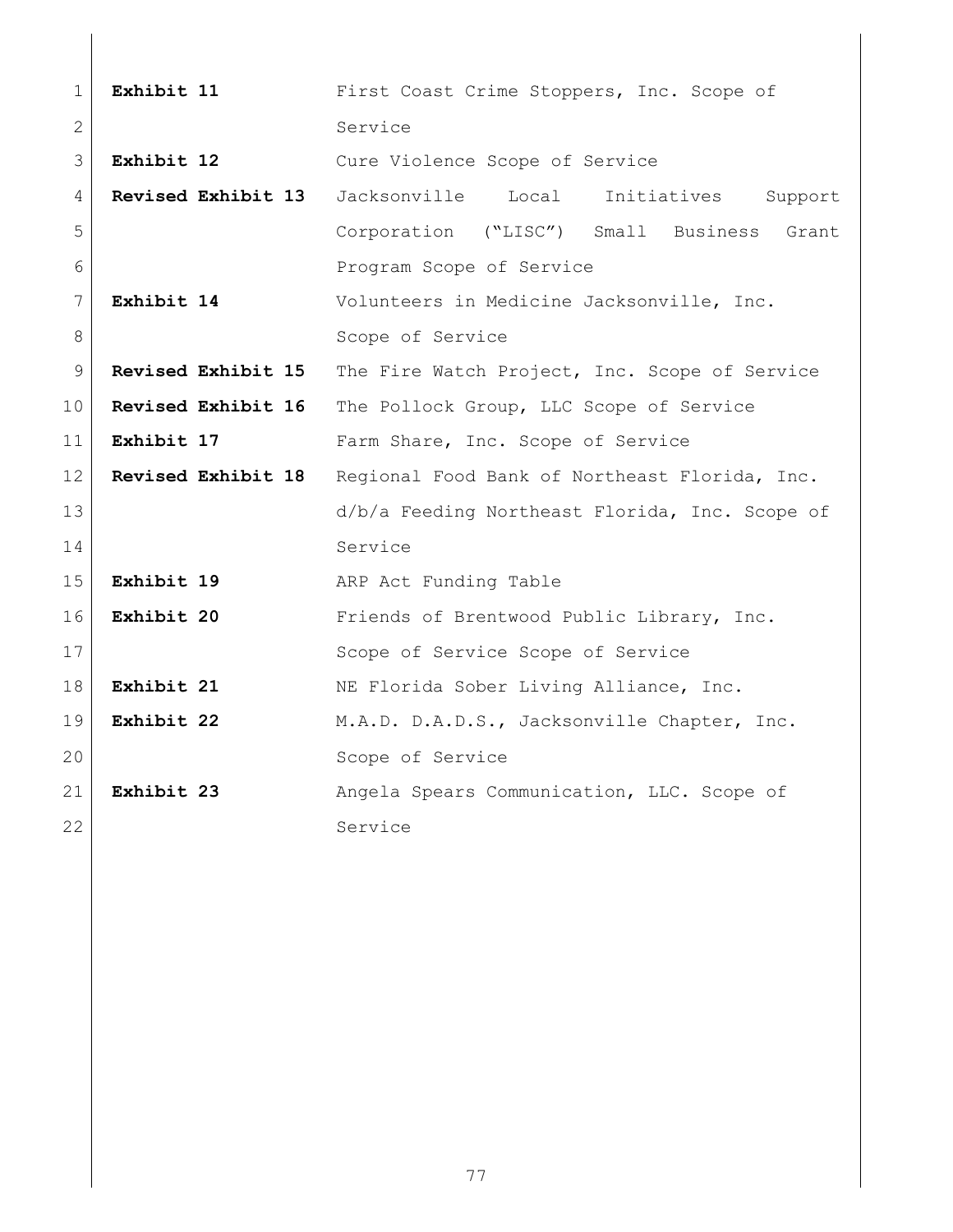| | |
|---|---|
| **Exhibit 11** | First Coast Crime Stoppers, Inc. Scope of Service |
| **Exhibit 12** | Cure Violence Scope of Service |
| **Revised Exhibit 13** | Jacksonville Local Initiatives Support Corporation ("LISC") Small Business Grant Program Scope of Service |
| **Exhibit 14** | Volunteers in Medicine Jacksonville, Inc. Scope of Service |
| **Revised Exhibit 15** | The Fire Watch Project, Inc. Scope of Service |
| **Revised Exhibit 16** | The Pollock Group, LLC Scope of Service |
| **Exhibit 17** | Farm Share, Inc. Scope of Service |
| **Revised Exhibit 18** | Regional Food Bank of Northeast Florida, Inc. d/b/a Feeding Northeast Florida, Inc. Scope of Service |
| **Exhibit 19** | ARP Act Funding Table |
| **Exhibit 20** | Friends of Brentwood Public Library, Inc. Scope of Service Scope of Service |
| **Exhibit 21** | NE Florida Sober Living Alliance, Inc. |
| **Exhibit 22** | M.A.D. D.A.D.S., Jacksonville Chapter, Inc. Scope of Service |
| **Exhibit 23** | Angela Spears Communication, LLC. Scope of Service |